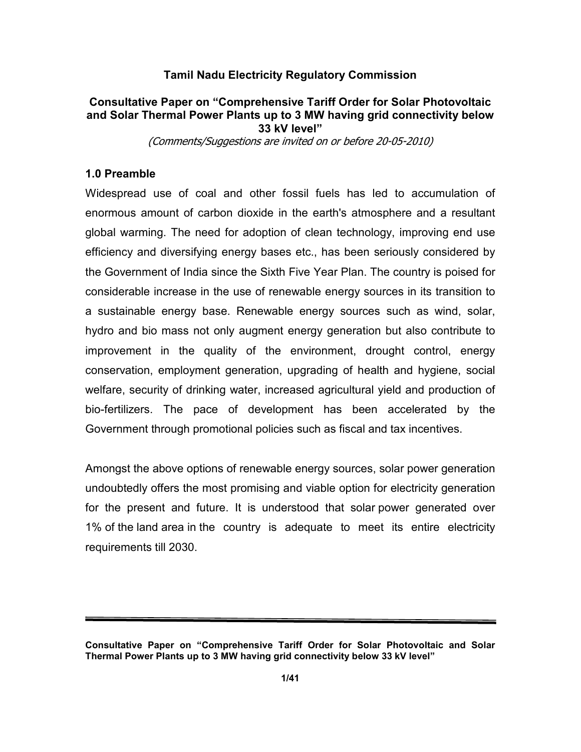**Tamil Nadu Electricity Regulatory Commission**

**Consultative Paper on “Comprehensive Tariff Order for Solar Photovoltaic and Solar Thermal Power Plants up to 3 MW having grid connectivity below 33 kV level”**

*(Comments/Suggestions are invited on or before 20-05-2010)*

## 1.0 Preamble

Widespread use of coal and other fossil fuels has led to accumulation of enormous amount of carbon dioxide in the earth's atmosphere and a resultant global warming. The need for adoption of clean technology, improving end use efficiency and diversifying energy bases etc., has been seriously considered by the Government of India since the Sixth Five Year Plan. The country is poised for considerable increase in the use of renewable energy sources in its transition to a sustainable energy base. Renewable energy sources such as wind, solar, hydro and bio mass not only augment energy generation but also contribute to improvement in the quality of the environment, drought control, energy conservation, employment generation, upgrading of health and hygiene, social welfare, security of drinking water, increased agricultural yield and production of bio-fertilizers. The pace of development has been accelerated by the Government through promotional policies such as fiscal and tax incentives.

Amongst the above options of renewable energy sources, solar power generation undoubtedly offers the most promising and viable option for electricity generation for the present and future. It is understood that solar power generated over 1% of the land area in the country is adequate to meet its entire electricity requirements till 2030.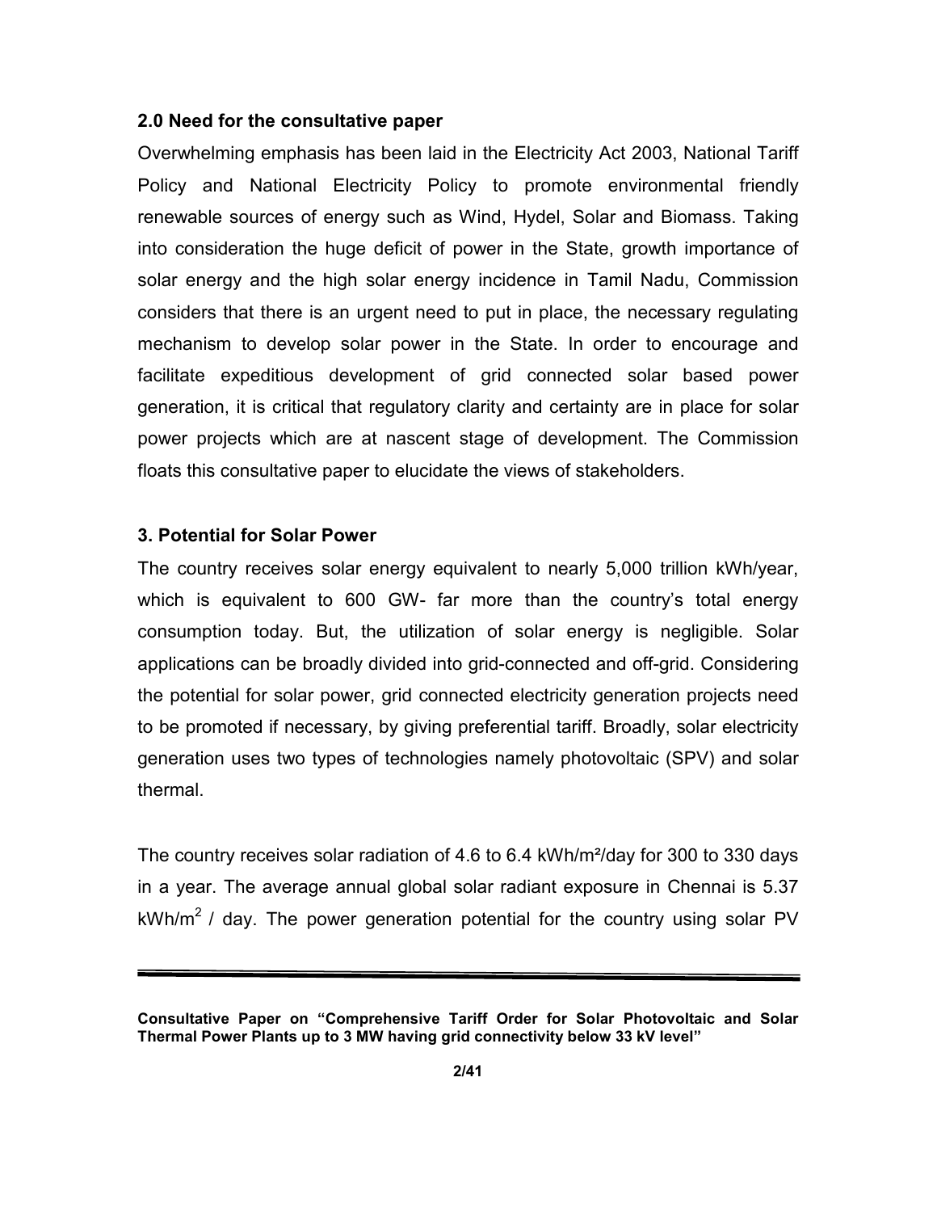## 2.0 Need for the consultative paper

Overwhelming emphasis has been laid in the Electricity Act 2003, National Tariff Policy and National Electricity Policy to promote environmental friendly renewable sources of energy such as Wind, Hydel, Solar and Biomass. Taking into consideration the huge deficit of power in the State, growth importance of solar energy and the high solar energy incidence in Tamil Nadu, Commission considers that there is an urgent need to put in place, the necessary regulating mechanism to develop solar power in the State. In order to encourage and facilitate expeditious development of grid connected solar based power generation, it is critical that regulatory clarity and certainty are in place for solar power projects which are at nascent stage of development. The Commission floats this consultative paper to elucidate the views of stakeholders.

## 3. Potential for Solar Power

The country receives solar energy equivalent to nearly 5,000 trillion kWh/year, which is equivalent to 600 GW- far more than the country's total energy consumption today. But, the utilization of solar energy is negligible. Solar applications can be broadly divided into grid-connected and off-grid. Considering the potential for solar power, grid connected electricity generation projects need to be promoted if necessary, by giving preferential tariff. Broadly, solar electricity generation uses two types of technologies namely photovoltaic (SPV) and solar thermal.

The country receives solar radiation of 4.6 to 6.4 kWh/m²/day for 300 to 330 days in a year. The average annual global solar radiant exposure in Chennai is 5.37 kWh/$m^2$ / day. The power generation potential for the country using solar PV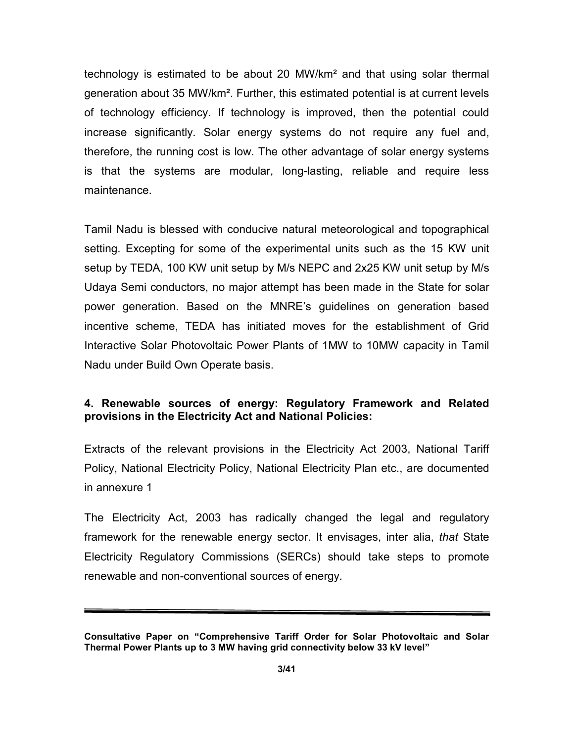technology is estimated to be about 20 MW/km² and that using solar thermal generation about 35 MW/km². Further, this estimated potential is at current levels of technology efficiency. If technology is improved, then the potential could increase significantly. Solar energy systems do not require any fuel and, therefore, the running cost is low. The other advantage of solar energy systems is that the systems are modular, long-lasting, reliable and require less maintenance.

Tamil Nadu is blessed with conducive natural meteorological and topographical setting. Excepting for some of the experimental units such as the 15 KW unit setup by TEDA, 100 KW unit setup by M/s NEPC and 2x25 KW unit setup by M/s Udaya Semi conductors, no major attempt has been made in the State for solar power generation. Based on the MNRE's guidelines on generation based incentive scheme, TEDA has initiated moves for the establishment of Grid Interactive Solar Photovoltaic Power Plants of 1MW to 10MW capacity in Tamil Nadu under Build Own Operate basis.

## 4. Renewable sources of energy: Regulatory Framework and Related provisions in the Electricity Act and National Policies:

Extracts of the relevant provisions in the Electricity Act 2003, National Tariff Policy, National Electricity Policy, National Electricity Plan etc., are documented in annexure 1

The Electricity Act, 2003 has radically changed the legal and regulatory framework for the renewable energy sector. It envisages, inter alia, *that* State Electricity Regulatory Commissions (SERCs) should take steps to promote renewable and non-conventional sources of energy.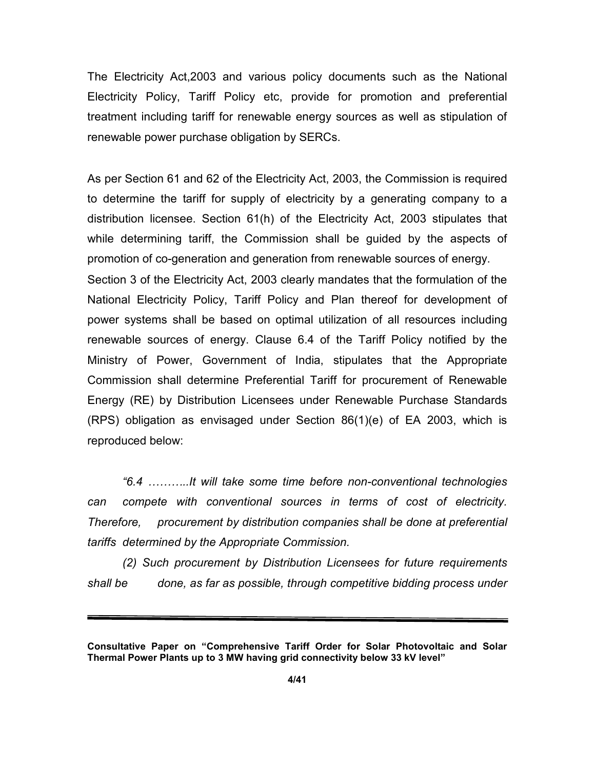The Electricity Act,2003 and various policy documents such as the National Electricity Policy, Tariff Policy etc, provide for promotion and preferential treatment including tariff for renewable energy sources as well as stipulation of renewable power purchase obligation by SERCs.

As per Section 61 and 62 of the Electricity Act, 2003, the Commission is required to determine the tariff for supply of electricity by a generating company to a distribution licensee. Section 61(h) of the Electricity Act, 2003 stipulates that while determining tariff, the Commission shall be guided by the aspects of promotion of co-generation and generation from renewable sources of energy.

Section 3 of the Electricity Act, 2003 clearly mandates that the formulation of the National Electricity Policy, Tariff Policy and Plan thereof for development of power systems shall be based on optimal utilization of all resources including renewable sources of energy. Clause 6.4 of the Tariff Policy notified by the Ministry of Power, Government of India, stipulates that the Appropriate Commission shall determine Preferential Tariff for procurement of Renewable Energy (RE) by Distribution Licensees under Renewable Purchase Standards (RPS) obligation as envisaged under Section 86(1)(e) of EA 2003, which is reproduced below:

> *"6.4 ………..It will take some time before non-conventional technologies can compete with conventional sources in terms of cost of electricity. Therefore, procurement by distribution companies shall be done at preferential tariffs determined by the Appropriate Commission.*
>
> *(2) Such procurement by Distribution Licensees for future requirements shall be done, as far as possible, through competitive bidding process under*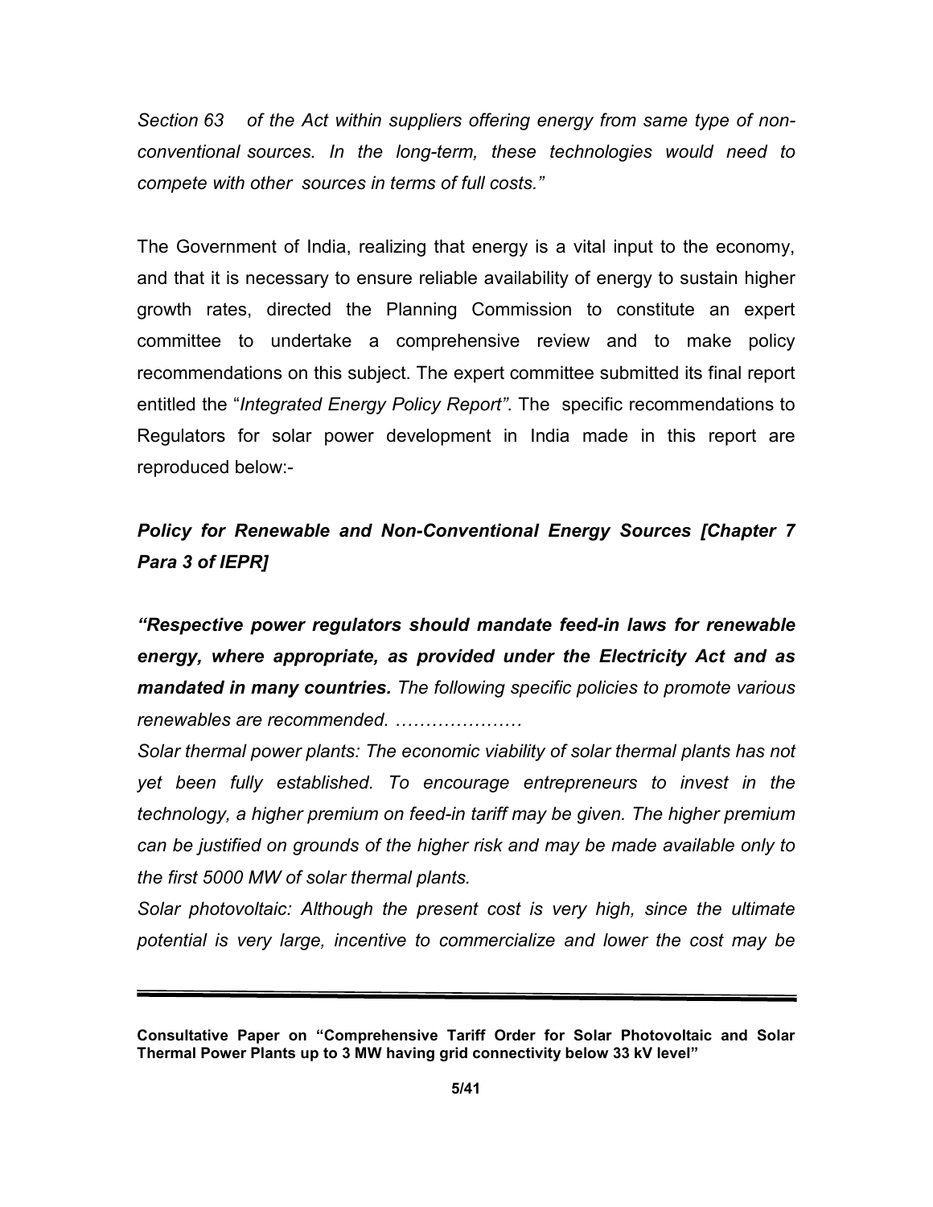*Section 63 of the Act within suppliers offering energy from same type of non-conventional sources. In the long-term, these technologies would need to compete with other sources in terms of full costs."*

The Government of India, realizing that energy is a vital input to the economy, and that it is necessary to ensure reliable availability of energy to sustain higher growth rates, directed the Planning Commission to constitute an expert committee to undertake a comprehensive review and to make policy recommendations on this subject. The expert committee submitted its final report entitled the "*Integrated Energy Policy Report"*. The specific recommendations to Regulators for solar power development in India made in this report are reproduced below:-

***Policy for Renewable and Non-Conventional Energy Sources [Chapter 7 Para 3 of IEPR]***

***"Respective power regulators should mandate feed-in laws for renewable energy, where appropriate, as provided under the Electricity Act and as mandated in many countries.*** *The following specific policies to promote various renewables are recommended. …………………*

*Solar thermal power plants: The economic viability of solar thermal plants has not yet been fully established. To encourage entrepreneurs to invest in the technology, a higher premium on feed-in tariff may be given. The higher premium can be justified on grounds of the higher risk and may be made available only to the first 5000 MW of solar thermal plants.*

*Solar photovoltaic: Although the present cost is very high, since the ultimate potential is very large, incentive to commercialize and lower the cost may be*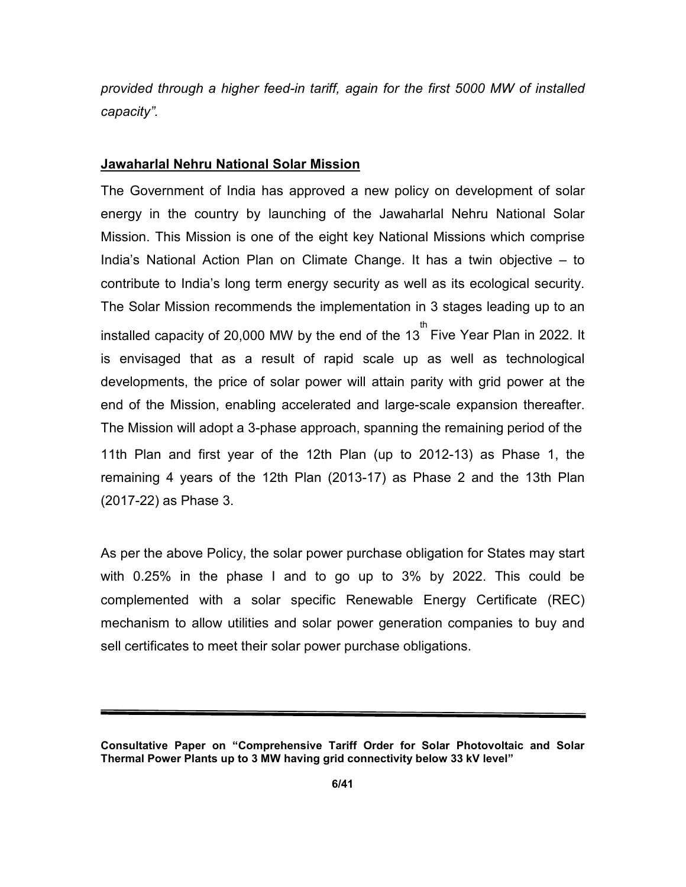*provided through a higher feed-in tariff, again for the first 5000 MW of installed capacity".*

## Jawaharlal Nehru National Solar Mission

The Government of India has approved a new policy on development of solar energy in the country by launching of the Jawaharlal Nehru National Solar Mission. This Mission is one of the eight key National Missions which comprise India's National Action Plan on Climate Change. It has a twin objective – to contribute to India's long term energy security as well as its ecological security. The Solar Mission recommends the implementation in 3 stages leading up to an installed capacity of 20,000 MW by the end of the 13th Five Year Plan in 2022. It is envisaged that as a result of rapid scale up as well as technological developments, the price of solar power will attain parity with grid power at the end of the Mission, enabling accelerated and large-scale expansion thereafter. The Mission will adopt a 3-phase approach, spanning the remaining period of the 11th Plan and first year of the 12th Plan (up to 2012-13) as Phase 1, the remaining 4 years of the 12th Plan (2013-17) as Phase 2 and the 13th Plan (2017-22) as Phase 3.

As per the above Policy, the solar power purchase obligation for States may start with 0.25% in the phase I and to go up to 3% by 2022. This could be complemented with a solar specific Renewable Energy Certificate (REC) mechanism to allow utilities and solar power generation companies to buy and sell certificates to meet their solar power purchase obligations.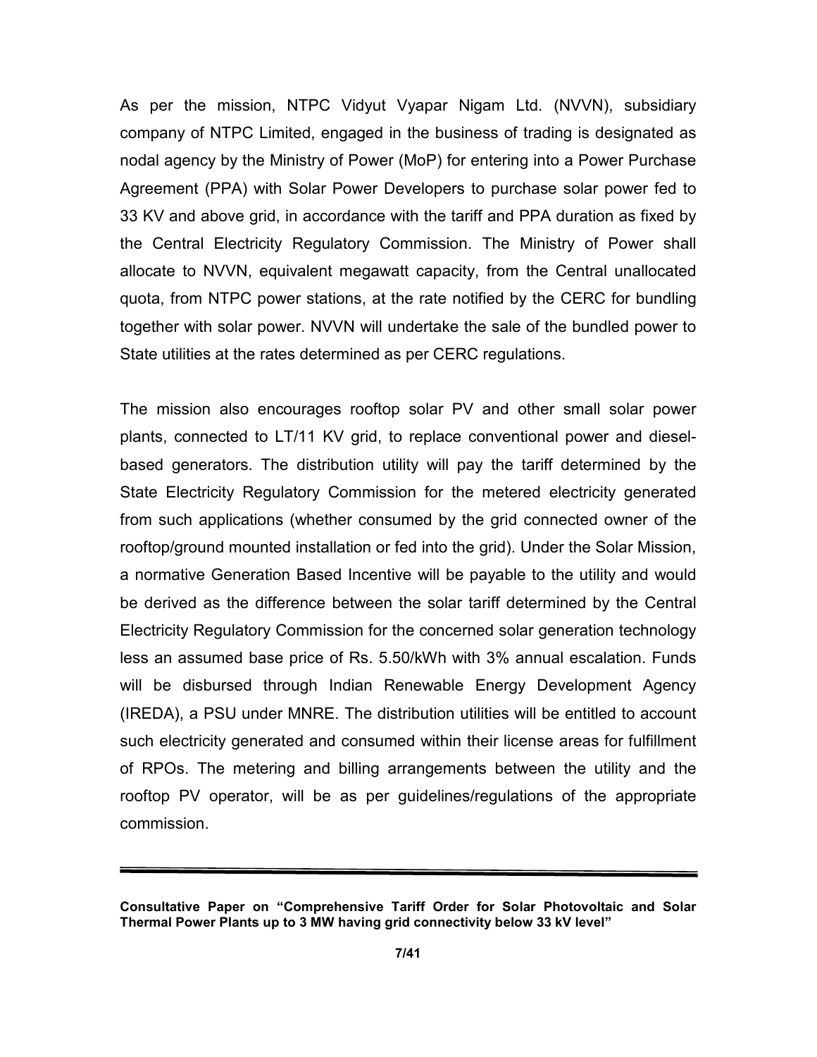As per the mission, NTPC Vidyut Vyapar Nigam Ltd. (NVVN), subsidiary company of NTPC Limited, engaged in the business of trading is designated as nodal agency by the Ministry of Power (MoP) for entering into a Power Purchase Agreement (PPA) with Solar Power Developers to purchase solar power fed to 33 KV and above grid, in accordance with the tariff and PPA duration as fixed by the Central Electricity Regulatory Commission. The Ministry of Power shall allocate to NVVN, equivalent megawatt capacity, from the Central unallocated quota, from NTPC power stations, at the rate notified by the CERC for bundling together with solar power. NVVN will undertake the sale of the bundled power to State utilities at the rates determined as per CERC regulations.

The mission also encourages rooftop solar PV and other small solar power plants, connected to LT/11 KV grid, to replace conventional power and diesel-based generators. The distribution utility will pay the tariff determined by the State Electricity Regulatory Commission for the metered electricity generated from such applications (whether consumed by the grid connected owner of the rooftop/ground mounted installation or fed into the grid). Under the Solar Mission, a normative Generation Based Incentive will be payable to the utility and would be derived as the difference between the solar tariff determined by the Central Electricity Regulatory Commission for the concerned solar generation technology less an assumed base price of Rs. 5.50/kWh with 3% annual escalation. Funds will be disbursed through Indian Renewable Energy Development Agency (IREDA), a PSU under MNRE. The distribution utilities will be entitled to account such electricity generated and consumed within their license areas for fulfillment of RPOs. The metering and billing arrangements between the utility and the rooftop PV operator, will be as per guidelines/regulations of the appropriate commission.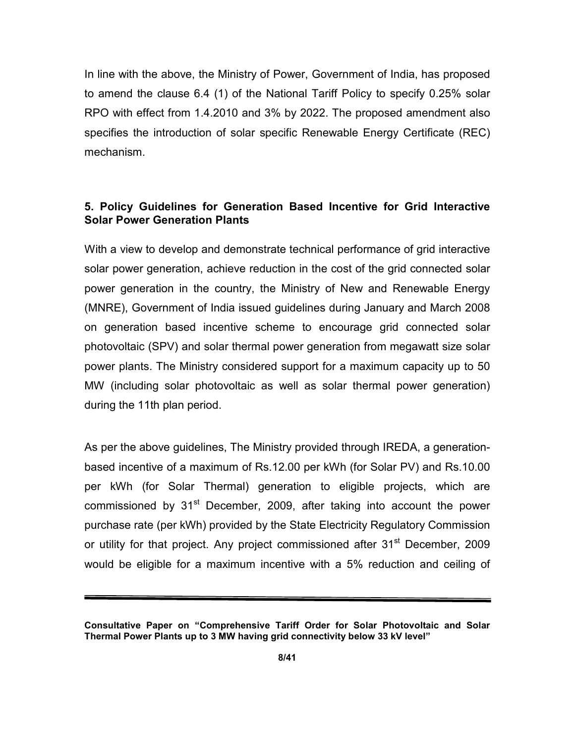In line with the above, the Ministry of Power, Government of India, has proposed to amend the clause 6.4 (1) of the National Tariff Policy to specify 0.25% solar RPO with effect from 1.4.2010 and 3% by 2022. The proposed amendment also specifies the introduction of solar specific Renewable Energy Certificate (REC) mechanism.

## 5. Policy Guidelines for Generation Based Incentive for Grid Interactive Solar Power Generation Plants

With a view to develop and demonstrate technical performance of grid interactive solar power generation, achieve reduction in the cost of the grid connected solar power generation in the country, the Ministry of New and Renewable Energy (MNRE), Government of India issued guidelines during January and March 2008 on generation based incentive scheme to encourage grid connected solar photovoltaic (SPV) and solar thermal power generation from megawatt size solar power plants. The Ministry considered support for a maximum capacity up to 50 MW (including solar photovoltaic as well as solar thermal power generation) during the 11th plan period.

As per the above guidelines, The Ministry provided through IREDA, a generation-based incentive of a maximum of Rs.12.00 per kWh (for Solar PV) and Rs.10.00 per kWh (for Solar Thermal) generation to eligible projects, which are commissioned by 31st December, 2009, after taking into account the power purchase rate (per kWh) provided by the State Electricity Regulatory Commission or utility for that project. Any project commissioned after 31st December, 2009 would be eligible for a maximum incentive with a 5% reduction and ceiling of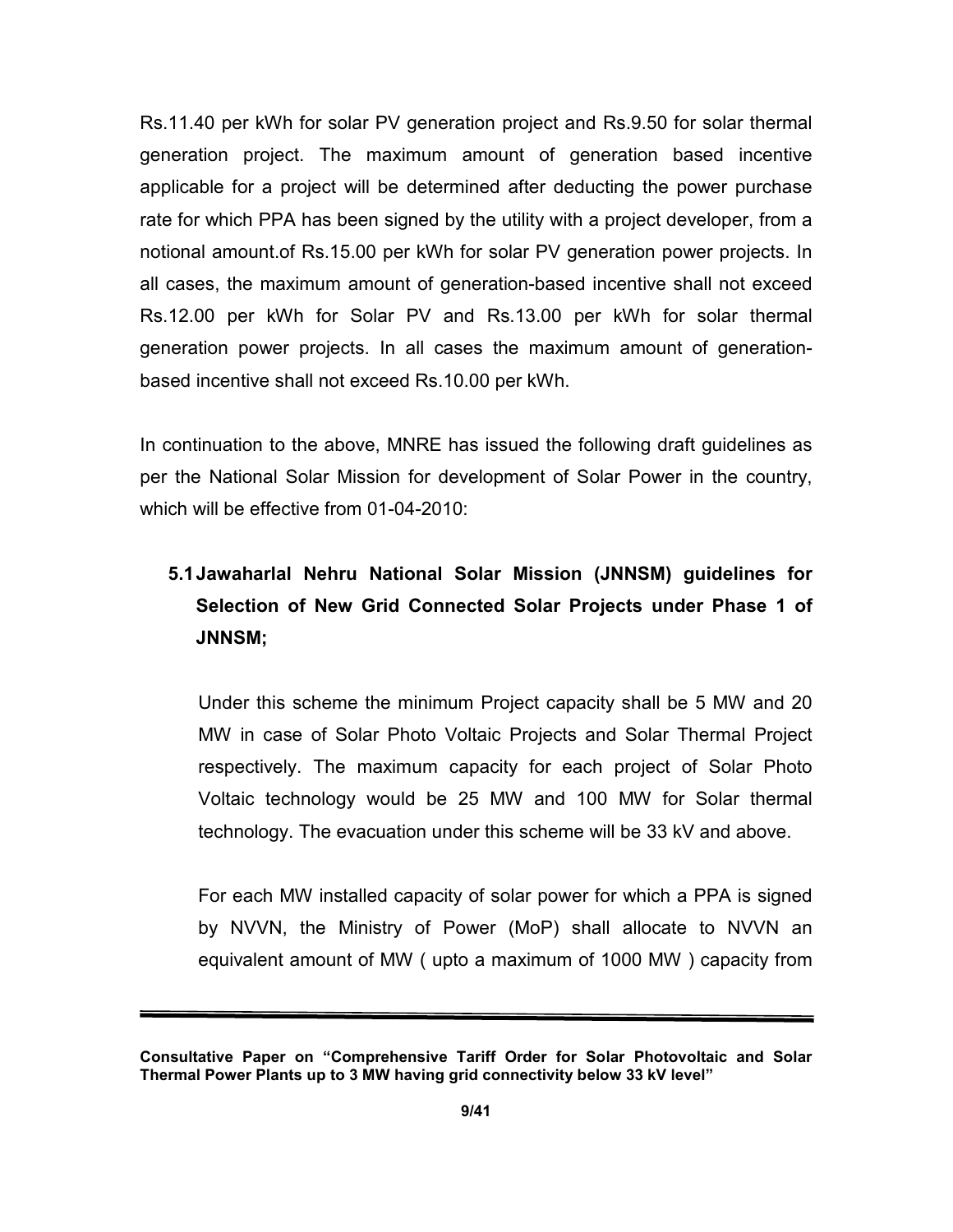Rs.11.40 per kWh for solar PV generation project and Rs.9.50 for solar thermal generation project. The maximum amount of generation based incentive applicable for a project will be determined after deducting the power purchase rate for which PPA has been signed by the utility with a project developer, from a notional amount.of Rs.15.00 per kWh for solar PV generation power projects. In all cases, the maximum amount of generation-based incentive shall not exceed Rs.12.00 per kWh for Solar PV and Rs.13.00 per kWh for solar thermal generation power projects. In all cases the maximum amount of generation-based incentive shall not exceed Rs.10.00 per kWh.

In continuation to the above, MNRE has issued the following draft guidelines as per the National Solar Mission for development of Solar Power in the country, which will be effective from 01-04-2010:

### 5.1 Jawaharlal Nehru National Solar Mission (JNNSM) guidelines for Selection of New Grid Connected Solar Projects under Phase 1 of JNNSM;

Under this scheme the minimum Project capacity shall be 5 MW and 20 MW in case of Solar Photo Voltaic Projects and Solar Thermal Project respectively. The maximum capacity for each project of Solar Photo Voltaic technology would be 25 MW and 100 MW for Solar thermal technology. The evacuation under this scheme will be 33 kV and above.

For each MW installed capacity of solar power for which a PPA is signed by NVVN, the Ministry of Power (MoP) shall allocate to NVVN an equivalent amount of MW ( upto a maximum of 1000 MW ) capacity from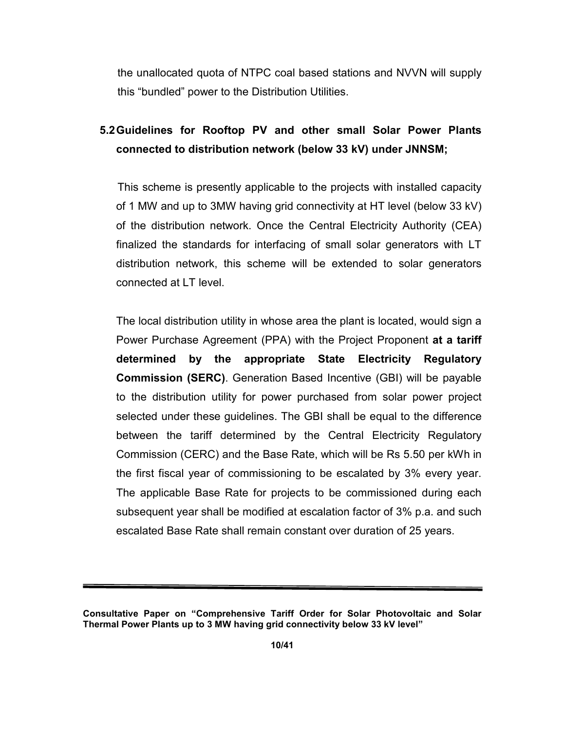the unallocated quota of NTPC coal based stations and NVVN will supply this "bundled" power to the Distribution Utilities.

## 5.2 Guidelines for Rooftop PV and other small Solar Power Plants connected to distribution network (below 33 kV) under JNNSM;

This scheme is presently applicable to the projects with installed capacity of 1 MW and up to 3MW having grid connectivity at HT level (below 33 kV) of the distribution network. Once the Central Electricity Authority (CEA) finalized the standards for interfacing of small solar generators with LT distribution network, this scheme will be extended to solar generators connected at LT level.

The local distribution utility in whose area the plant is located, would sign a Power Purchase Agreement (PPA) with the Project Proponent **at a tariff determined by the appropriate State Electricity Regulatory Commission (SERC)**. Generation Based Incentive (GBI) will be payable to the distribution utility for power purchased from solar power project selected under these guidelines. The GBI shall be equal to the difference between the tariff determined by the Central Electricity Regulatory Commission (CERC) and the Base Rate, which will be Rs 5.50 per kWh in the first fiscal year of commissioning to be escalated by 3% every year. The applicable Base Rate for projects to be commissioned during each subsequent year shall be modified at escalation factor of 3% p.a. and such escalated Base Rate shall remain constant over duration of 25 years.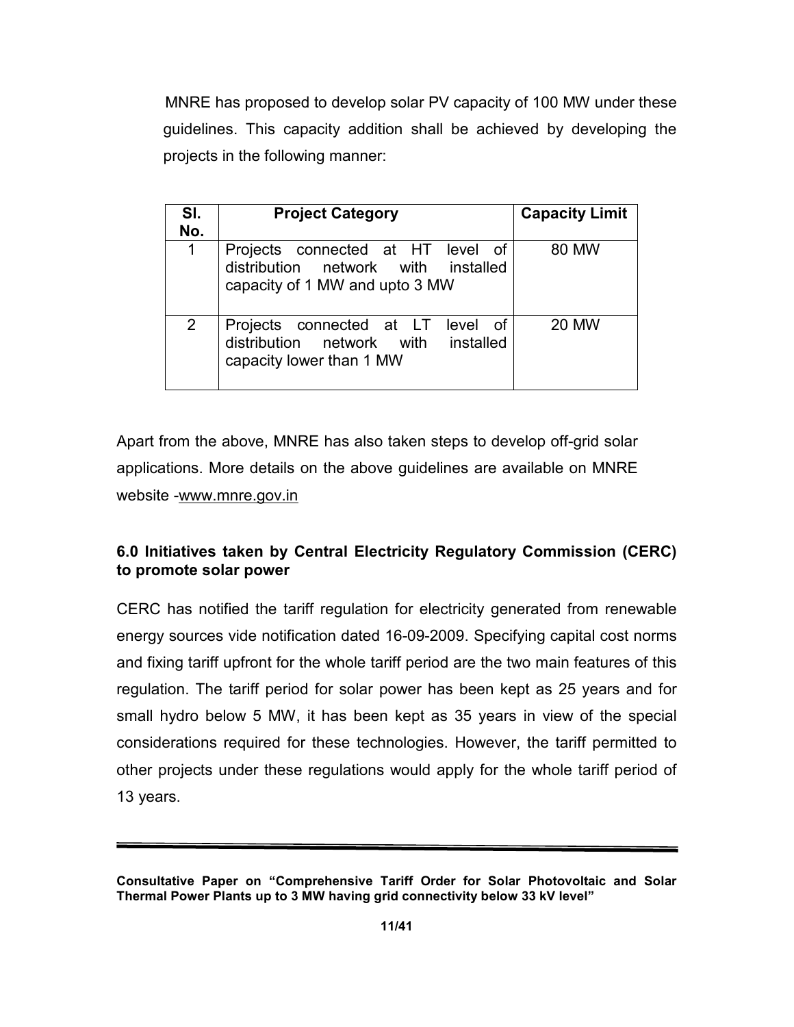MNRE has proposed to develop solar PV capacity of 100 MW under these guidelines. This capacity addition shall be achieved by developing the projects in the following manner:

| Sl. No. | Project Category | Capacity Limit |
|---|---|---|
| 1 | Projects connected at HT level of distribution network with installed capacity of 1 MW and upto 3 MW | 80 MW |
| 2 | Projects connected at LT level of distribution network with installed capacity lower than 1 MW | 20 MW |

Apart from the above, MNRE has also taken steps to develop off-grid solar applications. More details on the above guidelines are available on MNRE website -www.mnre.gov.in

**6.0 Initiatives taken by Central Electricity Regulatory Commission (CERC) to promote solar power**

CERC has notified the tariff regulation for electricity generated from renewable energy sources vide notification dated 16-09-2009. Specifying capital cost norms and fixing tariff upfront for the whole tariff period are the two main features of this regulation. The tariff period for solar power has been kept as 25 years and for small hydro below 5 MW, it has been kept as 35 years in view of the special considerations required for these technologies. However, the tariff permitted to other projects under these regulations would apply for the whole tariff period of 13 years.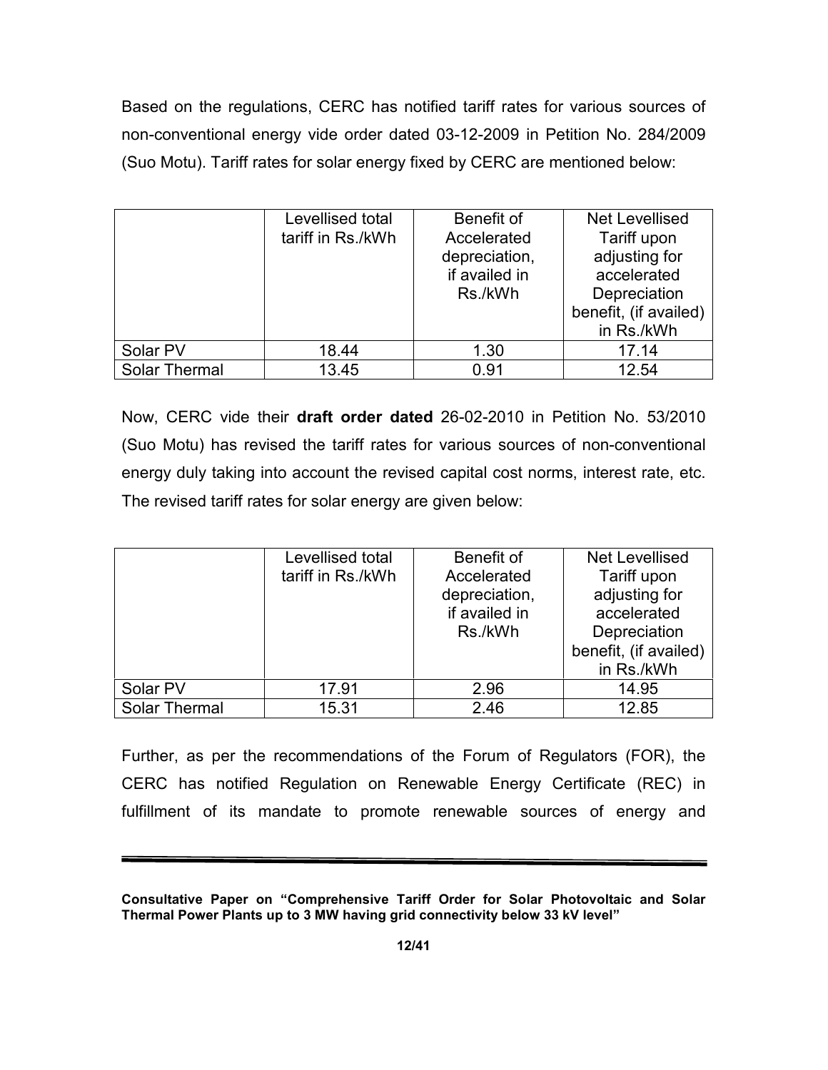Based on the regulations, CERC has notified tariff rates for various sources of non-conventional energy vide order dated 03-12-2009 in Petition No. 284/2009 (Suo Motu). Tariff rates for solar energy fixed by CERC are mentioned below:

| | Levellised total tariff in Rs./kWh | Benefit of Accelerated depreciation, if availed in Rs./kWh | Net Levellised Tariff upon adjusting for accelerated Depreciation benefit, (if availed) in Rs./kWh |
|---|---|---|---|
| Solar PV | 18.44 | 1.30 | 17.14 |
| Solar Thermal | 13.45 | 0.91 | 12.54 |

Now, CERC vide their **draft order dated** 26-02-2010 in Petition No. 53/2010 (Suo Motu) has revised the tariff rates for various sources of non-conventional energy duly taking into account the revised capital cost norms, interest rate, etc. The revised tariff rates for solar energy are given below:

| | Levellised total tariff in Rs./kWh | Benefit of Accelerated depreciation, if availed in Rs./kWh | Net Levellised Tariff upon adjusting for accelerated Depreciation benefit, (if availed) in Rs./kWh |
|---|---|---|---|
| Solar PV | 17.91 | 2.96 | 14.95 |
| Solar Thermal | 15.31 | 2.46 | 12.85 |

Further, as per the recommendations of the Forum of Regulators (FOR), the CERC has notified Regulation on Renewable Energy Certificate (REC) in fulfillment of its mandate to promote renewable sources of energy and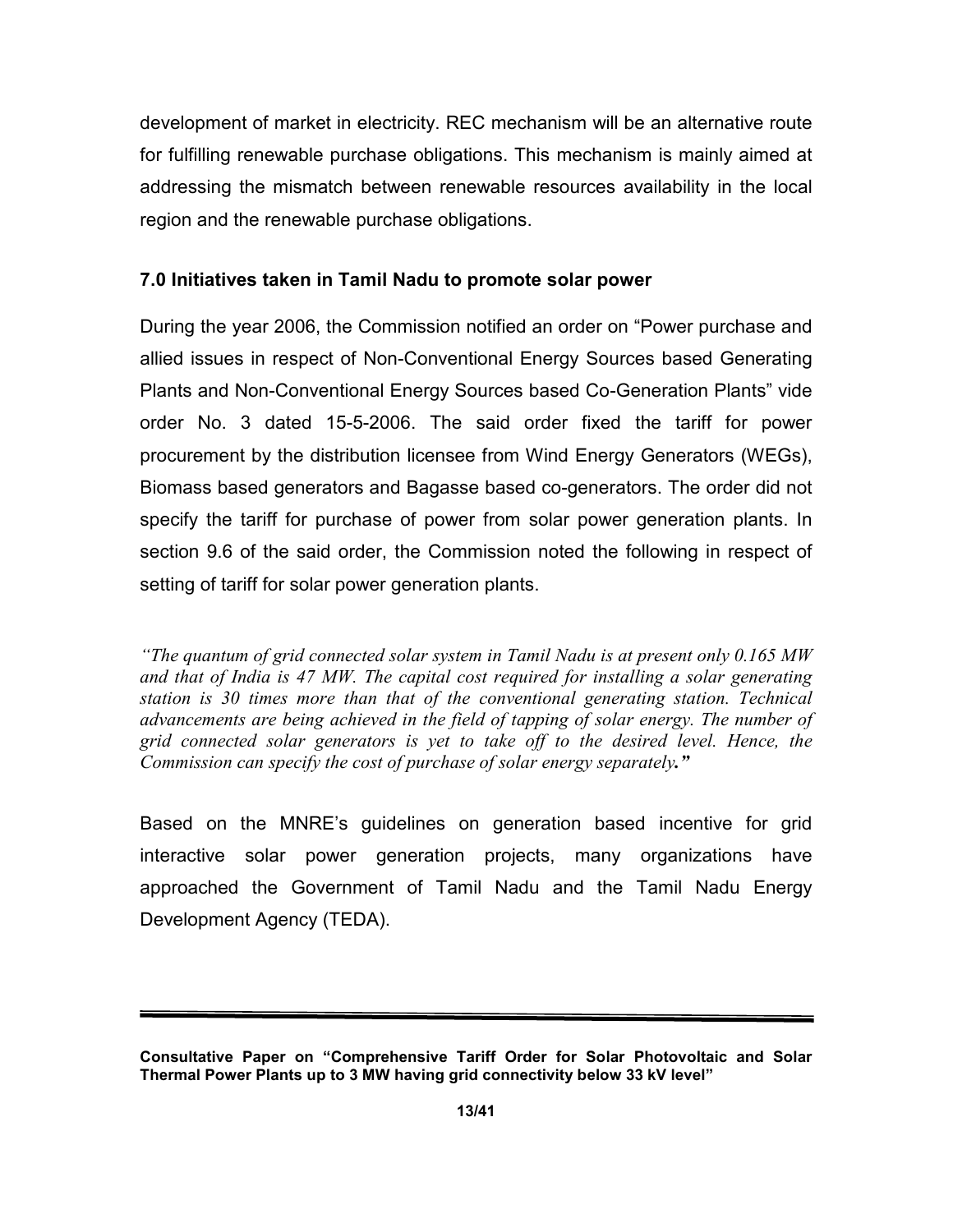development of market in electricity. REC mechanism will be an alternative route for fulfilling renewable purchase obligations. This mechanism is mainly aimed at addressing the mismatch between renewable resources availability in the local region and the renewable purchase obligations.

## 7.0 Initiatives taken in Tamil Nadu to promote solar power

During the year 2006, the Commission notified an order on "Power purchase and allied issues in respect of Non-Conventional Energy Sources based Generating Plants and Non-Conventional Energy Sources based Co-Generation Plants" vide order No. 3 dated 15-5-2006. The said order fixed the tariff for power procurement by the distribution licensee from Wind Energy Generators (WEGs), Biomass based generators and Bagasse based co-generators. The order did not specify the tariff for purchase of power from solar power generation plants. In section 9.6 of the said order, the Commission noted the following in respect of setting of tariff for solar power generation plants.

*"The quantum of grid connected solar system in Tamil Nadu is at present only 0.165 MW and that of India is 47 MW. The capital cost required for installing a solar generating station is 30 times more than that of the conventional generating station. Technical advancements are being achieved in the field of tapping of solar energy. The number of grid connected solar generators is yet to take off to the desired level. Hence, the Commission can specify the cost of purchase of solar energy separately."*

Based on the MNRE's guidelines on generation based incentive for grid interactive solar power generation projects, many organizations have approached the Government of Tamil Nadu and the Tamil Nadu Energy Development Agency (TEDA).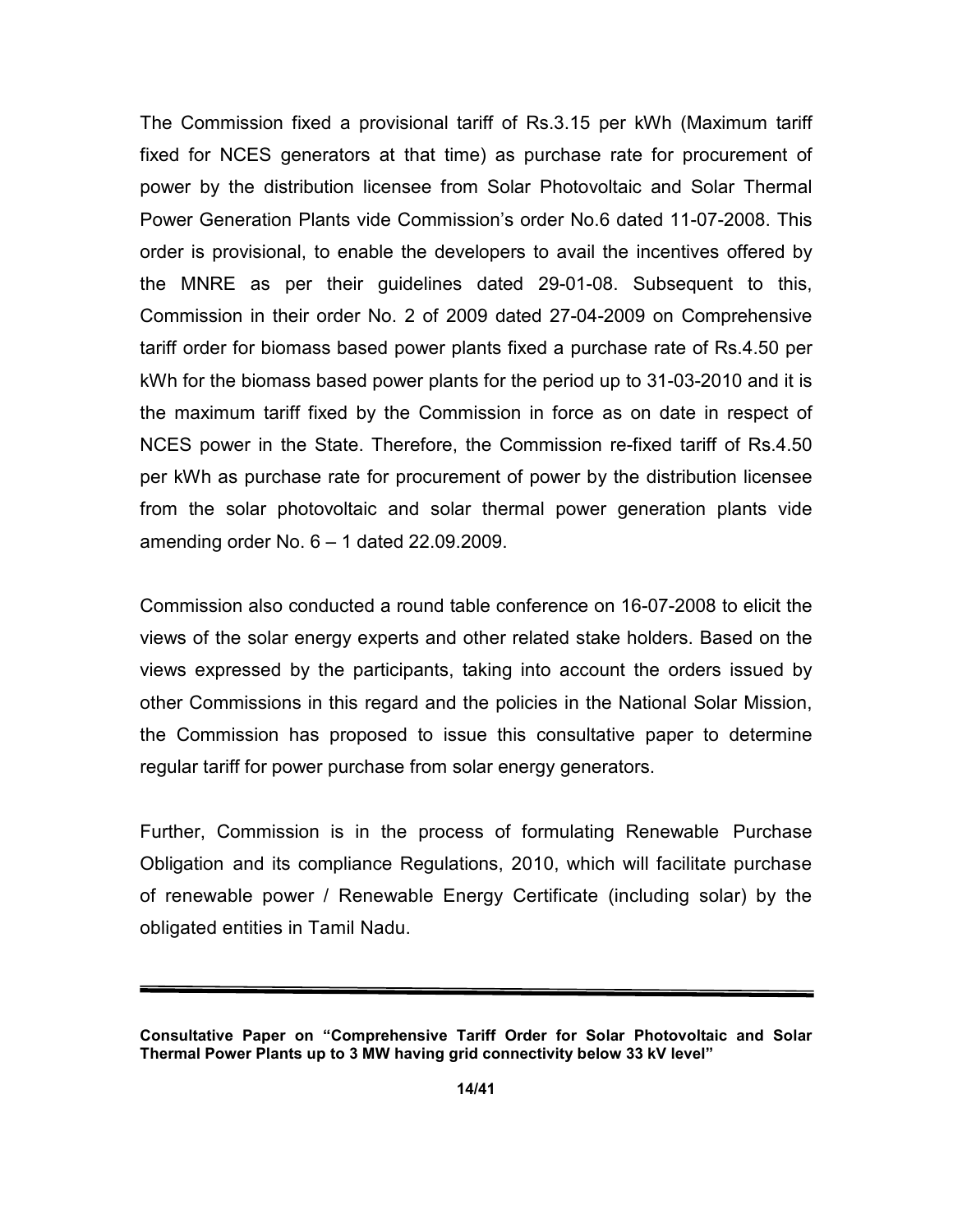The Commission fixed a provisional tariff of Rs.3.15 per kWh (Maximum tariff fixed for NCES generators at that time) as purchase rate for procurement of power by the distribution licensee from Solar Photovoltaic and Solar Thermal Power Generation Plants vide Commission's order No.6 dated 11-07-2008. This order is provisional, to enable the developers to avail the incentives offered by the MNRE as per their guidelines dated 29-01-08. Subsequent to this, Commission in their order No. 2 of 2009 dated 27-04-2009 on Comprehensive tariff order for biomass based power plants fixed a purchase rate of Rs.4.50 per kWh for the biomass based power plants for the period up to 31-03-2010 and it is the maximum tariff fixed by the Commission in force as on date in respect of NCES power in the State. Therefore, the Commission re-fixed tariff of Rs.4.50 per kWh as purchase rate for procurement of power by the distribution licensee from the solar photovoltaic and solar thermal power generation plants vide amending order No. 6 – 1 dated 22.09.2009.

Commission also conducted a round table conference on 16-07-2008 to elicit the views of the solar energy experts and other related stake holders. Based on the views expressed by the participants, taking into account the orders issued by other Commissions in this regard and the policies in the National Solar Mission, the Commission has proposed to issue this consultative paper to determine regular tariff for power purchase from solar energy generators.

Further, Commission is in the process of formulating Renewable Purchase Obligation and its compliance Regulations, 2010, which will facilitate purchase of renewable power / Renewable Energy Certificate (including solar) by the obligated entities in Tamil Nadu.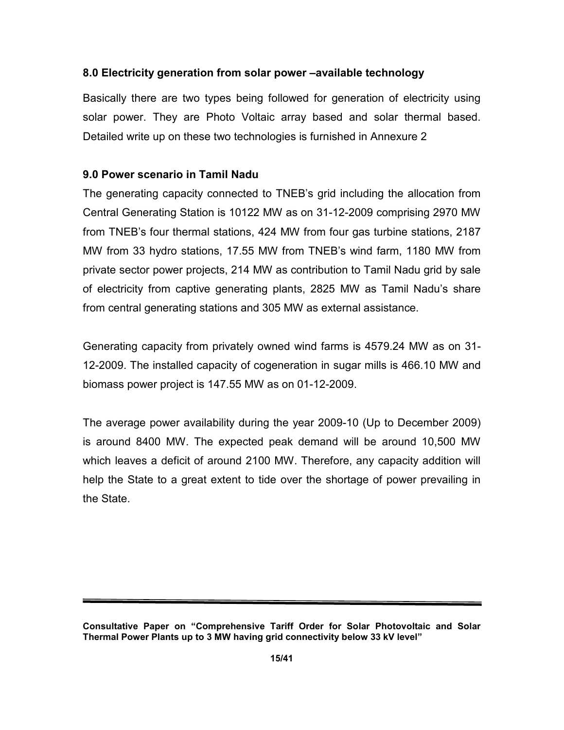### 8.0 Electricity generation from solar power –available technology

Basically there are two types being followed for generation of electricity using solar power. They are Photo Voltaic array based and solar thermal based. Detailed write up on these two technologies is furnished in Annexure 2

### 9.0 Power scenario in Tamil Nadu

The generating capacity connected to TNEB's grid including the allocation from Central Generating Station is 10122 MW as on 31-12-2009 comprising 2970 MW from TNEB's four thermal stations, 424 MW from four gas turbine stations, 2187 MW from 33 hydro stations, 17.55 MW from TNEB's wind farm, 1180 MW from private sector power projects, 214 MW as contribution to Tamil Nadu grid by sale of electricity from captive generating plants, 2825 MW as Tamil Nadu's share from central generating stations and 305 MW as external assistance.

Generating capacity from privately owned wind farms is 4579.24 MW as on 31-12-2009. The installed capacity of cogeneration in sugar mills is 466.10 MW and biomass power project is 147.55 MW as on 01-12-2009.

The average power availability during the year 2009-10 (Up to December 2009) is around 8400 MW. The expected peak demand will be around 10,500 MW which leaves a deficit of around 2100 MW. Therefore, any capacity addition will help the State to a great extent to tide over the shortage of power prevailing in the State.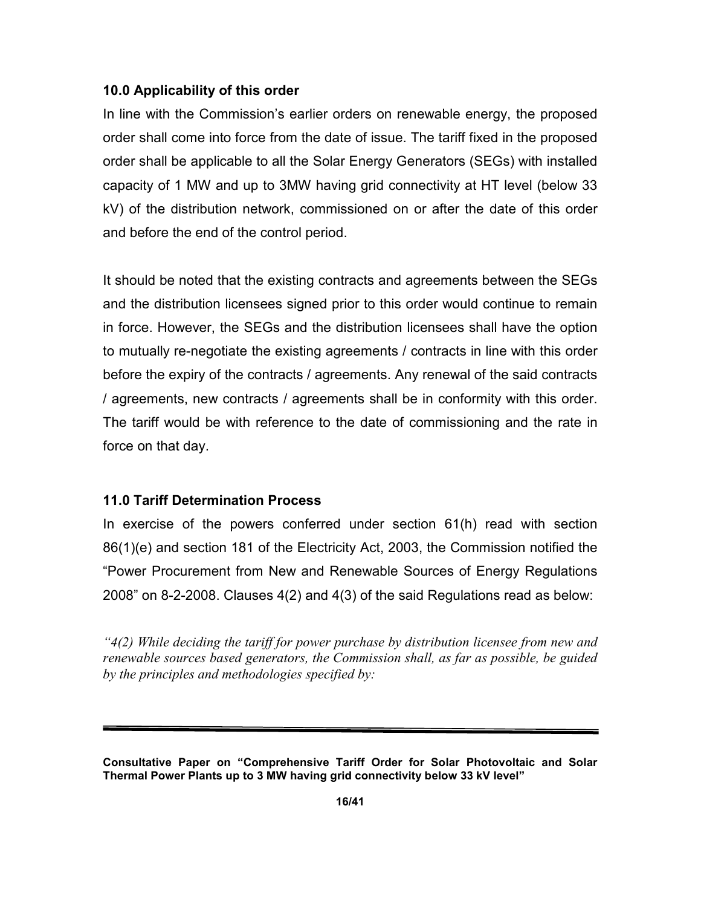### 10.0 Applicability of this order

In line with the Commission's earlier orders on renewable energy, the proposed order shall come into force from the date of issue. The tariff fixed in the proposed order shall be applicable to all the Solar Energy Generators (SEGs) with installed capacity of 1 MW and up to 3MW having grid connectivity at HT level (below 33 kV) of the distribution network, commissioned on or after the date of this order and before the end of the control period.

It should be noted that the existing contracts and agreements between the SEGs and the distribution licensees signed prior to this order would continue to remain in force. However, the SEGs and the distribution licensees shall have the option to mutually re-negotiate the existing agreements / contracts in line with this order before the expiry of the contracts / agreements. Any renewal of the said contracts / agreements, new contracts / agreements shall be in conformity with this order. The tariff would be with reference to the date of commissioning and the rate in force on that day.

### 11.0 Tariff Determination Process

In exercise of the powers conferred under section 61(h) read with section 86(1)(e) and section 181 of the Electricity Act, 2003, the Commission notified the "Power Procurement from New and Renewable Sources of Energy Regulations 2008" on 8-2-2008. Clauses 4(2) and 4(3) of the said Regulations read as below:

*"4(2) While deciding the tariff for power purchase by distribution licensee from new and renewable sources based generators, the Commission shall, as far as possible, be guided by the principles and methodologies specified by:*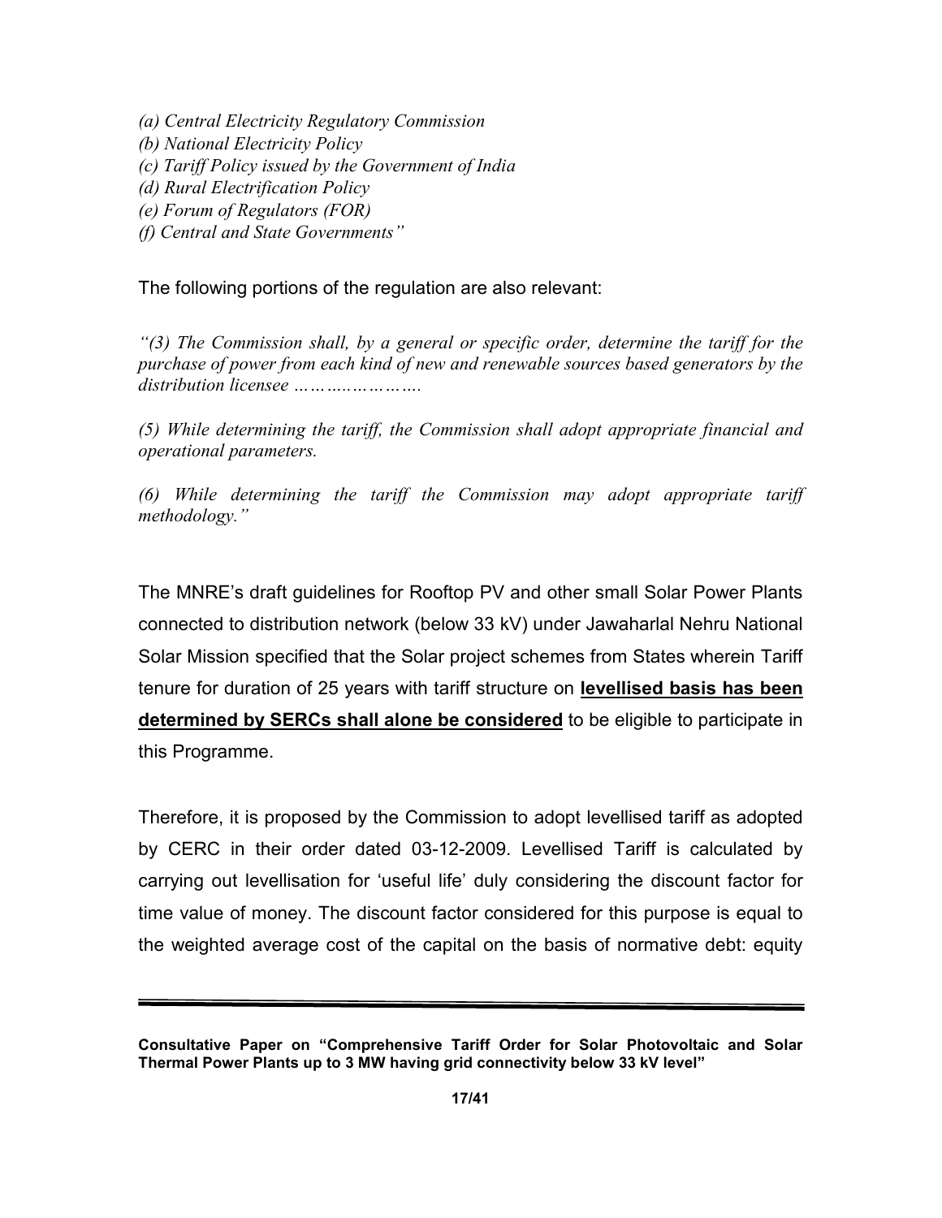*(a) Central Electricity Regulatory Commission*
*(b) National Electricity Policy*
*(c) Tariff Policy issued by the Government of India*
*(d) Rural Electrification Policy*
*(e) Forum of Regulators (FOR)*
*(f) Central and State Governments"*

The following portions of the regulation are also relevant:

*"(3) The Commission shall, by a general or specific order, determine the tariff for the purchase of power from each kind of new and renewable sources based generators by the distribution licensee ………………….*

*(5) While determining the tariff, the Commission shall adopt appropriate financial and operational parameters.*

*(6) While determining the tariff the Commission may adopt appropriate tariff methodology."*

The MNRE's draft guidelines for Rooftop PV and other small Solar Power Plants connected to distribution network (below 33 kV) under Jawaharlal Nehru National Solar Mission specified that the Solar project schemes from States wherein Tariff tenure for duration of 25 years with tariff structure on **levellised basis has been determined by SERCs shall alone be considered** to be eligible to participate in this Programme.

Therefore, it is proposed by the Commission to adopt levellised tariff as adopted by CERC in their order dated 03-12-2009. Levellised Tariff is calculated by carrying out levellisation for 'useful life' duly considering the discount factor for time value of money. The discount factor considered for this purpose is equal to the weighted average cost of the capital on the basis of normative debt: equity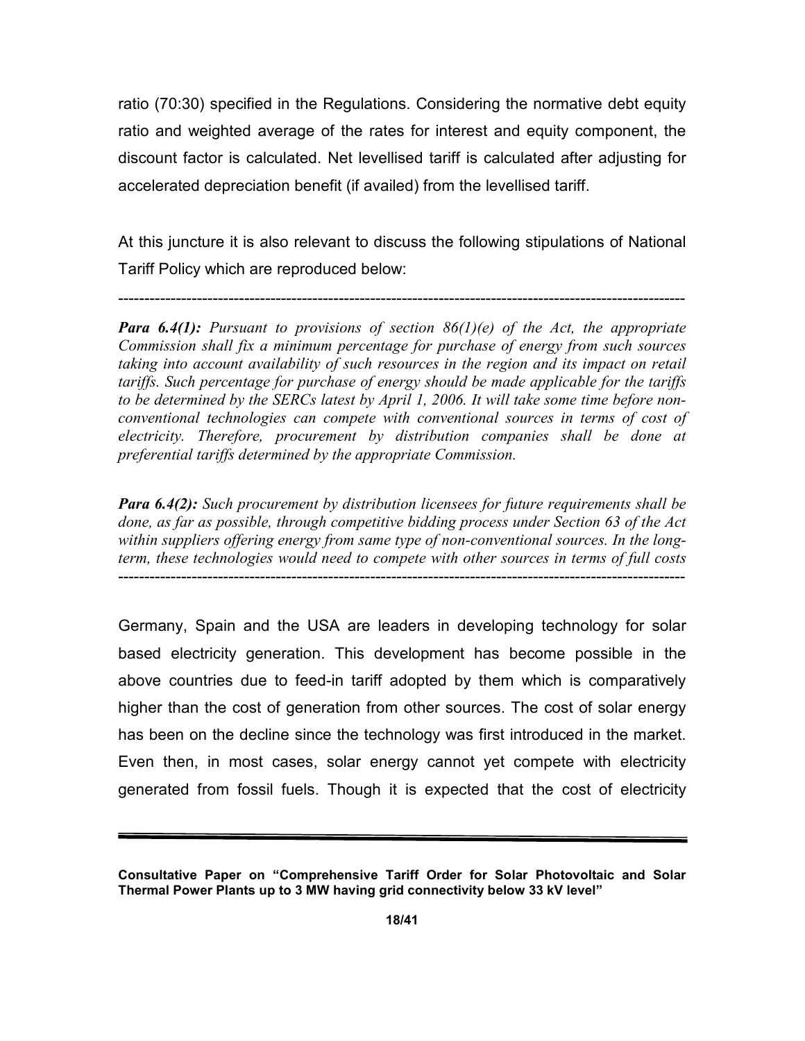ratio (70:30) specified in the Regulations. Considering the normative debt equity ratio and weighted average of the rates for interest and equity component, the discount factor is calculated. Net levellised tariff is calculated after adjusting for accelerated depreciation benefit (if availed) from the levellised tariff.

At this juncture it is also relevant to discuss the following stipulations of National Tariff Policy which are reproduced below:

---

***Para 6.4(1):*** *Pursuant to provisions of section 86(1)(e) of the Act, the appropriate Commission shall fix a minimum percentage for purchase of energy from such sources taking into account availability of such resources in the region and its impact on retail tariffs. Such percentage for purchase of energy should be made applicable for the tariffs to be determined by the SERCs latest by April 1, 2006. It will take some time before non-conventional technologies can compete with conventional sources in terms of cost of electricity. Therefore, procurement by distribution companies shall be done at preferential tariffs determined by the appropriate Commission.*

***Para 6.4(2):*** *Such procurement by distribution licensees for future requirements shall be done, as far as possible, through competitive bidding process under Section 63 of the Act within suppliers offering energy from same type of non-conventional sources. In the long-term, these technologies would need to compete with other sources in terms of full costs*

---

Germany, Spain and the USA are leaders in developing technology for solar based electricity generation. This development has become possible in the above countries due to feed-in tariff adopted by them which is comparatively higher than the cost of generation from other sources. The cost of solar energy has been on the decline since the technology was first introduced in the market. Even then, in most cases, solar energy cannot yet compete with electricity generated from fossil fuels. Though it is expected that the cost of electricity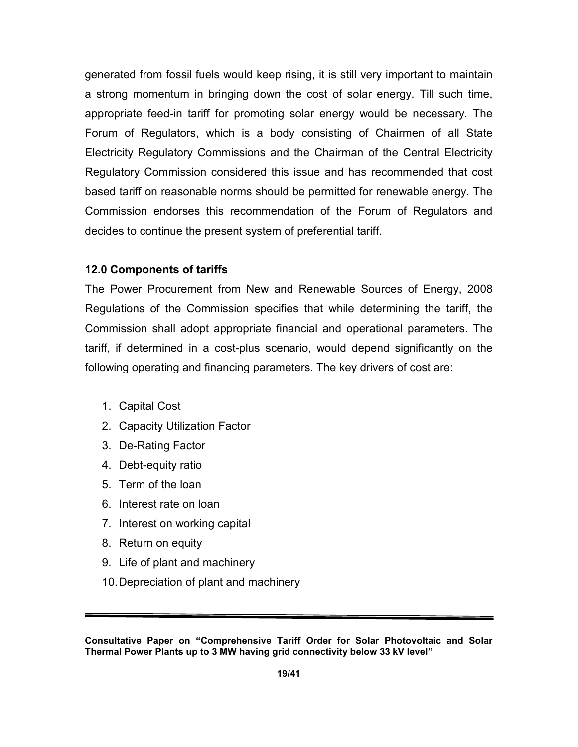generated from fossil fuels would keep rising, it is still very important to maintain a strong momentum in bringing down the cost of solar energy. Till such time, appropriate feed-in tariff for promoting solar energy would be necessary. The Forum of Regulators, which is a body consisting of Chairmen of all State Electricity Regulatory Commissions and the Chairman of the Central Electricity Regulatory Commission considered this issue and has recommended that cost based tariff on reasonable norms should be permitted for renewable energy. The Commission endorses this recommendation of the Forum of Regulators and decides to continue the present system of preferential tariff.

## 12.0 Components of tariffs

The Power Procurement from New and Renewable Sources of Energy, 2008 Regulations of the Commission specifies that while determining the tariff, the Commission shall adopt appropriate financial and operational parameters. The tariff, if determined in a cost-plus scenario, would depend significantly on the following operating and financing parameters. The key drivers of cost are:

1. Capital Cost
2. Capacity Utilization Factor
3. De-Rating Factor
4. Debt-equity ratio
5. Term of the loan
6. Interest rate on loan
7. Interest on working capital
8. Return on equity
9. Life of plant and machinery
10. Depreciation of plant and machinery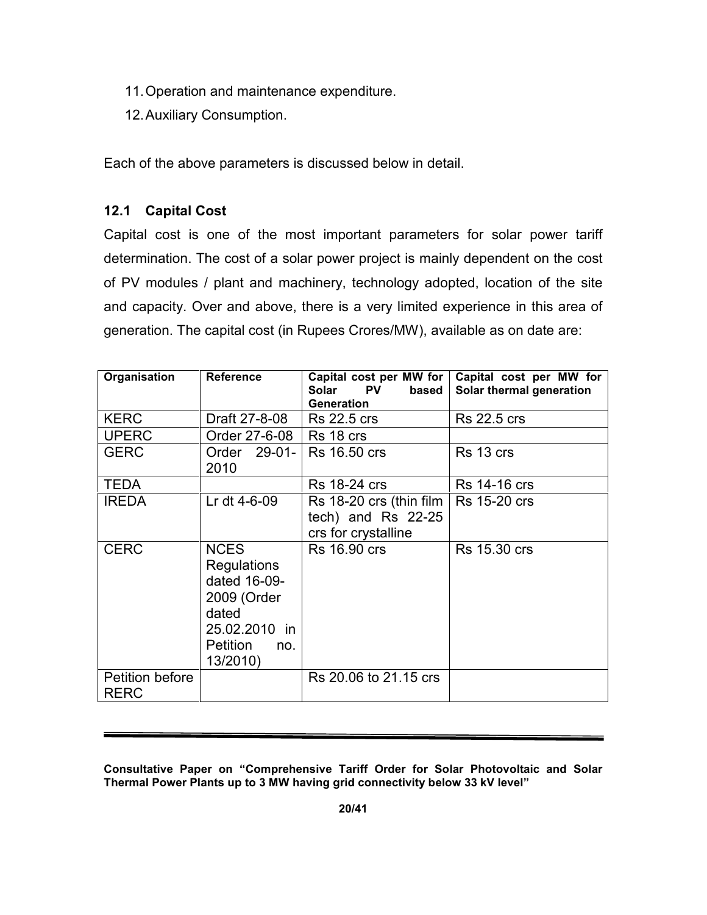11. Operation and maintenance expenditure.
12. Auxiliary Consumption.

Each of the above parameters is discussed below in detail.

### 12.1 Capital Cost

Capital cost is one of the most important parameters for solar power tariff determination. The cost of a solar power project is mainly dependent on the cost of PV modules / plant and machinery, technology adopted, location of the site and capacity. Over and above, there is a very limited experience in this area of generation. The capital cost (in Rupees Crores/MW), available as on date are:

| Organisation | Reference | Capital cost per MW for Solar PV based Generation | Capital cost per MW for Solar thermal generation |
|---|---|---|---|
| KERC | Draft 27-8-08 | Rs 22.5 crs | Rs 22.5 crs |
| UPERC | Order 27-6-08 | Rs 18 crs | |
| GERC | Order 29-01-2010 | Rs 16.50 crs | Rs 13 crs |
| TEDA | | Rs 18-24 crs | Rs 14-16 crs |
| IREDA | Lr dt 4-6-09 | Rs 18-20 crs (thin film tech) and Rs 22-25 crs for crystalline | Rs 15-20 crs |
| CERC | NCES Regulations dated 16-09-2009 (Order dated 25.02.2010 in Petition no. 13/2010) | Rs 16.90 crs | Rs 15.30 crs |
| Petition before RERC | | Rs 20.06 to 21.15 crs | |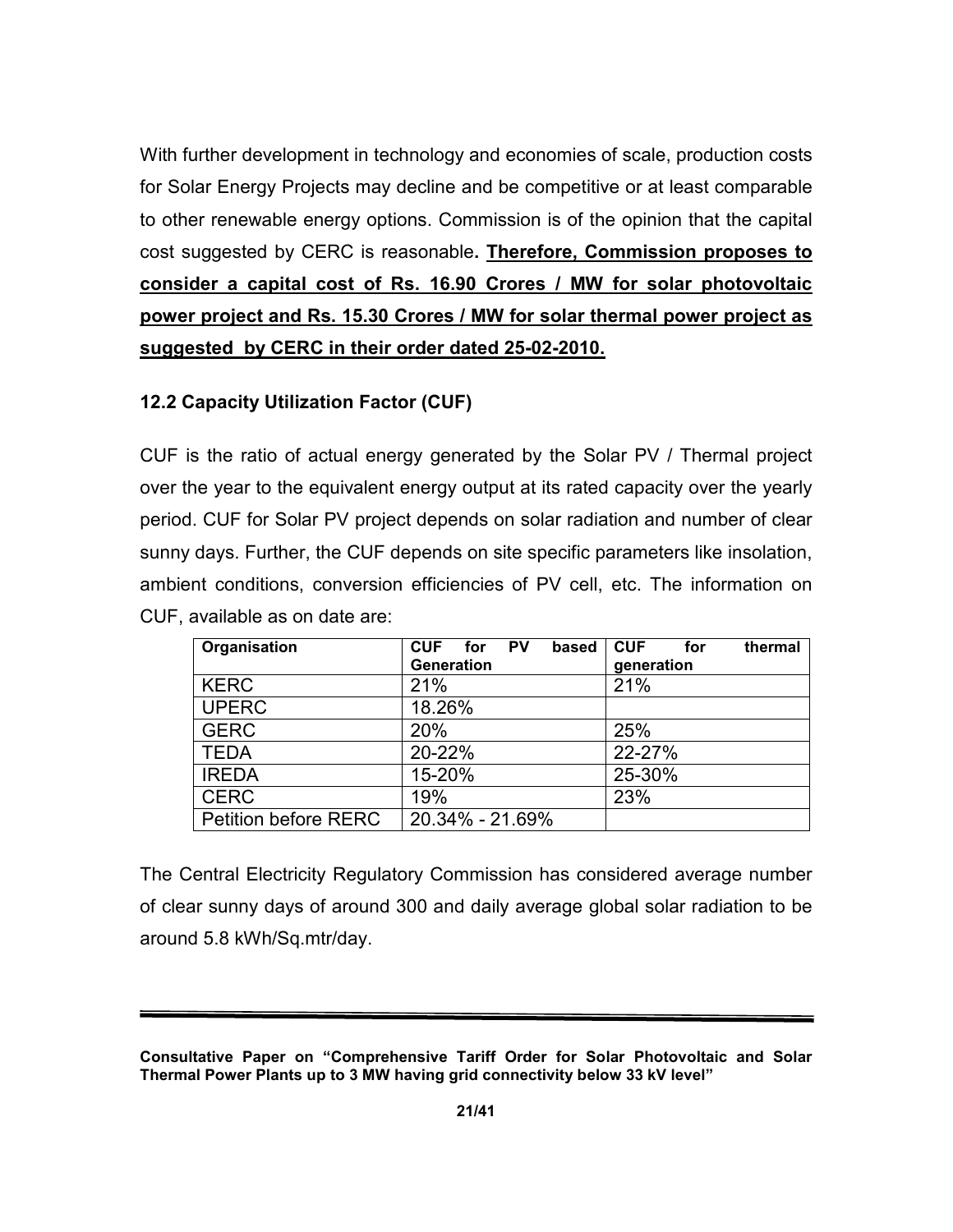With further development in technology and economies of scale, production costs for Solar Energy Projects may decline and be competitive or at least comparable to other renewable energy options. Commission is of the opinion that the capital cost suggested by CERC is reasonable**. Therefore, Commission proposes to consider a capital cost of Rs. 16.90 Crores / MW for solar photovoltaic power project and Rs. 15.30 Crores / MW for solar thermal power project as suggested by CERC in their order dated 25-02-2010.**

### 12.2 Capacity Utilization Factor (CUF)

CUF is the ratio of actual energy generated by the Solar PV / Thermal project over the year to the equivalent energy output at its rated capacity over the yearly period. CUF for Solar PV project depends on solar radiation and number of clear sunny days. Further, the CUF depends on site specific parameters like insolation, ambient conditions, conversion efficiencies of PV cell, etc. The information on CUF, available as on date are:

| Organisation | CUF for PV based Generation | CUF for thermal generation |
|---|---|---|
| KERC | 21% | 21% |
| UPERC | 18.26% | |
| GERC | 20% | 25% |
| TEDA | 20-22% | 22-27% |
| IREDA | 15-20% | 25-30% |
| CERC | 19% | 23% |
| Petition before RERC | 20.34% - 21.69% | |

The Central Electricity Regulatory Commission has considered average number of clear sunny days of around 300 and daily average global solar radiation to be around 5.8 kWh/Sq.mtr/day.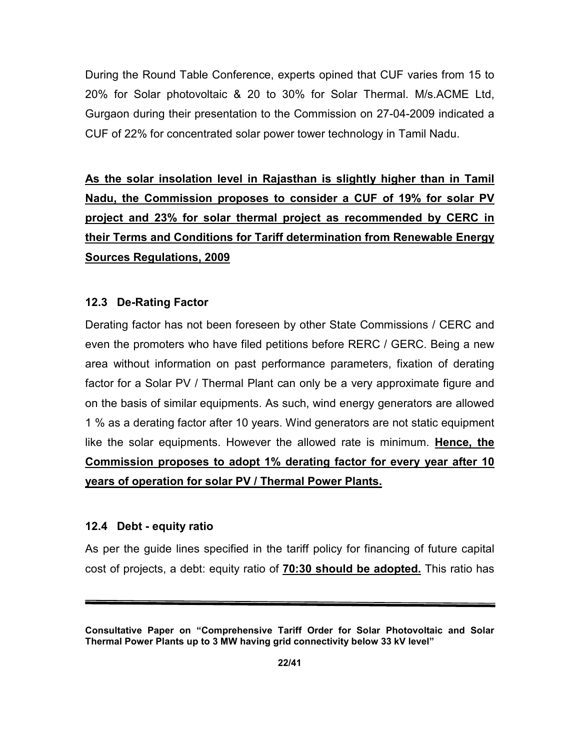During the Round Table Conference, experts opined that CUF varies from 15 to 20% for Solar photovoltaic & 20 to 30% for Solar Thermal. M/s.ACME Ltd, Gurgaon during their presentation to the Commission on 27-04-2009 indicated a CUF of 22% for concentrated solar power tower technology in Tamil Nadu.

**As the solar insolation level in Rajasthan is slightly higher than in Tamil Nadu, the Commission proposes to consider a CUF of 19% for solar PV project and 23% for solar thermal project as recommended by CERC in their Terms and Conditions for Tariff determination from Renewable Energy Sources Regulations, 2009**

### 12.3 De-Rating Factor

Derating factor has not been foreseen by other State Commissions / CERC and even the promoters who have filed petitions before RERC / GERC. Being a new area without information on past performance parameters, fixation of derating factor for a Solar PV / Thermal Plant can only be a very approximate figure and on the basis of similar equipments. As such, wind energy generators are allowed 1 % as a derating factor after 10 years. Wind generators are not static equipment like the solar equipments. However the allowed rate is minimum. **Hence, the Commission proposes to adopt 1% derating factor for every year after 10 years of operation for solar PV / Thermal Power Plants.**

### 12.4 Debt - equity ratio

As per the guide lines specified in the tariff policy for financing of future capital cost of projects, a debt: equity ratio of **70:30 should be adopted.** This ratio has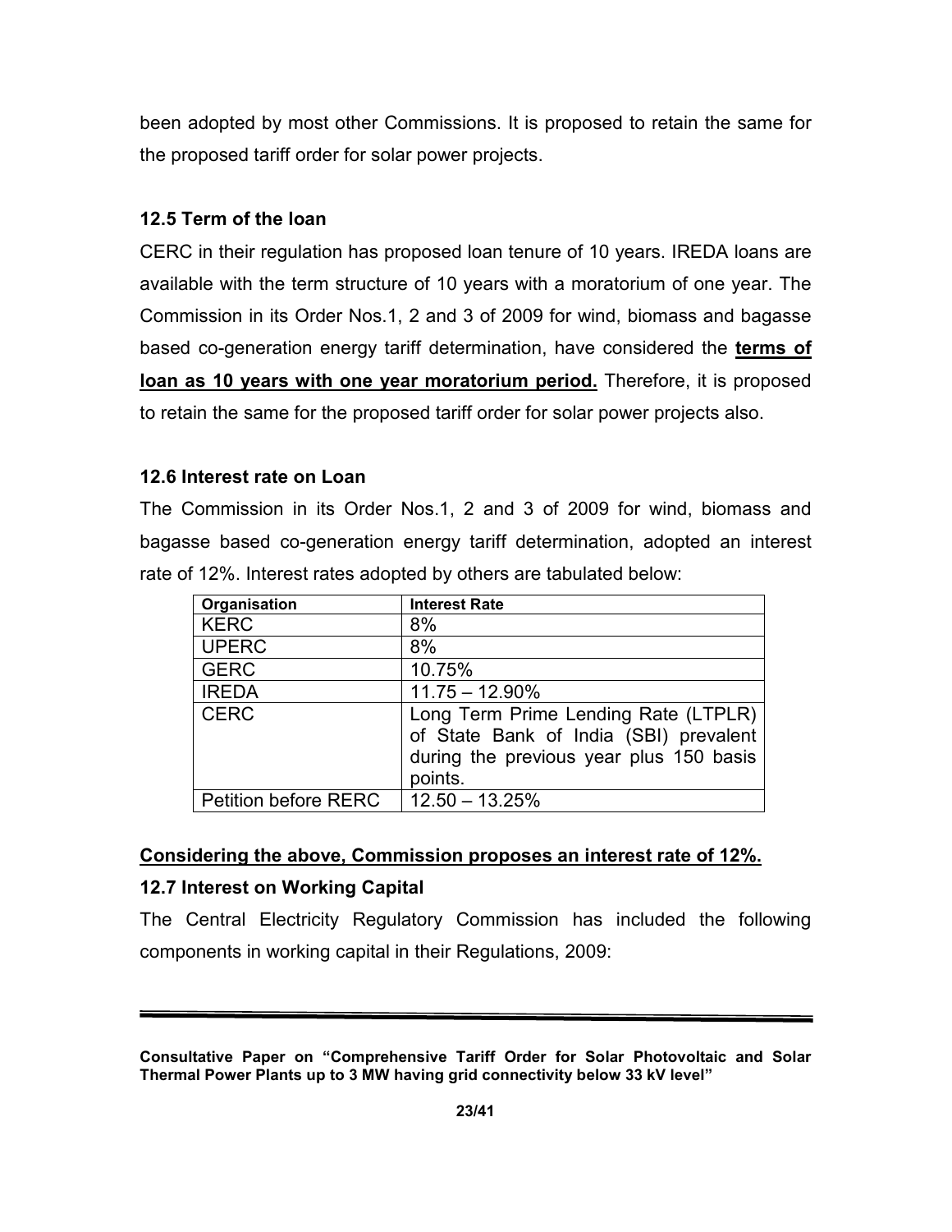been adopted by most other Commissions. It is proposed to retain the same for the proposed tariff order for solar power projects.

### 12.5 Term of the loan

CERC in their regulation has proposed loan tenure of 10 years. IREDA loans are available with the term structure of 10 years with a moratorium of one year. The Commission in its Order Nos.1, 2 and 3 of 2009 for wind, biomass and bagasse based co-generation energy tariff determination, have considered the **terms of loan as 10 years with one year moratorium period.** Therefore, it is proposed to retain the same for the proposed tariff order for solar power projects also.

### 12.6 Interest rate on Loan

The Commission in its Order Nos.1, 2 and 3 of 2009 for wind, biomass and bagasse based co-generation energy tariff determination, adopted an interest rate of 12%. Interest rates adopted by others are tabulated below:

| Organisation | Interest Rate |
|---|---|
| KERC | 8% |
| UPERC | 8% |
| GERC | 10.75% |
| IREDA | 11.75 – 12.90% |
| CERC | Long Term Prime Lending Rate (LTPLR) of State Bank of India (SBI) prevalent during the previous year plus 150 basis points. |
| Petition before RERC | 12.50 – 13.25% |

**Considering the above, Commission proposes an interest rate of 12%.**

### 12.7 Interest on Working Capital

The Central Electricity Regulatory Commission has included the following components in working capital in their Regulations, 2009: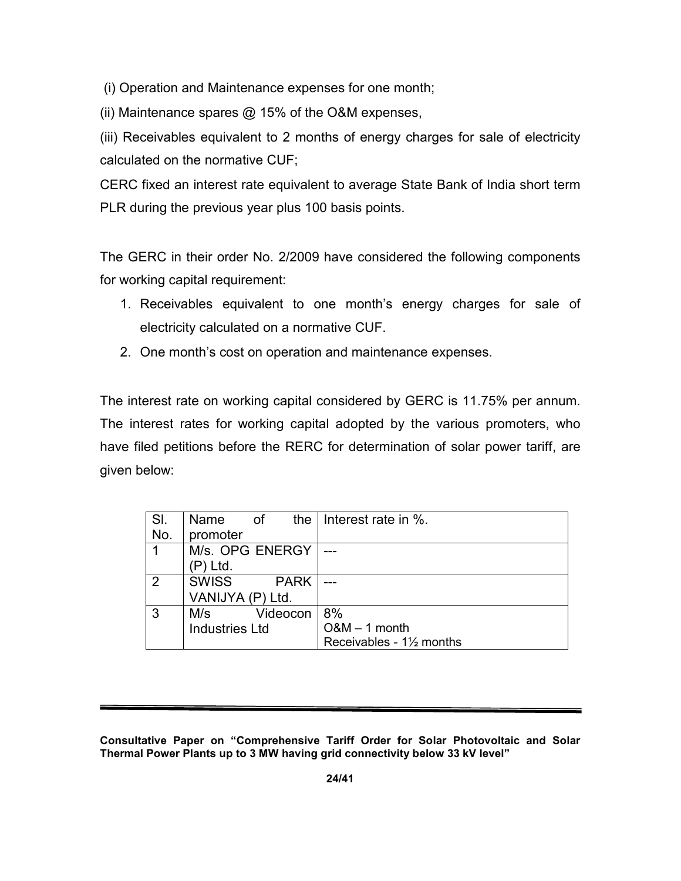(i) Operation and Maintenance expenses for one month;

(ii) Maintenance spares @ 15% of the O&M expenses,

(iii) Receivables equivalent to 2 months of energy charges for sale of electricity calculated on the normative CUF;

CERC fixed an interest rate equivalent to average State Bank of India short term PLR during the previous year plus 100 basis points.

The GERC in their order No. 2/2009 have considered the following components for working capital requirement:

1. Receivables equivalent to one month's energy charges for sale of electricity calculated on a normative CUF.
2. One month's cost on operation and maintenance expenses.

The interest rate on working capital considered by GERC is 11.75% per annum. The interest rates for working capital adopted by the various promoters, who have filed petitions before the RERC for determination of solar power tariff, are given below:

| Sl. No. | Name of the promoter | Interest rate in %. |
|---|---|---|
| 1 | M/s. OPG ENERGY (P) Ltd. | --- |
| 2 | SWISS PARK VANIJYA (P) Ltd. | --- |
| 3 | M/s Videocon Industries Ltd | 8%<br>O&M – 1 month<br>Receivables - 1½ months |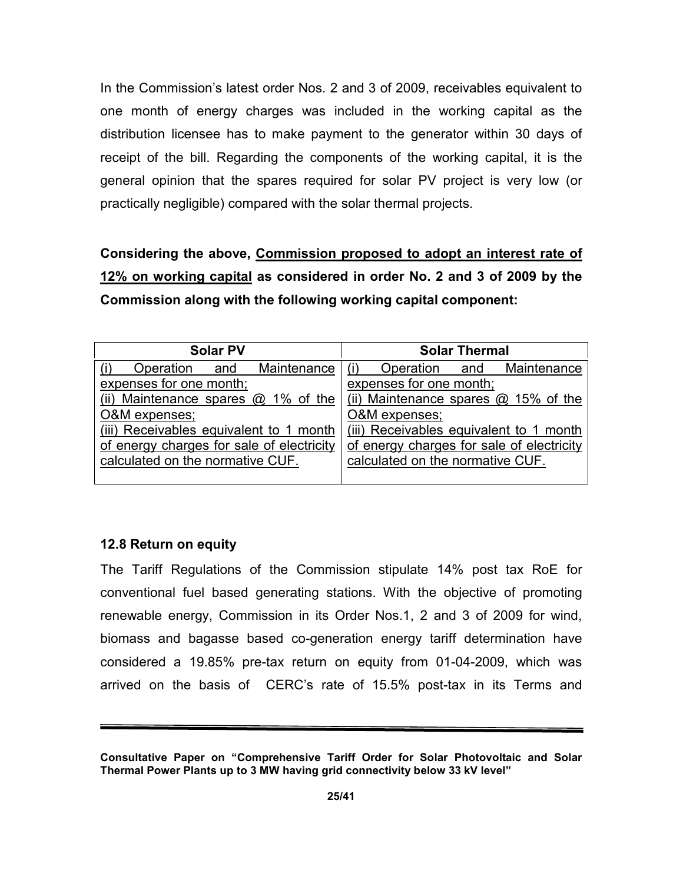In the Commission's latest order Nos. 2 and 3 of 2009, receivables equivalent to one month of energy charges was included in the working capital as the distribution licensee has to make payment to the generator within 30 days of receipt of the bill. Regarding the components of the working capital, it is the general opinion that the spares required for solar PV project is very low (or practically negligible) compared with the solar thermal projects.

**Considering the above, <u>Commission proposed to adopt an interest rate of 12% on working capital</u> as considered in order No. 2 and 3 of 2009 by the Commission along with the following working capital component:**

| Solar PV | Solar Thermal |
|---|---|
| <u>(i) Operation and Maintenance expenses for one month;</u><br><u>(ii) Maintenance spares @ 1% of the O&M expenses;</u><br><u>(iii) Receivables equivalent to 1 month of energy charges for sale of electricity calculated on the normative CUF.</u> | <u>(i) Operation and Maintenance expenses for one month;</u><br><u>(ii) Maintenance spares @ 15% of the O&M expenses;</u><br><u>(iii) Receivables equivalent to 1 month of energy charges for sale of electricity calculated on the normative CUF.</u> |

### 12.8 Return on equity

The Tariff Regulations of the Commission stipulate 14% post tax RoE for conventional fuel based generating stations. With the objective of promoting renewable energy, Commission in its Order Nos.1, 2 and 3 of 2009 for wind, biomass and bagasse based co-generation energy tariff determination have considered a 19.85% pre-tax return on equity from 01-04-2009, which was arrived on the basis of CERC's rate of 15.5% post-tax in its Terms and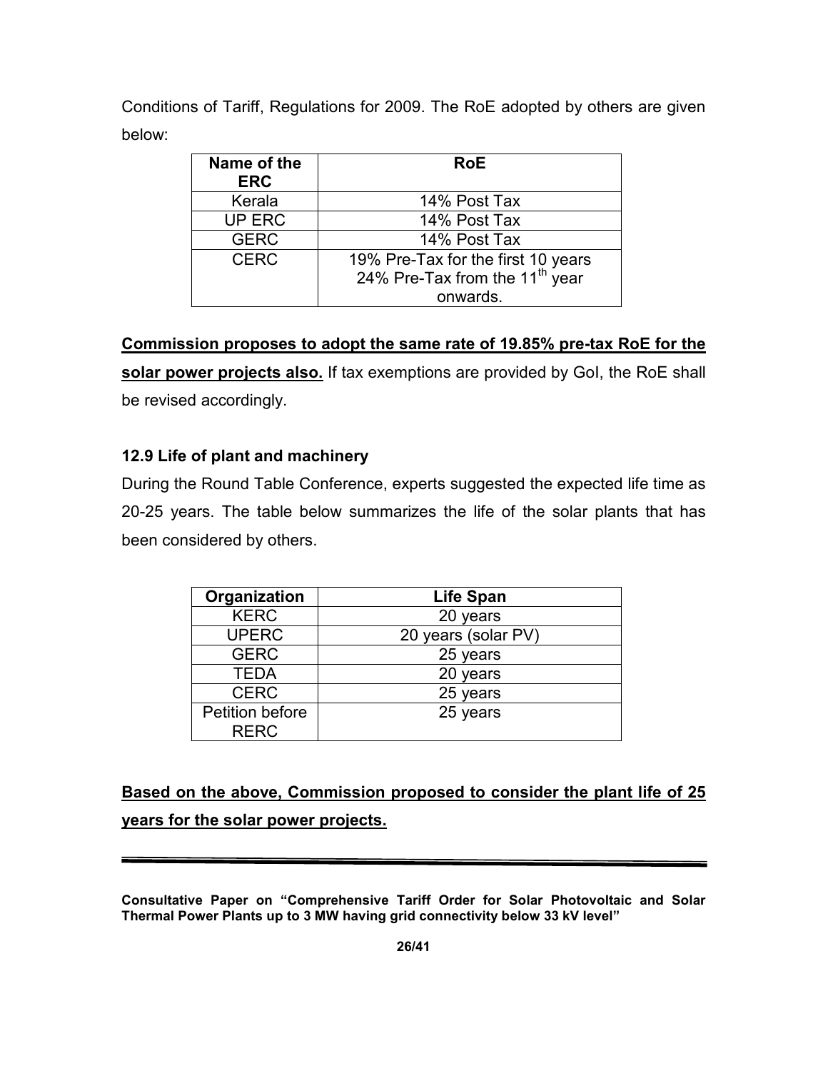Conditions of Tariff, Regulations for 2009. The RoE adopted by others are given below:

| Name of the ERC | RoE |
|---|---|
| Kerala | 14% Post Tax |
| UP ERC | 14% Post Tax |
| GERC | 14% Post Tax |
| CERC | 19% Pre-Tax for the first 10 years<br>24% Pre-Tax from the 11th year onwards. |

**Commission proposes to adopt the same rate of 19.85% pre-tax RoE for the solar power projects also.** If tax exemptions are provided by GoI, the RoE shall be revised accordingly.

### 12.9 Life of plant and machinery

During the Round Table Conference, experts suggested the expected life time as 20-25 years. The table below summarizes the life of the solar plants that has been considered by others.

| Organization | Life Span |
|---|---|
| KERC | 20 years |
| UPERC | 20 years (solar PV) |
| GERC | 25 years |
| TEDA | 20 years |
| CERC | 25 years |
| Petition before RERC | 25 years |

**Based on the above, Commission proposed to consider the plant life of 25 years for the solar power projects.**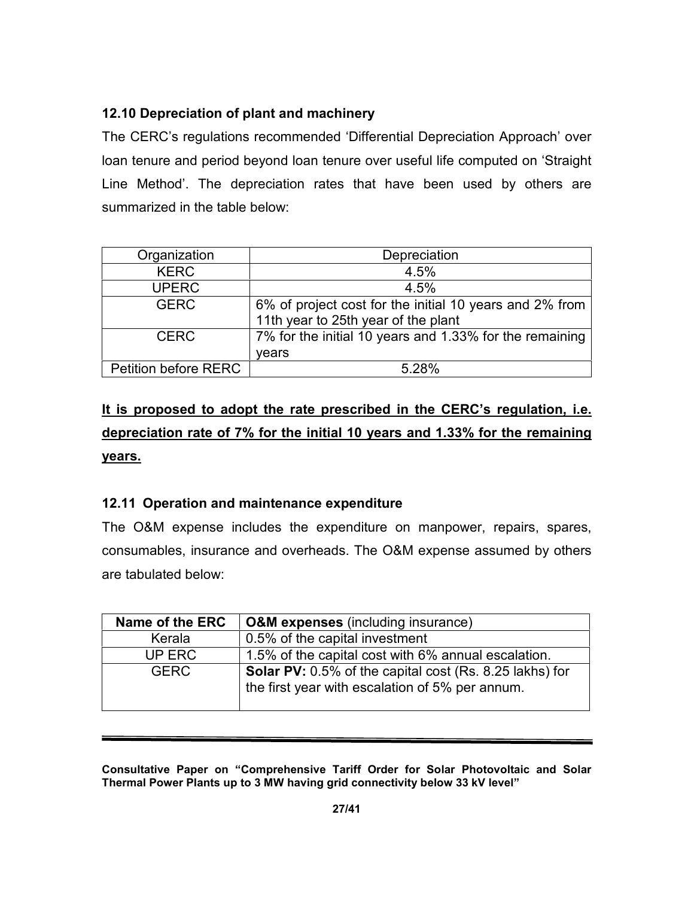### 12.10 Depreciation of plant and machinery

The CERC's regulations recommended 'Differential Depreciation Approach' over loan tenure and period beyond loan tenure over useful life computed on 'Straight Line Method'. The depreciation rates that have been used by others are summarized in the table below:

| Organization | Depreciation |
|---|---|
| KERC | 4.5% |
| UPERC | 4.5% |
| GERC | 6% of project cost for the initial 10 years and 2% from 11th year to 25th year of the plant |
| CERC | 7% for the initial 10 years and 1.33% for the remaining years |
| Petition before RERC | 5.28% |

**<u>It is proposed to adopt the rate prescribed in the CERC's regulation, i.e. depreciation rate of 7% for the initial 10 years and 1.33% for the remaining years.</u>**

### 12.11 Operation and maintenance expenditure

The O&M expense includes the expenditure on manpower, repairs, spares, consumables, insurance and overheads. The O&M expense assumed by others are tabulated below:

| **Name of the ERC** | **O&M expenses** (including insurance) |
|---|---|
| Kerala | 0.5% of the capital investment |
| UP ERC | 1.5% of the capital cost with 6% annual escalation. |
| GERC | **Solar PV:** 0.5% of the capital cost (Rs. 8.25 lakhs) for the first year with escalation of 5% per annum. |

Consultative Paper on "Comprehensive Tariff Order for Solar Photovoltaic and Solar Thermal Power Plants up to 3 MW having grid connectivity below 33 kV level"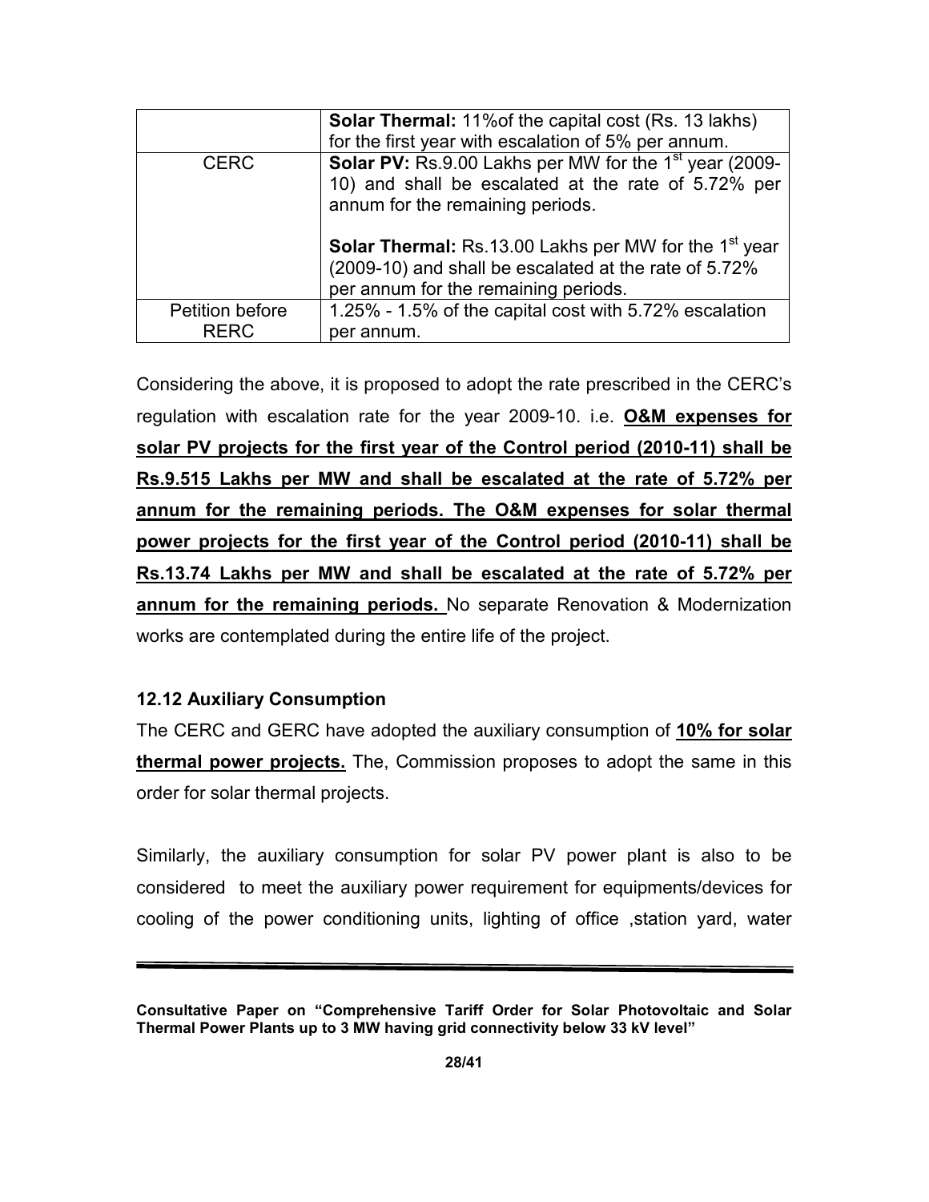| | |
|---|---|
| | **Solar Thermal:** 11%of the capital cost (Rs. 13 lakhs) for the first year with escalation of 5% per annum. |
| CERC | **Solar PV:** Rs.9.00 Lakhs per MW for the 1st year (2009-10) and shall be escalated at the rate of 5.72% per annum for the remaining periods.<br><br>**Solar Thermal:** Rs.13.00 Lakhs per MW for the 1st year (2009-10) and shall be escalated at the rate of 5.72% per annum for the remaining periods. |
| Petition before RERC | 1.25% - 1.5% of the capital cost with 5.72% escalation per annum. |

Considering the above, it is proposed to adopt the rate prescribed in the CERC's regulation with escalation rate for the year 2009-10. i.e. **O&M expenses for solar PV projects for the first year of the Control period (2010-11) shall be Rs.9.515 Lakhs per MW and shall be escalated at the rate of 5.72% per annum for the remaining periods. The O&M expenses for solar thermal power projects for the first year of the Control period (2010-11) shall be Rs.13.74 Lakhs per MW and shall be escalated at the rate of 5.72% per annum for the remaining periods.** No separate Renovation & Modernization works are contemplated during the entire life of the project.

### 12.12 Auxiliary Consumption

The CERC and GERC have adopted the auxiliary consumption of **10% for solar thermal power projects.** The, Commission proposes to adopt the same in this order for solar thermal projects.

Similarly, the auxiliary consumption for solar PV power plant is also to be considered to meet the auxiliary power requirement for equipments/devices for cooling of the power conditioning units, lighting of office ,station yard, water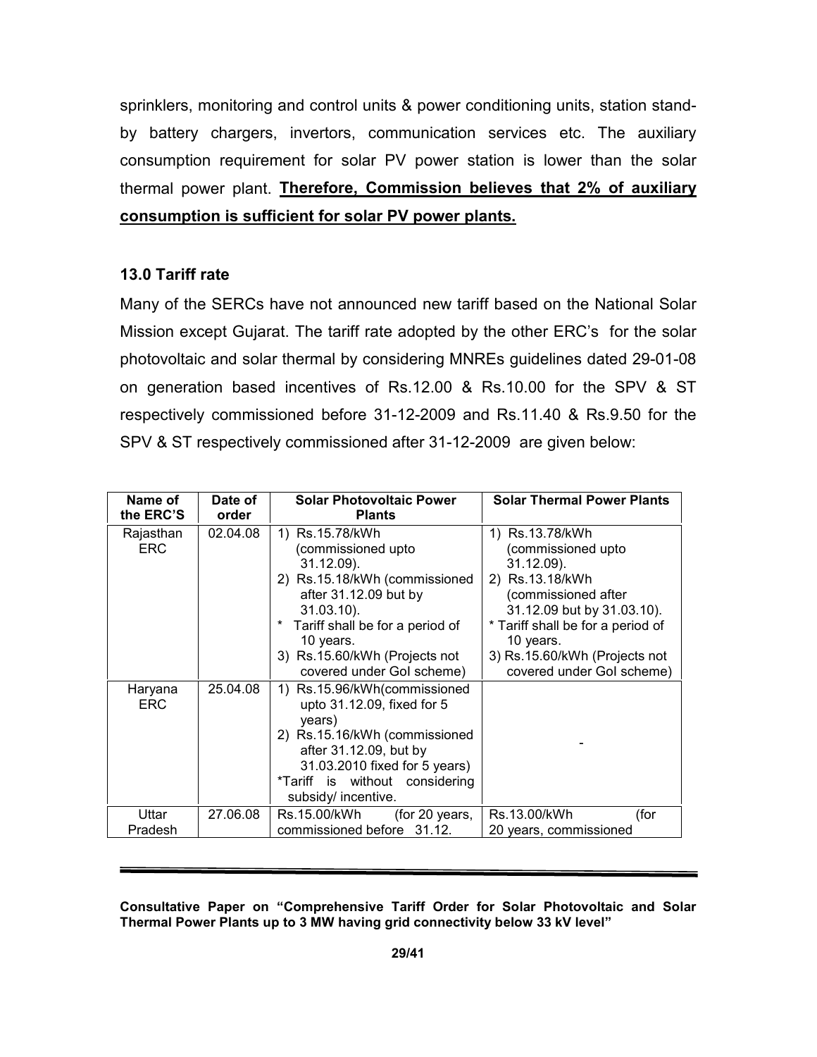sprinklers, monitoring and control units & power conditioning units, station stand-by battery chargers, invertors, communication services etc. The auxiliary consumption requirement for solar PV power station is lower than the solar thermal power plant. **Therefore, Commission believes that 2% of auxiliary consumption is sufficient for solar PV power plants.**

### 13.0 Tariff rate

Many of the SERCs have not announced new tariff based on the National Solar Mission except Gujarat. The tariff rate adopted by the other ERC's for the solar photovoltaic and solar thermal by considering MNREs guidelines dated 29-01-08 on generation based incentives of Rs.12.00 & Rs.10.00 for the SPV & ST respectively commissioned before 31-12-2009 and Rs.11.40 & Rs.9.50 for the SPV & ST respectively commissioned after 31-12-2009 are given below:

| Name of the ERC'S | Date of order | Solar Photovoltaic Power Plants | Solar Thermal Power Plants |
|---|---|---|---|
| Rajasthan ERC | 02.04.08 | 1) Rs.15.78/kWh (commissioned upto 31.12.09).<br>2) Rs.15.18/kWh (commissioned after 31.12.09 but by 31.03.10).<br>* Tariff shall be for a period of 10 years.<br>3) Rs.15.60/kWh (Projects not covered under GoI scheme) | 1) Rs.13.78/kWh (commissioned upto 31.12.09).<br>2) Rs.13.18/kWh (commissioned after 31.12.09 but by 31.03.10).<br>* Tariff shall be for a period of 10 years.<br>3) Rs.15.60/kWh (Projects not covered under GoI scheme) |
| Haryana ERC | 25.04.08 | 1) Rs.15.96/kWh(commissioned upto 31.12.09, fixed for 5 years)<br>2) Rs.15.16/kWh (commissioned after 31.12.09, but by 31.03.2010 fixed for 5 years)<br>*Tariff is without considering subsidy/ incentive. | - |
| Uttar Pradesh | 27.06.08 | Rs.15.00/kWh (for 20 years, commissioned before 31.12. | Rs.13.00/kWh (for 20 years, commissioned |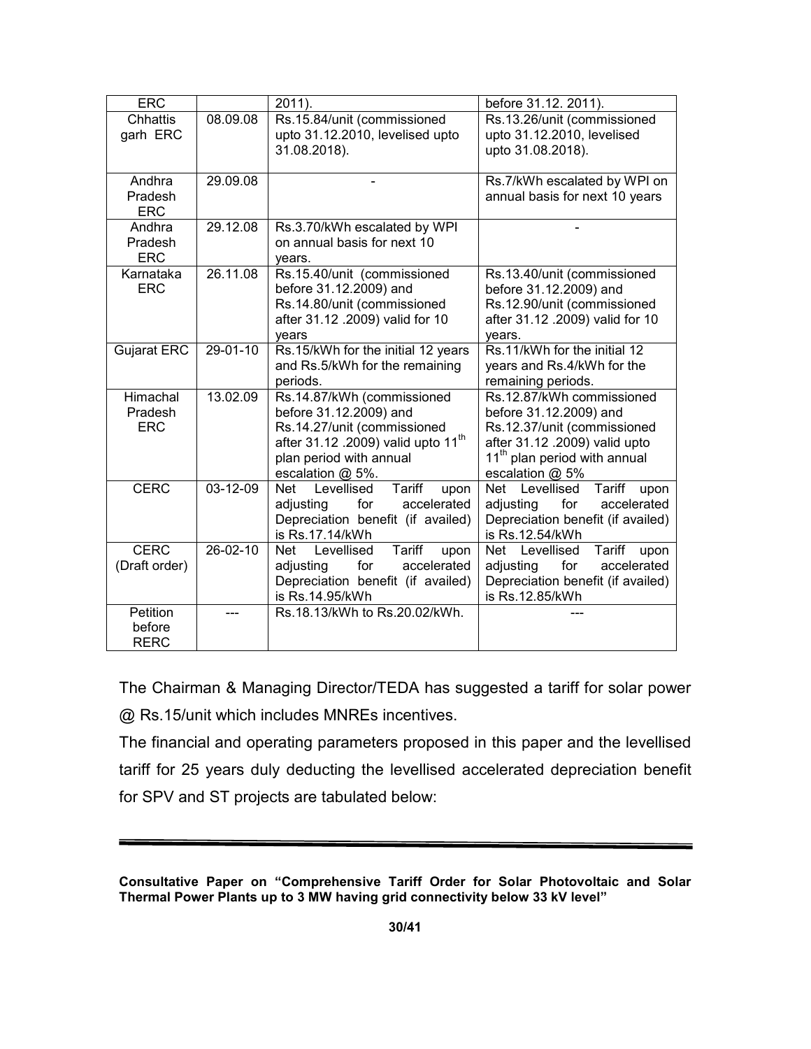| ERC | | 2011). | before 31.12. 2011). |
|---|---|---|---|
| Chhattis garh ERC | 08.09.08 | Rs.15.84/unit (commissioned upto 31.12.2010, levelised upto 31.08.2018). | Rs.13.26/unit (commissioned upto 31.12.2010, levelised upto 31.08.2018). |
| Andhra Pradesh ERC | 29.09.08 | - | Rs.7/kWh escalated by WPI on annual basis for next 10 years |
| Andhra Pradesh ERC | 29.12.08 | Rs.3.70/kWh escalated by WPI on annual basis for next 10 years. | - |
| Karnataka ERC | 26.11.08 | Rs.15.40/unit (commissioned before 31.12.2009) and Rs.14.80/unit (commissioned after 31.12 .2009) valid for 10 years | Rs.13.40/unit (commissioned before 31.12.2009) and Rs.12.90/unit (commissioned after 31.12 .2009) valid for 10 years. |
| Gujarat ERC | 29-01-10 | Rs.15/kWh for the initial 12 years and Rs.5/kWh for the remaining periods. | Rs.11/kWh for the initial 12 years and Rs.4/kWh for the remaining periods. |
| Himachal Pradesh ERC | 13.02.09 | Rs.14.87/kWh (commissioned before 31.12.2009) and Rs.14.27/unit (commissioned after 31.12 .2009) valid upto 11th plan period with annual escalation @ 5%. | Rs.12.87/kWh commissioned before 31.12.2009) and Rs.12.37/unit (commissioned after 31.12 .2009) valid upto 11th plan period with annual escalation @ 5% |
| CERC | 03-12-09 | Net Levellised Tariff upon adjusting for accelerated Depreciation benefit (if availed) is Rs.17.14/kWh | Net Levellised Tariff upon adjusting for accelerated Depreciation benefit (if availed) is Rs.12.54/kWh |
| CERC (Draft order) | 26-02-10 | Net Levellised Tariff upon adjusting for accelerated Depreciation benefit (if availed) is Rs.14.95/kWh | Net Levellised Tariff upon adjusting for accelerated Depreciation benefit (if availed) is Rs.12.85/kWh |
| Petition before RERC | --- | Rs.18.13/kWh to Rs.20.02/kWh. | --- |

The Chairman & Managing Director/TEDA has suggested a tariff for solar power @ Rs.15/unit which includes MNREs incentives.

The financial and operating parameters proposed in this paper and the levellised tariff for 25 years duly deducting the levellised accelerated depreciation benefit for SPV and ST projects are tabulated below: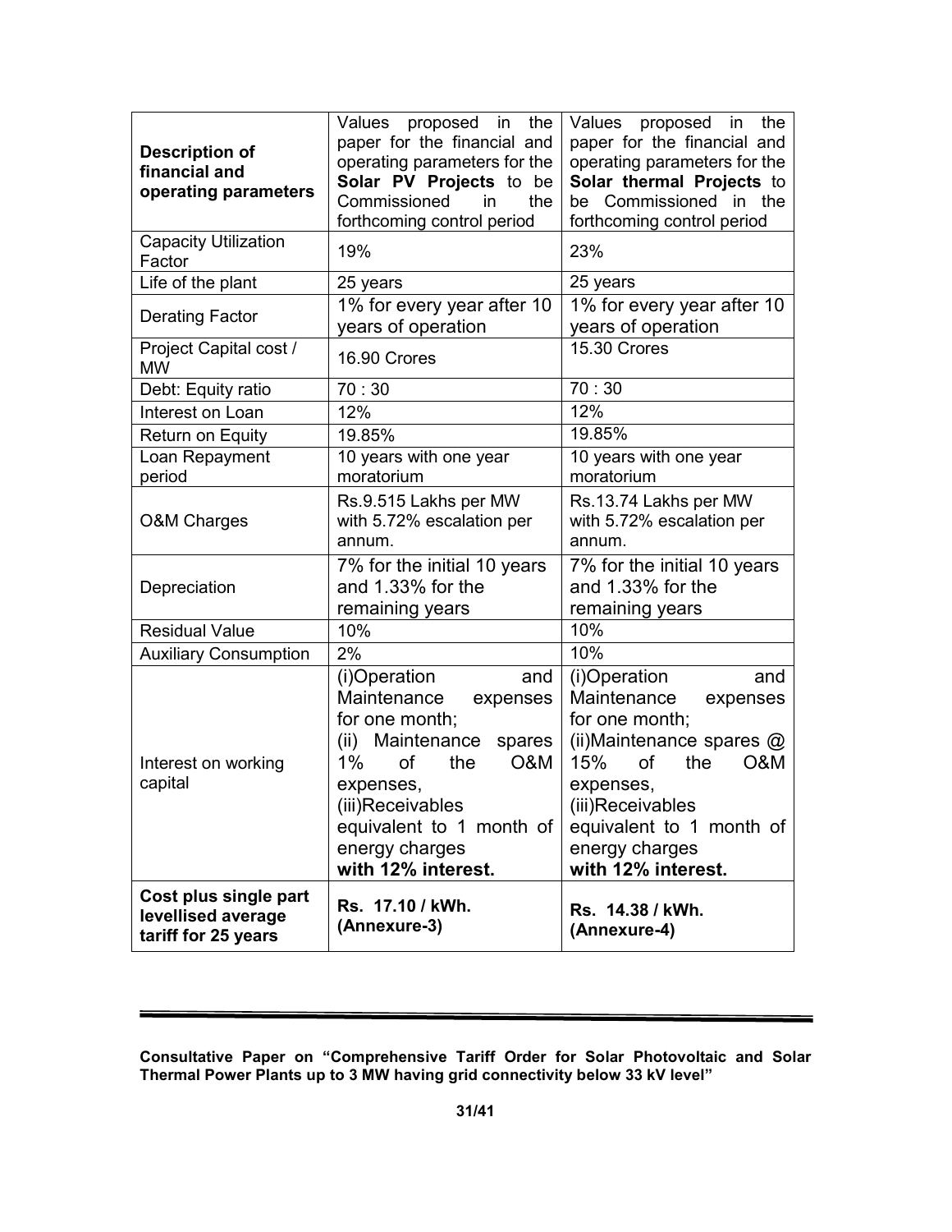| **Description of financial and operating parameters** | Values proposed in the paper for the financial and operating parameters for the **Solar PV Projects** to be Commissioned in the forthcoming control period | Values proposed in the paper for the financial and operating parameters for the **Solar thermal Projects** to be Commissioned in the forthcoming control period |
|---|---|---|
| Capacity Utilization Factor | 19% | 23% |
| Life of the plant | 25 years | 25 years |
| Derating Factor | 1% for every year after 10 years of operation | 1% for every year after 10 years of operation |
| Project Capital cost / MW | 16.90 Crores | 15.30 Crores |
| Debt: Equity ratio | 70 : 30 | 70 : 30 |
| Interest on Loan | 12% | 12% |
| Return on Equity | 19.85% | 19.85% |
| Loan Repayment period | 10 years with one year moratorium | 10 years with one year moratorium |
| O&M Charges | Rs.9.515 Lakhs per MW with 5.72% escalation per annum. | Rs.13.74 Lakhs per MW with 5.72% escalation per annum. |
| Depreciation | 7% for the initial 10 years and 1.33% for the remaining years | 7% for the initial 10 years and 1.33% for the remaining years |
| Residual Value | 10% | 10% |
| Auxiliary Consumption | 2% | 10% |
| Interest on working capital | (i)Operation and Maintenance expenses for one month; (ii) Maintenance spares 1% of the O&M expenses, (iii)Receivables equivalent to 1 month of energy charges **with 12% interest.** | (i)Operation and Maintenance expenses for one month; (ii)Maintenance spares @ 15% of the O&M expenses, (iii)Receivables equivalent to 1 month of energy charges **with 12% interest.** |
| **Cost plus single part levellised average tariff for 25 years** | **Rs. 17.10 / kWh. (Annexure-3)** | **Rs. 14.38 / kWh. (Annexure-4)** |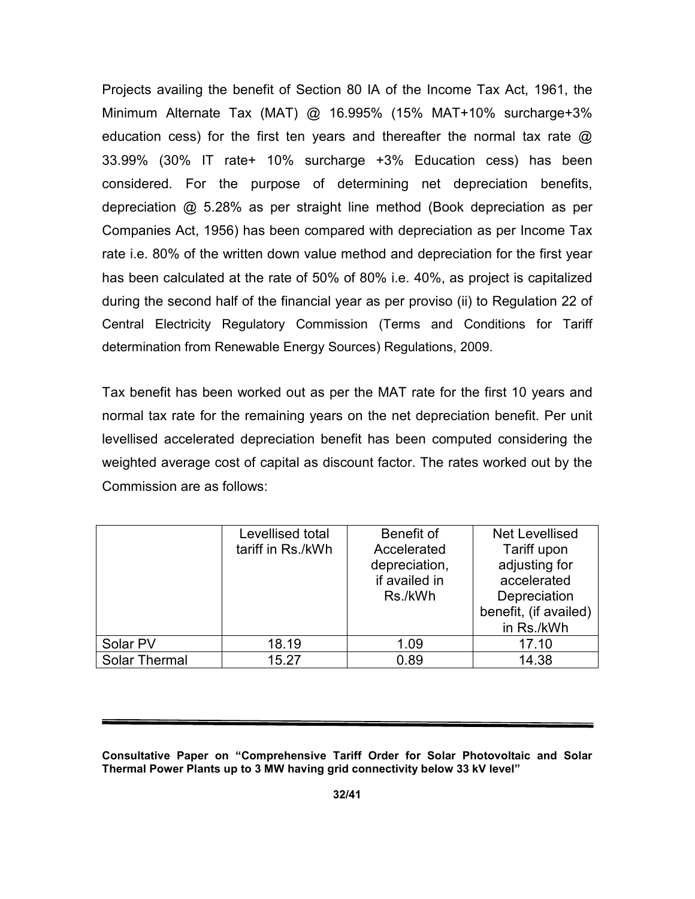Projects availing the benefit of Section 80 IA of the Income Tax Act, 1961, the Minimum Alternate Tax (MAT) @ 16.995% (15% MAT+10% surcharge+3% education cess) for the first ten years and thereafter the normal tax rate @ 33.99% (30% IT rate+ 10% surcharge +3% Education cess) has been considered. For the purpose of determining net depreciation benefits, depreciation @ 5.28% as per straight line method (Book depreciation as per Companies Act, 1956) has been compared with depreciation as per Income Tax rate i.e. 80% of the written down value method and depreciation for the first year has been calculated at the rate of 50% of 80% i.e. 40%, as project is capitalized during the second half of the financial year as per proviso (ii) to Regulation 22 of Central Electricity Regulatory Commission (Terms and Conditions for Tariff determination from Renewable Energy Sources) Regulations, 2009.

Tax benefit has been worked out as per the MAT rate for the first 10 years and normal tax rate for the remaining years on the net depreciation benefit. Per unit levellised accelerated depreciation benefit has been computed considering the weighted average cost of capital as discount factor. The rates worked out by the Commission are as follows:

| | Levellised total tariff in Rs./kWh | Benefit of Accelerated depreciation, if availed in Rs./kWh | Net Levellised Tariff upon adjusting for accelerated Depreciation benefit, (if availed) in Rs./kWh |
|---|---|---|---|
| Solar PV | 18.19 | 1.09 | 17.10 |
| Solar Thermal | 15.27 | 0.89 | 14.38 |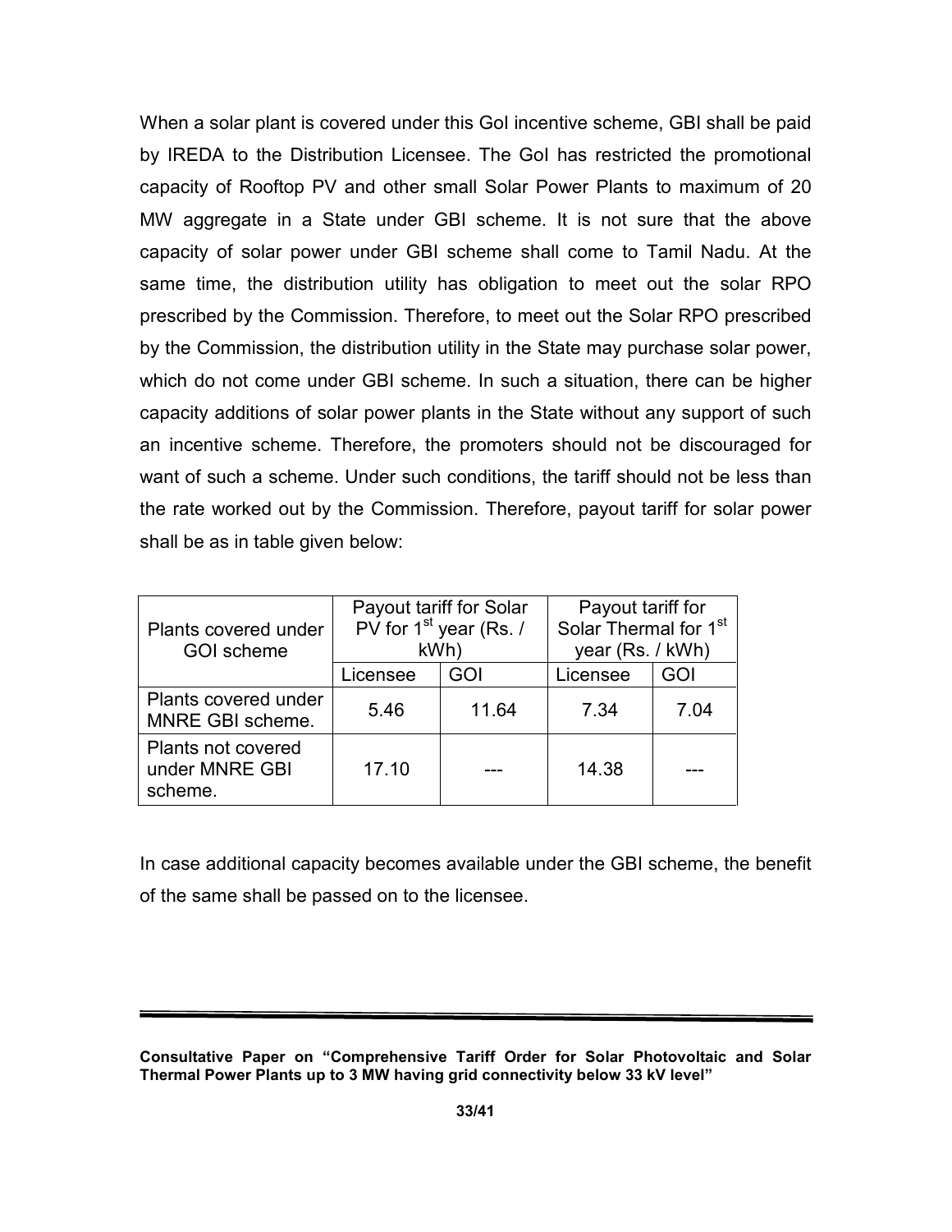When a solar plant is covered under this GoI incentive scheme, GBI shall be paid by IREDA to the Distribution Licensee. The GoI has restricted the promotional capacity of Rooftop PV and other small Solar Power Plants to maximum of 20 MW aggregate in a State under GBI scheme. It is not sure that the above capacity of solar power under GBI scheme shall come to Tamil Nadu. At the same time, the distribution utility has obligation to meet out the solar RPO prescribed by the Commission. Therefore, to meet out the Solar RPO prescribed by the Commission, the distribution utility in the State may purchase solar power, which do not come under GBI scheme. In such a situation, there can be higher capacity additions of solar power plants in the State without any support of such an incentive scheme. Therefore, the promoters should not be discouraged for want of such a scheme. Under such conditions, the tariff should not be less than the rate worked out by the Commission. Therefore, payout tariff for solar power shall be as in table given below:

| Plants covered under GOI scheme | Payout tariff for Solar PV for 1st year (Rs. / kWh) | | Payout tariff for Solar Thermal for 1st year (Rs. / kWh) | |
|---|---|---|---|---|
| | Licensee | GOI | Licensee | GOI |
| Plants covered under MNRE GBI scheme. | 5.46 | 11.64 | 7.34 | 7.04 |
| Plants not covered under MNRE GBI scheme. | 17.10 | --- | 14.38 | --- |

In case additional capacity becomes available under the GBI scheme, the benefit of the same shall be passed on to the licensee.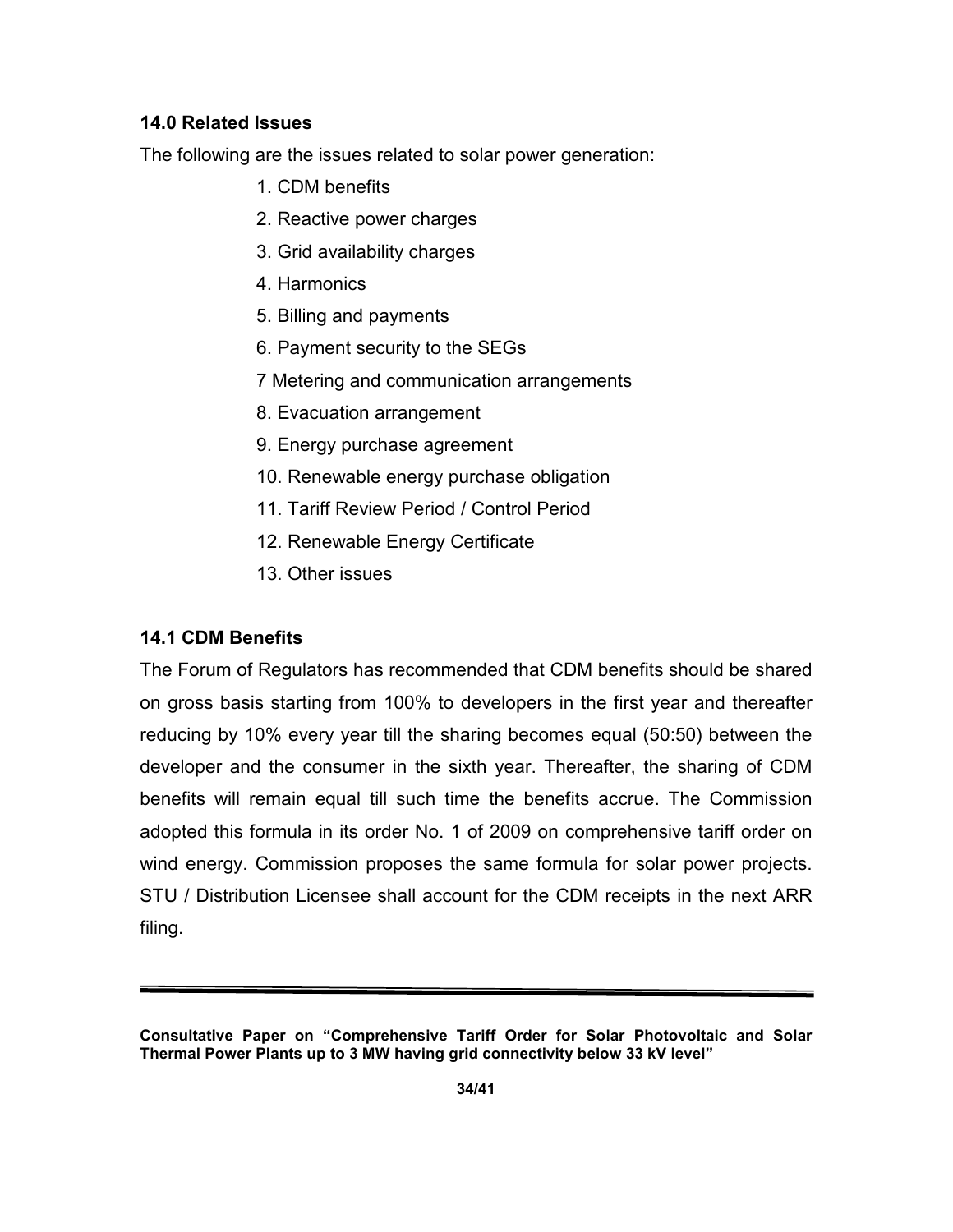## 14.0 Related Issues

The following are the issues related to solar power generation:

1. CDM benefits
2. Reactive power charges
3. Grid availability charges
4. Harmonics
5. Billing and payments
6. Payment security to the SEGs

7 Metering and communication arrangements

8. Evacuation arrangement
9. Energy purchase agreement
10. Renewable energy purchase obligation
11. Tariff Review Period / Control Period
12. Renewable Energy Certificate
13. Other issues

### 14.1 CDM Benefits

The Forum of Regulators has recommended that CDM benefits should be shared on gross basis starting from 100% to developers in the first year and thereafter reducing by 10% every year till the sharing becomes equal (50:50) between the developer and the consumer in the sixth year. Thereafter, the sharing of CDM benefits will remain equal till such time the benefits accrue. The Commission adopted this formula in its order No. 1 of 2009 on comprehensive tariff order on wind energy. Commission proposes the same formula for solar power projects. STU / Distribution Licensee shall account for the CDM receipts in the next ARR filing.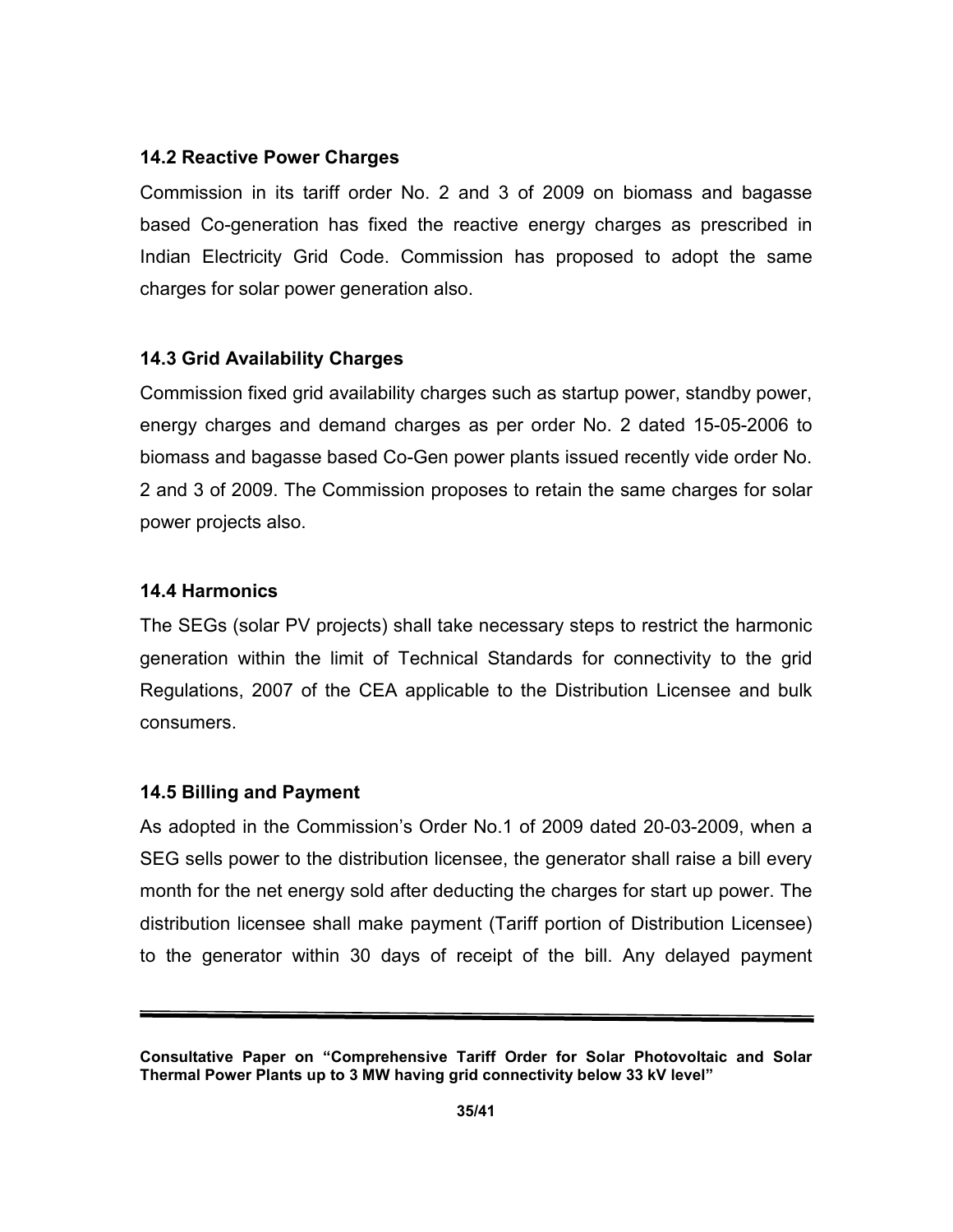### 14.2 Reactive Power Charges

Commission in its tariff order No. 2 and 3 of 2009 on biomass and bagasse based Co-generation has fixed the reactive energy charges as prescribed in Indian Electricity Grid Code. Commission has proposed to adopt the same charges for solar power generation also.

### 14.3 Grid Availability Charges

Commission fixed grid availability charges such as startup power, standby power, energy charges and demand charges as per order No. 2 dated 15-05-2006 to biomass and bagasse based Co-Gen power plants issued recently vide order No. 2 and 3 of 2009. The Commission proposes to retain the same charges for solar power projects also.

### 14.4 Harmonics

The SEGs (solar PV projects) shall take necessary steps to restrict the harmonic generation within the limit of Technical Standards for connectivity to the grid Regulations, 2007 of the CEA applicable to the Distribution Licensee and bulk consumers.

### 14.5 Billing and Payment

As adopted in the Commission's Order No.1 of 2009 dated 20-03-2009, when a SEG sells power to the distribution licensee, the generator shall raise a bill every month for the net energy sold after deducting the charges for start up power. The distribution licensee shall make payment (Tariff portion of Distribution Licensee) to the generator within 30 days of receipt of the bill. Any delayed payment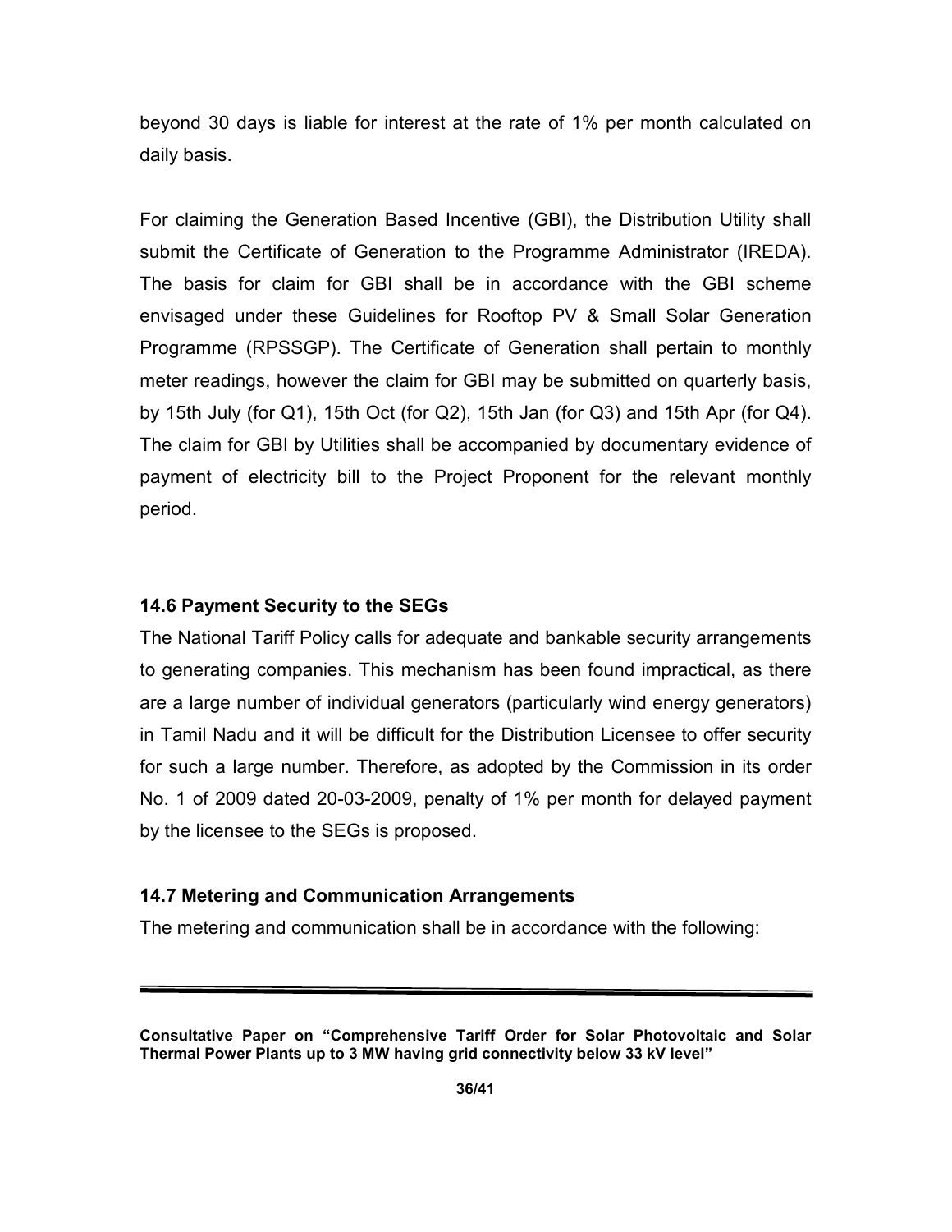beyond 30 days is liable for interest at the rate of 1% per month calculated on daily basis.

For claiming the Generation Based Incentive (GBI), the Distribution Utility shall submit the Certificate of Generation to the Programme Administrator (IREDA). The basis for claim for GBI shall be in accordance with the GBI scheme envisaged under these Guidelines for Rooftop PV & Small Solar Generation Programme (RPSSGP). The Certificate of Generation shall pertain to monthly meter readings, however the claim for GBI may be submitted on quarterly basis, by 15th July (for Q1), 15th Oct (for Q2), 15th Jan (for Q3) and 15th Apr (for Q4). The claim for GBI by Utilities shall be accompanied by documentary evidence of payment of electricity bill to the Project Proponent for the relevant monthly period.

### 14.6 Payment Security to the SEGs

The National Tariff Policy calls for adequate and bankable security arrangements to generating companies. This mechanism has been found impractical, as there are a large number of individual generators (particularly wind energy generators) in Tamil Nadu and it will be difficult for the Distribution Licensee to offer security for such a large number. Therefore, as adopted by the Commission in its order No. 1 of 2009 dated 20-03-2009, penalty of 1% per month for delayed payment by the licensee to the SEGs is proposed.

### 14.7 Metering and Communication Arrangements

The metering and communication shall be in accordance with the following: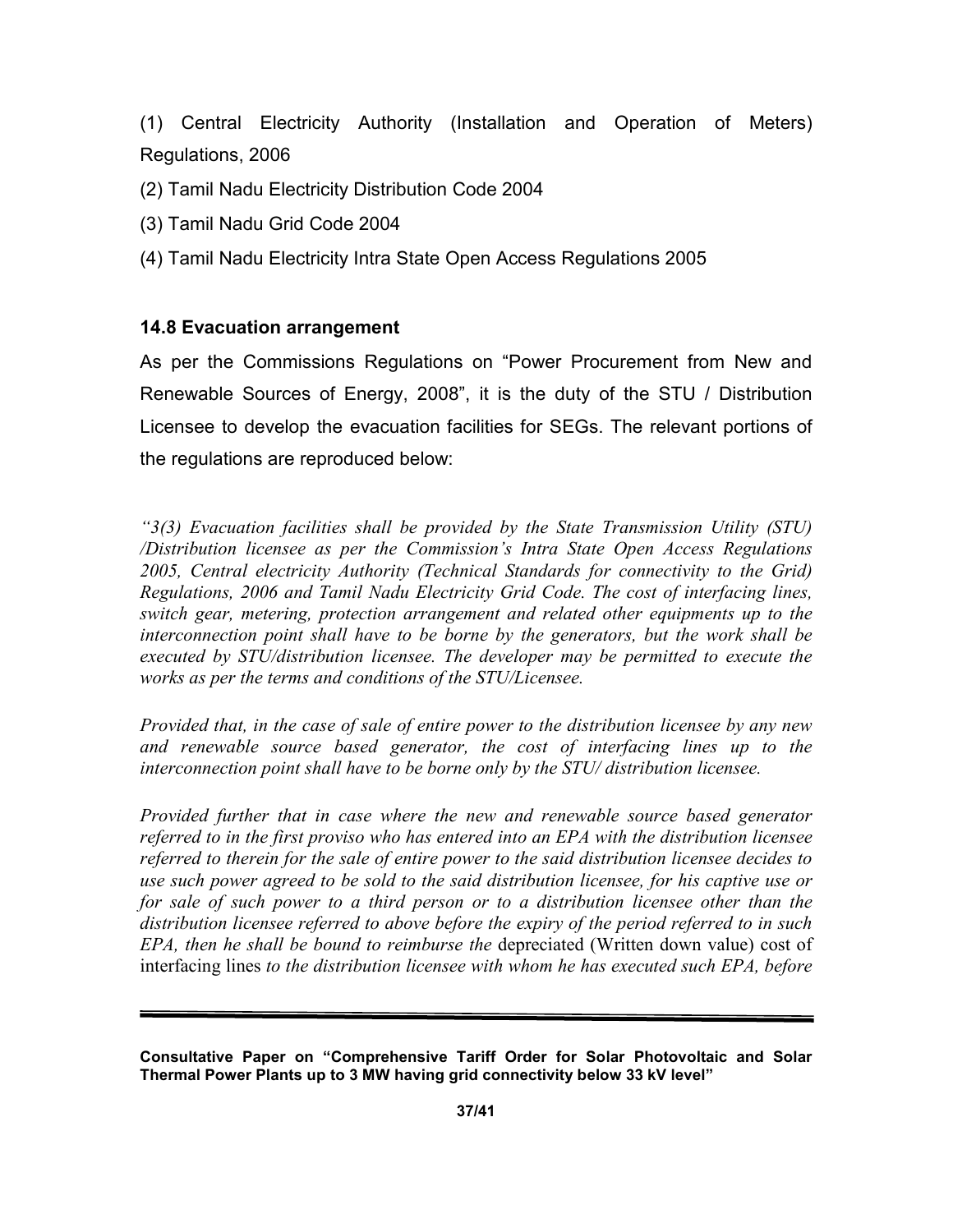(1) Central Electricity Authority (Installation and Operation of Meters) Regulations, 2006

(2) Tamil Nadu Electricity Distribution Code 2004

(3) Tamil Nadu Grid Code 2004

(4) Tamil Nadu Electricity Intra State Open Access Regulations 2005

### 14.8 Evacuation arrangement

As per the Commissions Regulations on “Power Procurement from New and Renewable Sources of Energy, 2008”, it is the duty of the STU / Distribution Licensee to develop the evacuation facilities for SEGs. The relevant portions of the regulations are reproduced below:

*“3(3) Evacuation facilities shall be provided by the State Transmission Utility (STU) /Distribution licensee as per the Commission’s Intra State Open Access Regulations 2005, Central electricity Authority (Technical Standards for connectivity to the Grid) Regulations, 2006 and Tamil Nadu Electricity Grid Code. The cost of interfacing lines, switch gear, metering, protection arrangement and related other equipments up to the interconnection point shall have to be borne by the generators, but the work shall be executed by STU/distribution licensee. The developer may be permitted to execute the works as per the terms and conditions of the STU/Licensee.*

*Provided that, in the case of sale of entire power to the distribution licensee by any new and renewable source based generator, the cost of interfacing lines up to the interconnection point shall have to be borne only by the STU/ distribution licensee.*

*Provided further that in case where the new and renewable source based generator referred to in the first proviso who has entered into an EPA with the distribution licensee referred to therein for the sale of entire power to the said distribution licensee decides to use such power agreed to be sold to the said distribution licensee, for his captive use or for sale of such power to a third person or to a distribution licensee other than the distribution licensee referred to above before the expiry of the period referred to in such EPA, then he shall be bound to reimburse the* depreciated (Written down value) cost of interfacing lines *to the distribution licensee with whom he has executed such EPA, before*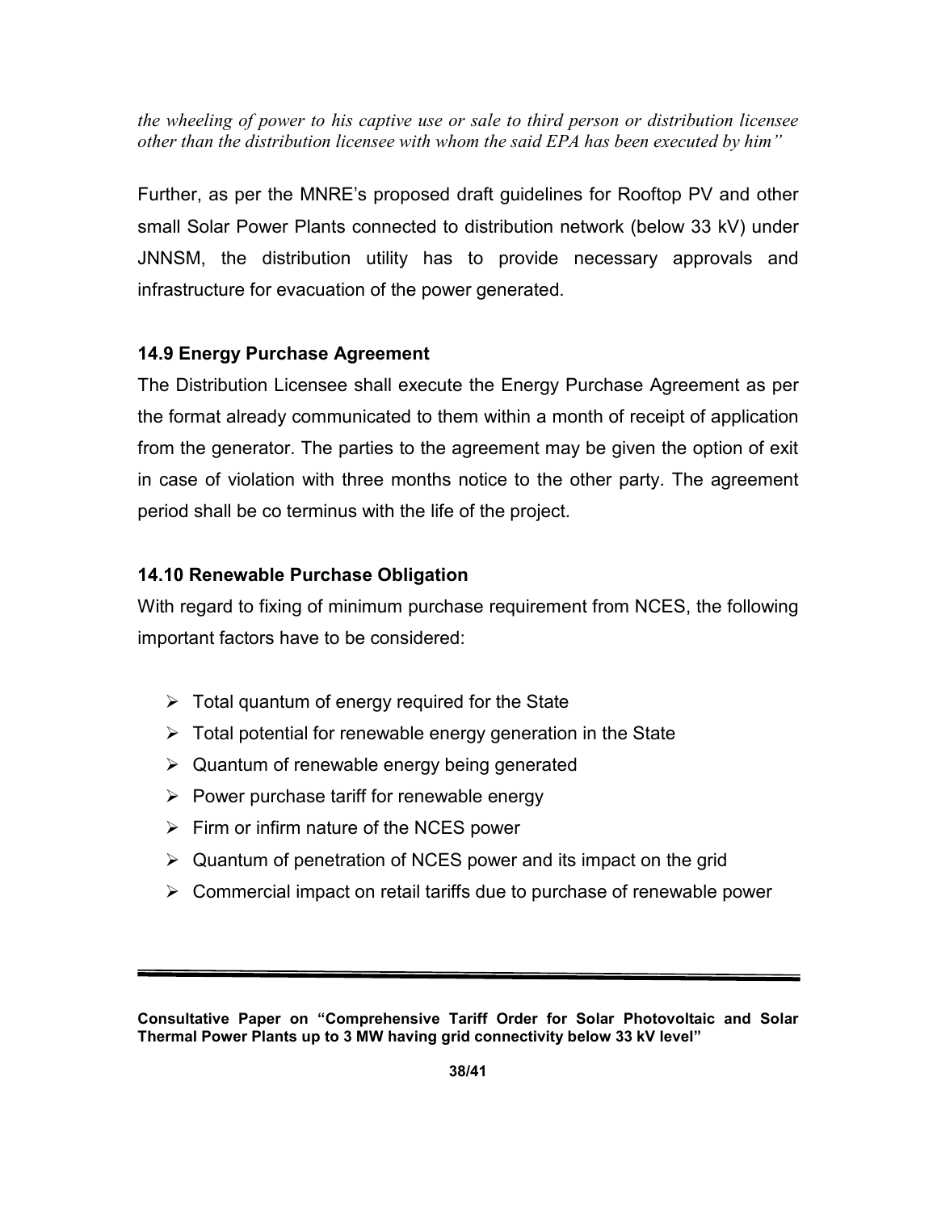*the wheeling of power to his captive use or sale to third person or distribution licensee other than the distribution licensee with whom the said EPA has been executed by him”*

Further, as per the MNRE’s proposed draft guidelines for Rooftop PV and other small Solar Power Plants connected to distribution network (below 33 kV) under JNNSM, the distribution utility has to provide necessary approvals and infrastructure for evacuation of the power generated.

### 14.9 Energy Purchase Agreement

The Distribution Licensee shall execute the Energy Purchase Agreement as per the format already communicated to them within a month of receipt of application from the generator. The parties to the agreement may be given the option of exit in case of violation with three months notice to the other party. The agreement period shall be co terminus with the life of the project.

### 14.10 Renewable Purchase Obligation

With regard to fixing of minimum purchase requirement from NCES, the following important factors have to be considered:

- Total quantum of energy required for the State
- Total potential for renewable energy generation in the State
- Quantum of renewable energy being generated
- Power purchase tariff for renewable energy
- Firm or infirm nature of the NCES power
- Quantum of penetration of NCES power and its impact on the grid
- Commercial impact on retail tariffs due to purchase of renewable power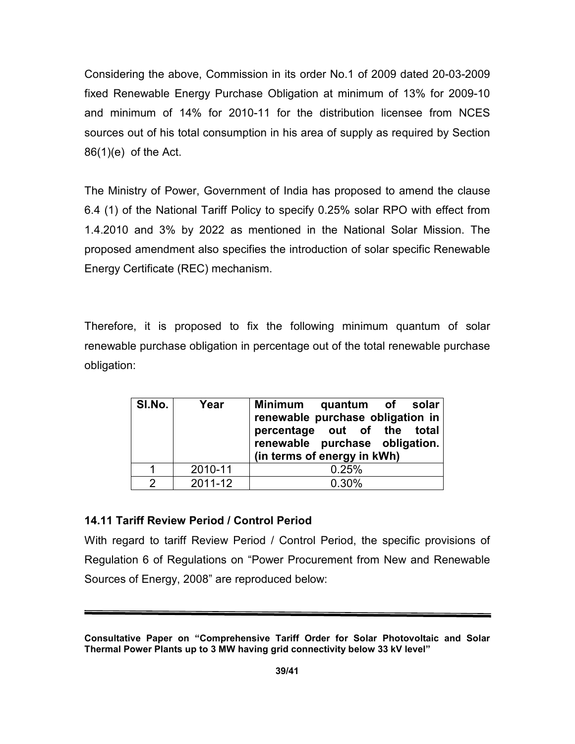Considering the above, Commission in its order No.1 of 2009 dated 20-03-2009 fixed Renewable Energy Purchase Obligation at minimum of 13% for 2009-10 and minimum of 14% for 2010-11 for the distribution licensee from NCES sources out of his total consumption in his area of supply as required by Section 86(1)(e) of the Act.

The Ministry of Power, Government of India has proposed to amend the clause 6.4 (1) of the National Tariff Policy to specify 0.25% solar RPO with effect from 1.4.2010 and 3% by 2022 as mentioned in the National Solar Mission. The proposed amendment also specifies the introduction of solar specific Renewable Energy Certificate (REC) mechanism.

Therefore, it is proposed to fix the following minimum quantum of solar renewable purchase obligation in percentage out of the total renewable purchase obligation:

| Sl.No. | Year | Minimum quantum of solar renewable purchase obligation in percentage out of the total renewable purchase obligation. (in terms of energy in kWh) |
|---|---|---|
| 1 | 2010-11 | 0.25% |
| 2 | 2011-12 | 0.30% |

### 14.11 Tariff Review Period / Control Period

With regard to tariff Review Period / Control Period, the specific provisions of Regulation 6 of Regulations on "Power Procurement from New and Renewable Sources of Energy, 2008" are reproduced below: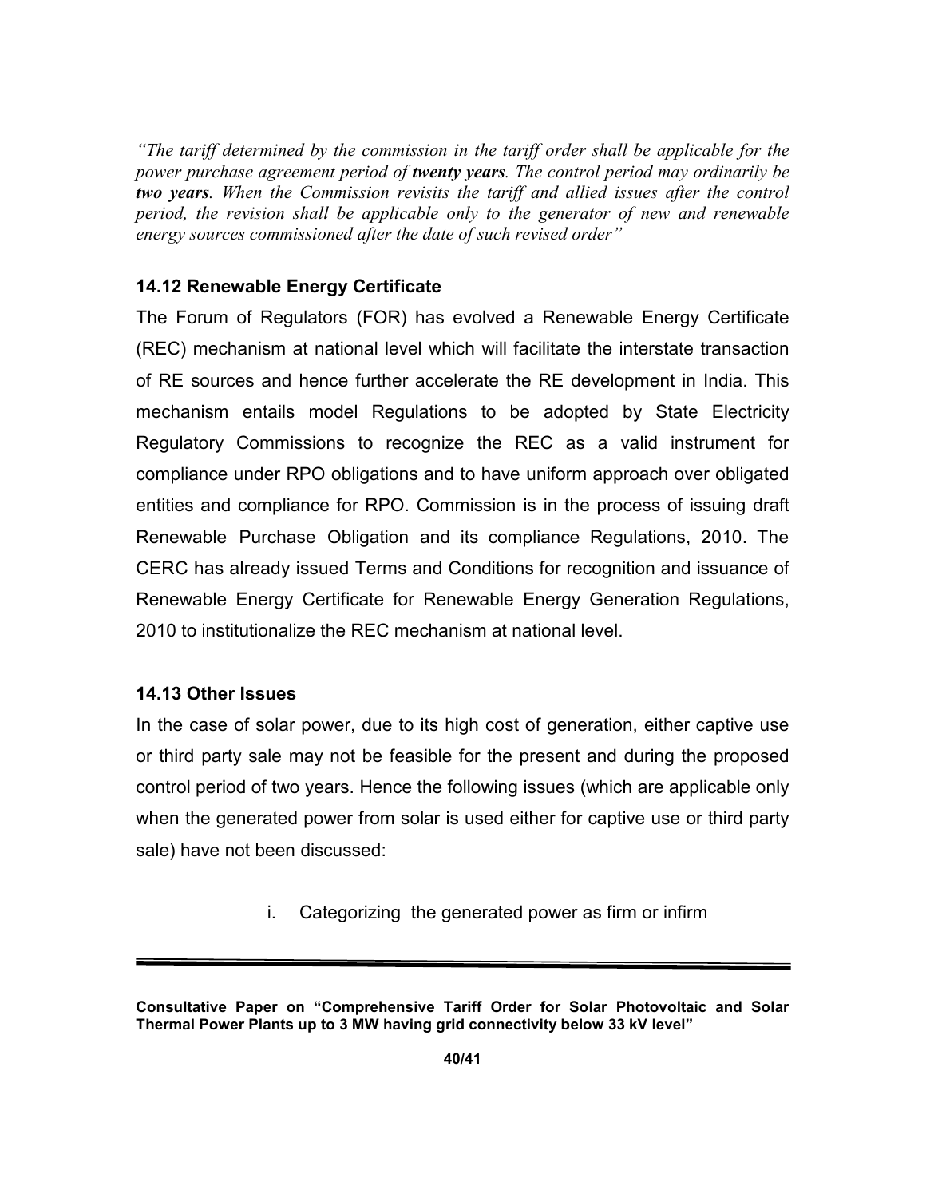*"The tariff determined by the commission in the tariff order shall be applicable for the power purchase agreement period of **twenty years**. The control period may ordinarily be **two years**. When the Commission revisits the tariff and allied issues after the control period, the revision shall be applicable only to the generator of new and renewable energy sources commissioned after the date of such revised order"*

### 14.12 Renewable Energy Certificate

The Forum of Regulators (FOR) has evolved a Renewable Energy Certificate (REC) mechanism at national level which will facilitate the interstate transaction of RE sources and hence further accelerate the RE development in India. This mechanism entails model Regulations to be adopted by State Electricity Regulatory Commissions to recognize the REC as a valid instrument for compliance under RPO obligations and to have uniform approach over obligated entities and compliance for RPO. Commission is in the process of issuing draft Renewable Purchase Obligation and its compliance Regulations, 2010. The CERC has already issued Terms and Conditions for recognition and issuance of Renewable Energy Certificate for Renewable Energy Generation Regulations, 2010 to institutionalize the REC mechanism at national level.

### 14.13 Other Issues

In the case of solar power, due to its high cost of generation, either captive use or third party sale may not be feasible for the present and during the proposed control period of two years. Hence the following issues (which are applicable only when the generated power from solar is used either for captive use or third party sale) have not been discussed:

i. Categorizing the generated power as firm or infirm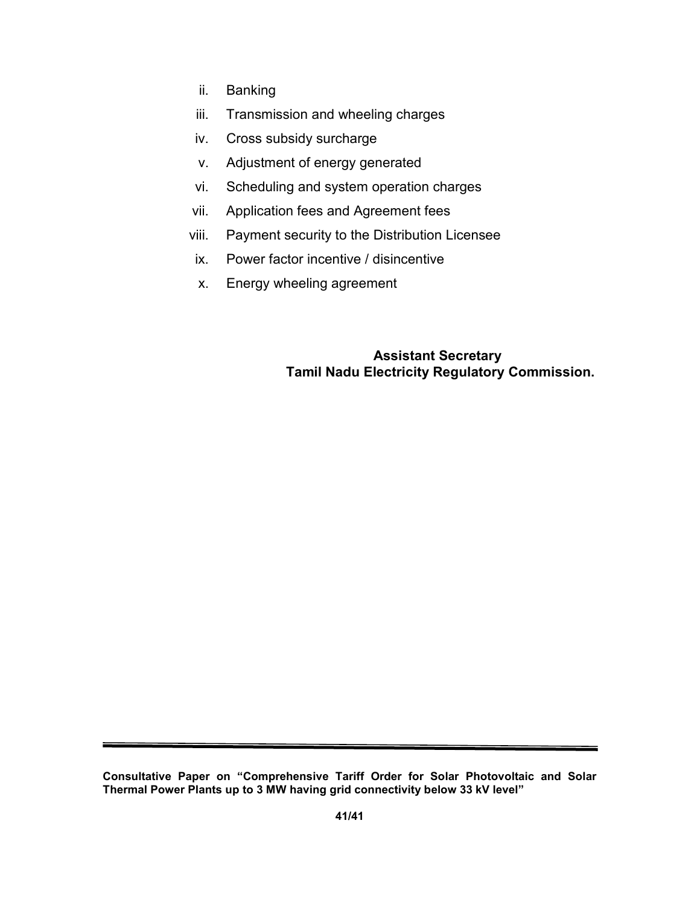ii. Banking
iii. Transmission and wheeling charges
iv. Cross subsidy surcharge
v. Adjustment of energy generated
vi. Scheduling and system operation charges
vii. Application fees and Agreement fees
viii. Payment security to the Distribution Licensee
ix. Power factor incentive / disincentive
x. Energy wheeling agreement

**Assistant Secretary**
**Tamil Nadu Electricity Regulatory Commission.**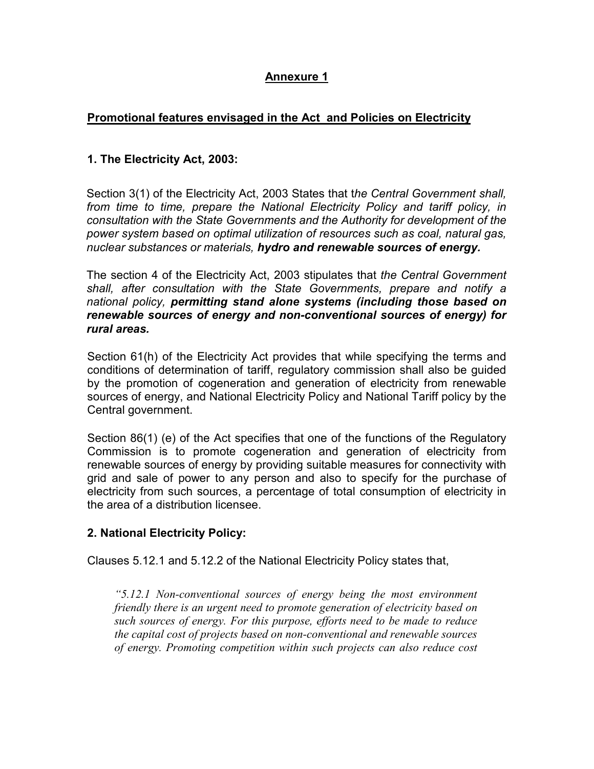# Annexure 1

## Promotional features envisaged in the Act and Policies on Electricity

### 1. The Electricity Act, 2003:

Section 3(1) of the Electricity Act, 2003 States that t*he Central Government shall, from time to time, prepare the National Electricity Policy and tariff policy, in consultation with the State Governments and the Authority for development of the power system based on optimal utilization of resources such as coal, natural gas, nuclear substances or materials, **hydro and renewable sources of energy.***

The section 4 of the Electricity Act, 2003 stipulates that *the Central Government shall, after consultation with the State Governments, prepare and notify a national policy, **permitting stand alone systems (including those based on renewable sources of energy and non-conventional sources of energy) for rural areas.***

Section 61(h) of the Electricity Act provides that while specifying the terms and conditions of determination of tariff, regulatory commission shall also be guided by the promotion of cogeneration and generation of electricity from renewable sources of energy, and National Electricity Policy and National Tariff policy by the Central government.

Section 86(1) (e) of the Act specifies that one of the functions of the Regulatory Commission is to promote cogeneration and generation of electricity from renewable sources of energy by providing suitable measures for connectivity with grid and sale of power to any person and also to specify for the purchase of electricity from such sources, a percentage of total consumption of electricity in the area of a distribution licensee.

### 2. National Electricity Policy:

Clauses 5.12.1 and 5.12.2 of the National Electricity Policy states that,

> *"5.12.1 Non-conventional sources of energy being the most environment friendly there is an urgent need to promote generation of electricity based on such sources of energy. For this purpose, efforts need to be made to reduce the capital cost of projects based on non-conventional and renewable sources of energy. Promoting competition within such projects can also reduce cost*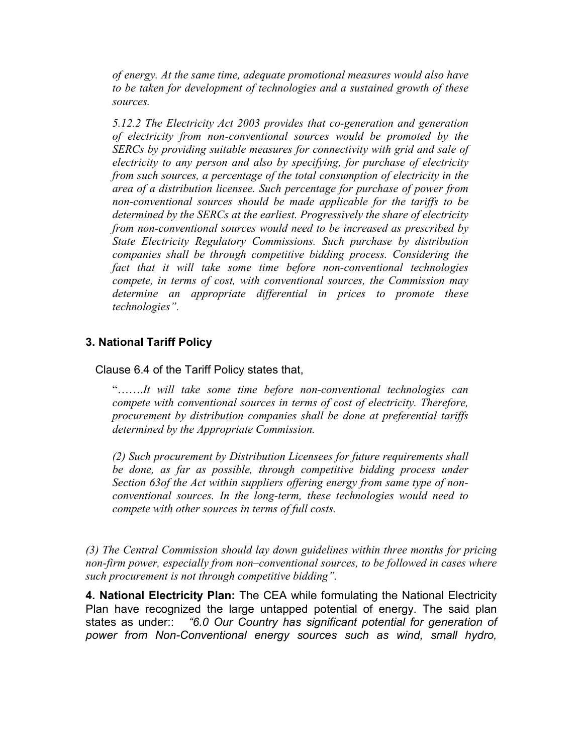*of energy. At the same time, adequate promotional measures would also have to be taken for development of technologies and a sustained growth of these sources.*

*5.12.2 The Electricity Act 2003 provides that co-generation and generation of electricity from non-conventional sources would be promoted by the SERCs by providing suitable measures for connectivity with grid and sale of electricity to any person and also by specifying, for purchase of electricity from such sources, a percentage of the total consumption of electricity in the area of a distribution licensee. Such percentage for purchase of power from non-conventional sources should be made applicable for the tariffs to be determined by the SERCs at the earliest. Progressively the share of electricity from non-conventional sources would need to be increased as prescribed by State Electricity Regulatory Commissions. Such purchase by distribution companies shall be through competitive bidding process. Considering the fact that it will take some time before non-conventional technologies compete, in terms of cost, with conventional sources, the Commission may determine an appropriate differential in prices to promote these technologies".*

### 3. National Tariff Policy

Clause 6.4 of the Tariff Policy states that,

"*…….It will take some time before non-conventional technologies can compete with conventional sources in terms of cost of electricity. Therefore, procurement by distribution companies shall be done at preferential tariffs determined by the Appropriate Commission.*

*(2) Such procurement by Distribution Licensees for future requirements shall be done, as far as possible, through competitive bidding process under Section 63of the Act within suppliers offering energy from same type of non-conventional sources. In the long-term, these technologies would need to compete with other sources in terms of full costs.*

*(3) The Central Commission should lay down guidelines within three months for pricing non-firm power, especially from non–conventional sources, to be followed in cases where such procurement is not through competitive bidding".*

**4. National Electricity Plan:** The CEA while formulating the National Electricity Plan have recognized the large untapped potential of energy. The said plan states as under:: *"6.0 Our Country has significant potential for generation of power from Non-Conventional energy sources such as wind, small hydro,*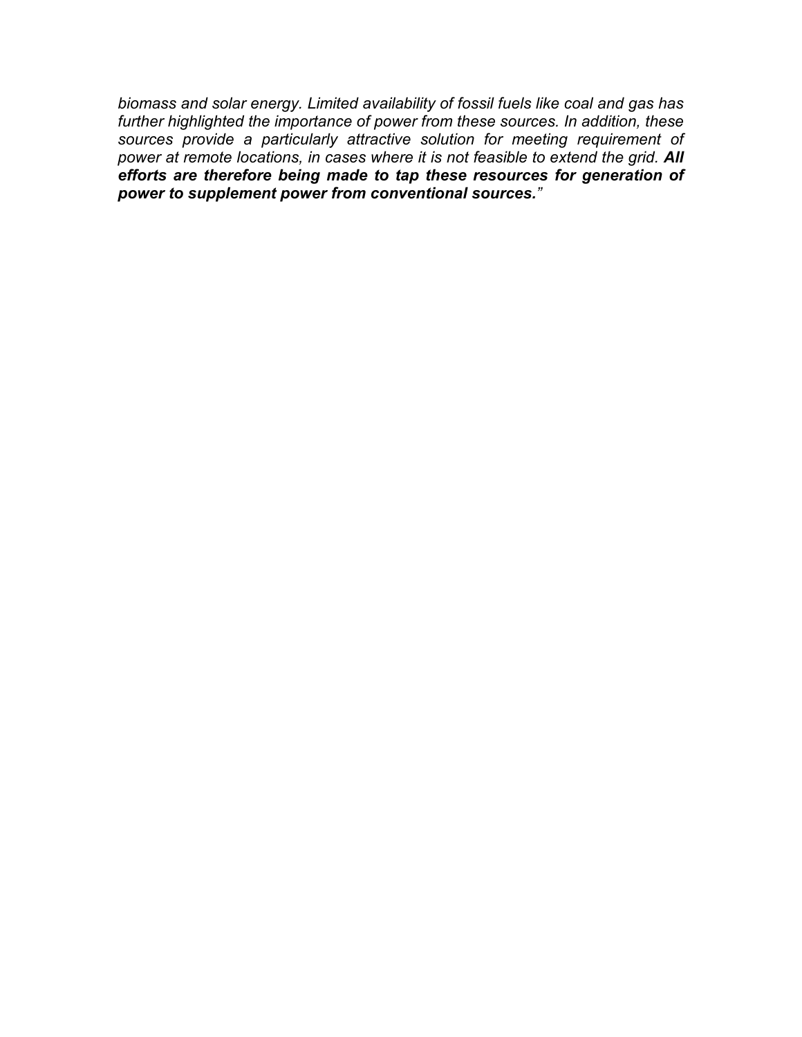*biomass and solar energy. Limited availability of fossil fuels like coal and gas has further highlighted the importance of power from these sources. In addition, these sources provide a particularly attractive solution for meeting requirement of power at remote locations, in cases where it is not feasible to extend the grid.* ***All efforts are therefore being made to tap these resources for generation of power to supplement power from conventional sources.****"*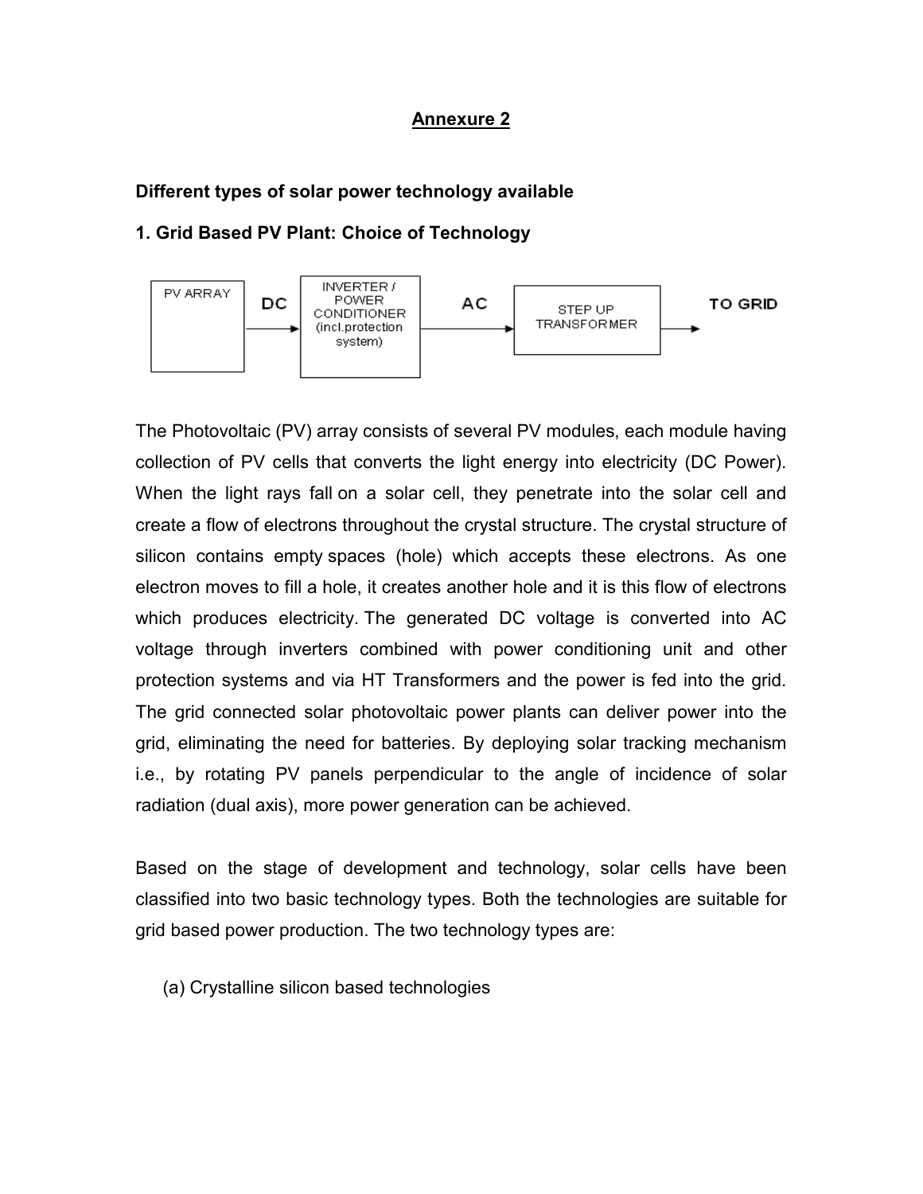## Annexure 2

**Different types of solar power technology available**

**1. Grid Based PV Plant: Choice of Technology**

PV ARRAY → DC → INVERTER / POWER CONDITIONER (incl.protection system) → AC → STEP UP TRANSFORMER → TO GRID

The Photovoltaic (PV) array consists of several PV modules, each module having collection of PV cells that converts the light energy into electricity (DC Power). When the light rays fall on a solar cell, they penetrate into the solar cell and create a flow of electrons throughout the crystal structure. The crystal structure of silicon contains empty spaces (hole) which accepts these electrons. As one electron moves to fill a hole, it creates another hole and it is this flow of electrons which produces electricity. The generated DC voltage is converted into AC voltage through inverters combined with power conditioning unit and other protection systems and via HT Transformers and the power is fed into the grid. The grid connected solar photovoltaic power plants can deliver power into the grid, eliminating the need for batteries. By deploying solar tracking mechanism i.e., by rotating PV panels perpendicular to the angle of incidence of solar radiation (dual axis), more power generation can be achieved.

Based on the stage of development and technology, solar cells have been classified into two basic technology types. Both the technologies are suitable for grid based power production. The two technology types are:

(a) Crystalline silicon based technologies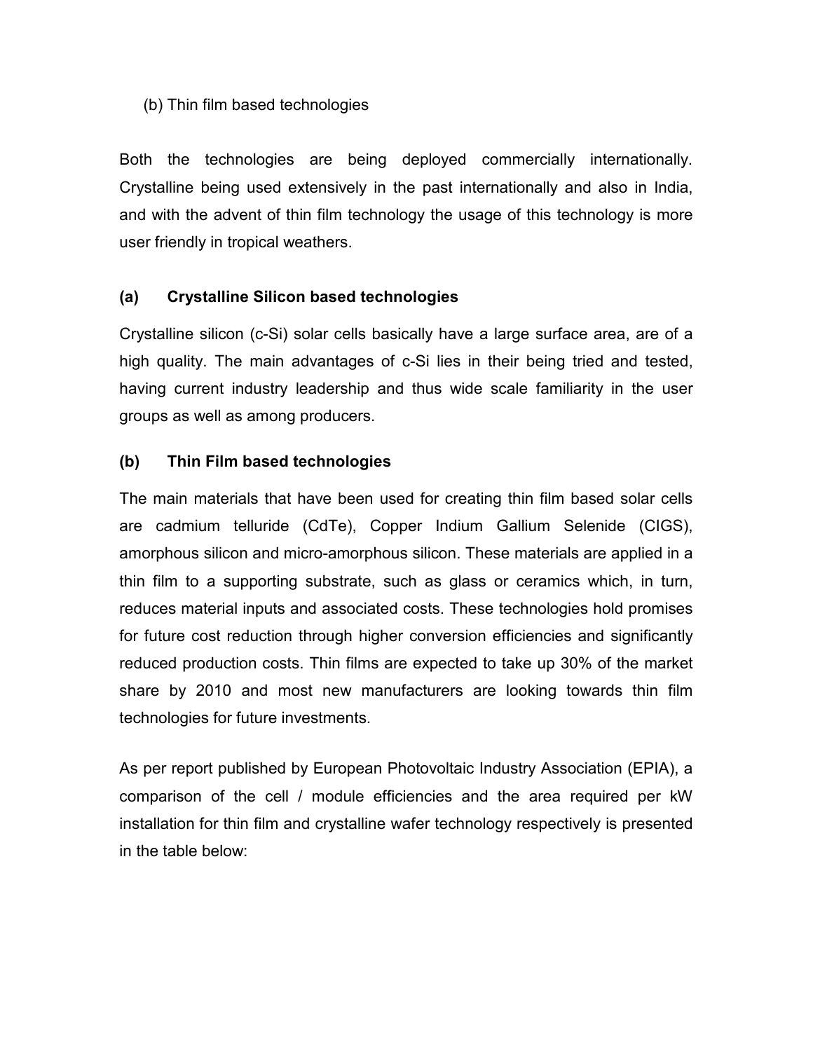(b) Thin film based technologies

Both the technologies are being deployed commercially internationally. Crystalline being used extensively in the past internationally and also in India, and with the advent of thin film technology the usage of this technology is more user friendly in tropical weathers.

**(a) Crystalline Silicon based technologies**

Crystalline silicon (c-Si) solar cells basically have a large surface area, are of a high quality. The main advantages of c-Si lies in their being tried and tested, having current industry leadership and thus wide scale familiarity in the user groups as well as among producers.

**(b) Thin Film based technologies**

The main materials that have been used for creating thin film based solar cells are cadmium telluride (CdTe), Copper Indium Gallium Selenide (CIGS), amorphous silicon and micro-amorphous silicon. These materials are applied in a thin film to a supporting substrate, such as glass or ceramics which, in turn, reduces material inputs and associated costs. These technologies hold promises for future cost reduction through higher conversion efficiencies and significantly reduced production costs. Thin films are expected to take up 30% of the market share by 2010 and most new manufacturers are looking towards thin film technologies for future investments.

As per report published by European Photovoltaic Industry Association (EPIA), a comparison of the cell / module efficiencies and the area required per kW installation for thin film and crystalline wafer technology respectively is presented in the table below: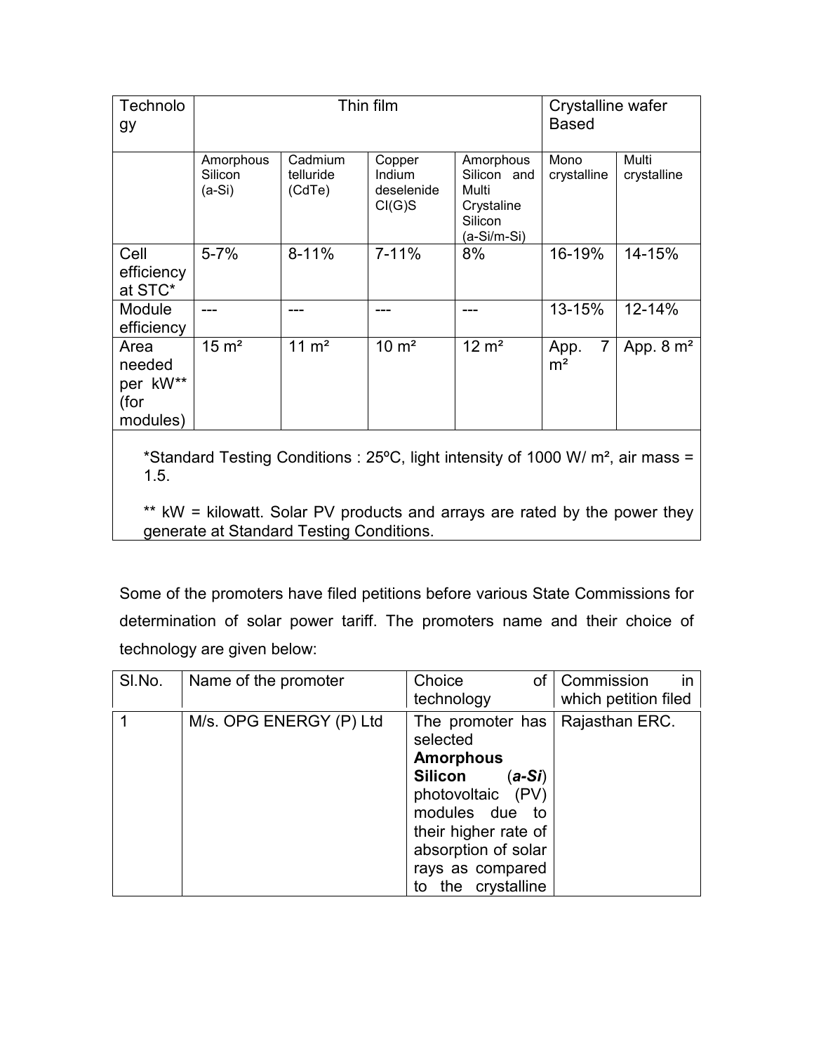| Technology | Thin film | | | | Crystalline wafer Based | |
|---|---|---|---|---|---|---|
| | Amorphous Silicon (a-Si) | Cadmium telluride (CdTe) | Copper Indium deselenide CI(G)S | Amorphous Silicon and Multi Crystaline Silicon (a-Si/m-Si) | Mono crystalline | Multi crystalline |
| Cell efficiency at STC* | 5-7% | 8-11% | 7-11% | 8% | 16-19% | 14-15% |
| Module efficiency | --- | --- | --- | --- | 13-15% | 12-14% |
| Area needed per kW** (for modules) | 15 m² | 11 m² | 10 m² | 12 m² | App. 7 m² | App. 8 m² |

*Standard Testing Conditions : 25ºC, light intensity of 1000 W/ m², air mass = 1.5.

** kW = kilowatt. Solar PV products and arrays are rated by the power they generate at Standard Testing Conditions.

Some of the promoters have filed petitions before various State Commissions for determination of solar power tariff. The promoters name and their choice of technology are given below:

| Sl.No. | Name of the promoter | Choice of technology | Commission in which petition filed |
|---|---|---|---|
| 1 | M/s. OPG ENERGY (P) Ltd | The promoter has selected **Amorphous Silicon** (***a-Si***) photovoltaic (PV) modules due to their higher rate of absorption of solar rays as compared to the crystalline | Rajasthan ERC. |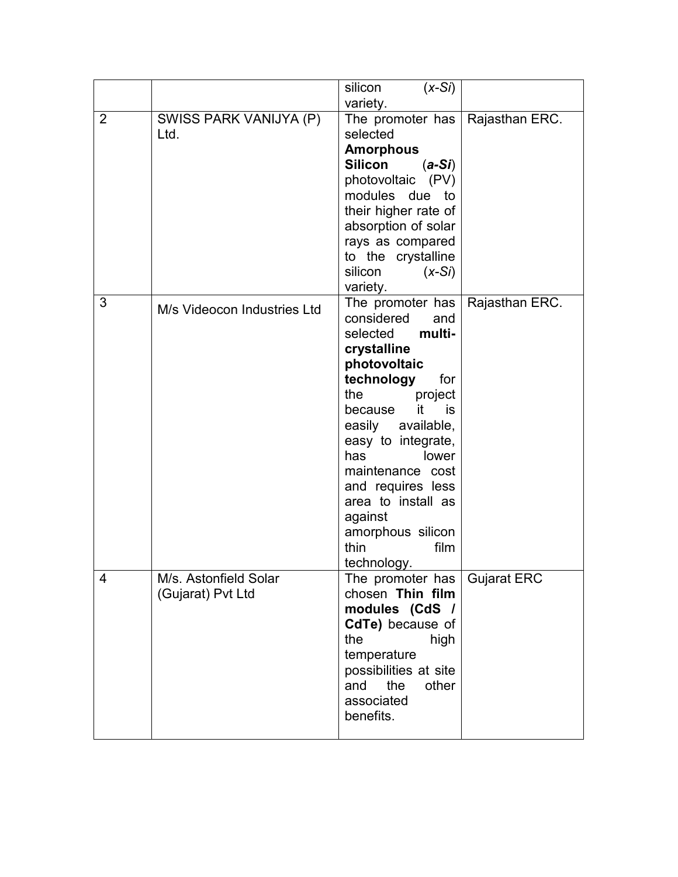| | | | |
|---|---|---|---|
| | | silicon (*x-Si*) variety. | |
| 2 | SWISS PARK VANIJYA (P) Ltd. | The promoter has selected **Amorphous Silicon** (***a-Si***) photovoltaic (PV) modules due to their higher rate of absorption of solar rays as compared to the crystalline silicon (*x-Si*) variety. | Rajasthan ERC. |
| 3 | M/s Videocon Industries Ltd | The promoter has considered and selected **multi-crystalline photovoltaic technology** for the project because it is easily available, easy to integrate, has lower maintenance cost and requires less area to install as against amorphous silicon thin film technology. | Rajasthan ERC. |
| 4 | M/s. Astonfield Solar (Gujarat) Pvt Ltd | The promoter has chosen **Thin film modules (CdS / CdTe)** because of the high temperature possibilities at site and the other associated benefits. | Gujarat ERC |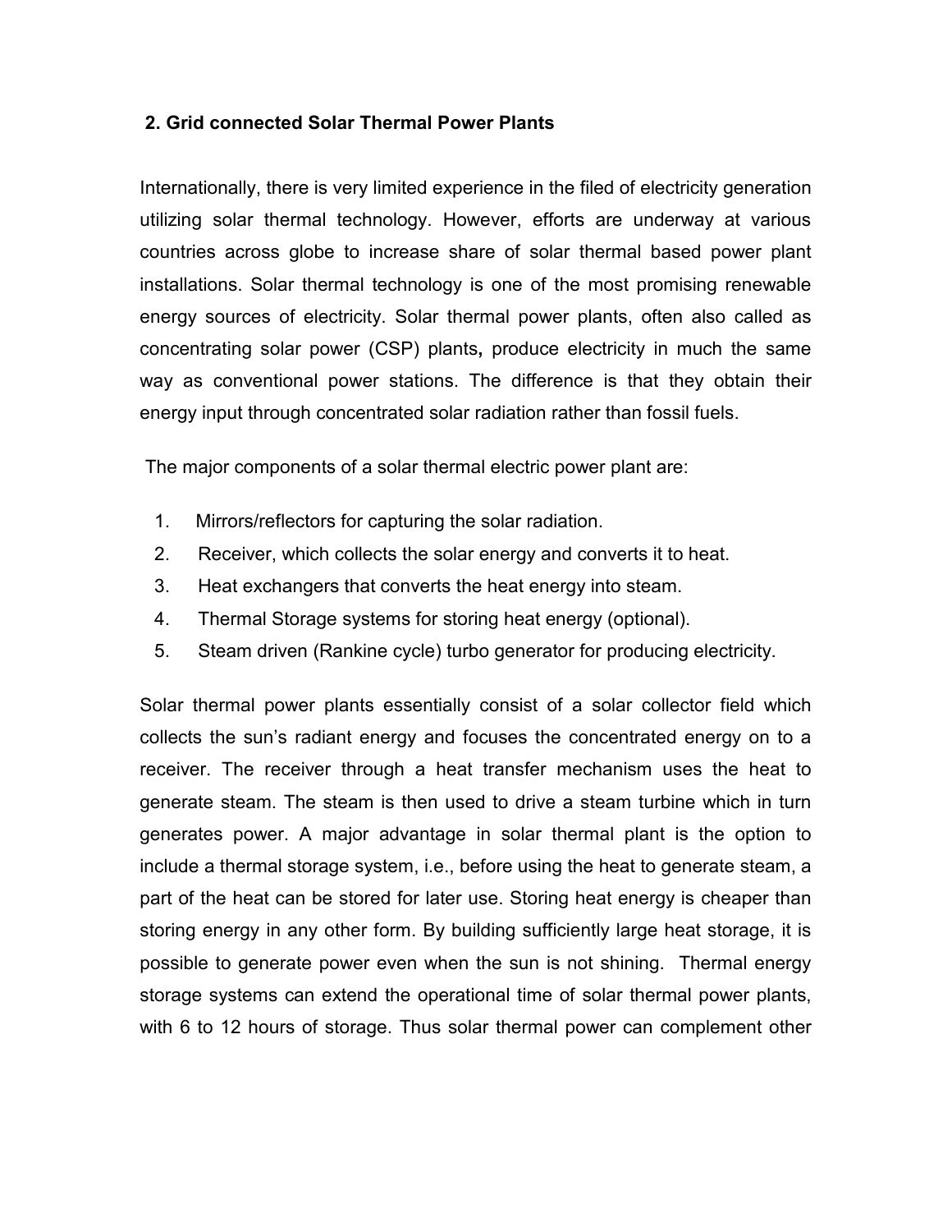## 2. Grid connected Solar Thermal Power Plants

Internationally, there is very limited experience in the filed of electricity generation utilizing solar thermal technology. However, efforts are underway at various countries across globe to increase share of solar thermal based power plant installations. Solar thermal technology is one of the most promising renewable energy sources of electricity. Solar thermal power plants, often also called as concentrating solar power (CSP) plants**,** produce electricity in much the same way as conventional power stations. The difference is that they obtain their energy input through concentrated solar radiation rather than fossil fuels.

The major components of a solar thermal electric power plant are:

1. Mirrors/reflectors for capturing the solar radiation.
2. Receiver, which collects the solar energy and converts it to heat.
3. Heat exchangers that converts the heat energy into steam.
4. Thermal Storage systems for storing heat energy (optional).
5. Steam driven (Rankine cycle) turbo generator for producing electricity.

Solar thermal power plants essentially consist of a solar collector field which collects the sun's radiant energy and focuses the concentrated energy on to a receiver. The receiver through a heat transfer mechanism uses the heat to generate steam. The steam is then used to drive a steam turbine which in turn generates power. A major advantage in solar thermal plant is the option to include a thermal storage system, i.e., before using the heat to generate steam, a part of the heat can be stored for later use. Storing heat energy is cheaper than storing energy in any other form. By building sufficiently large heat storage, it is possible to generate power even when the sun is not shining. Thermal energy storage systems can extend the operational time of solar thermal power plants, with 6 to 12 hours of storage. Thus solar thermal power can complement other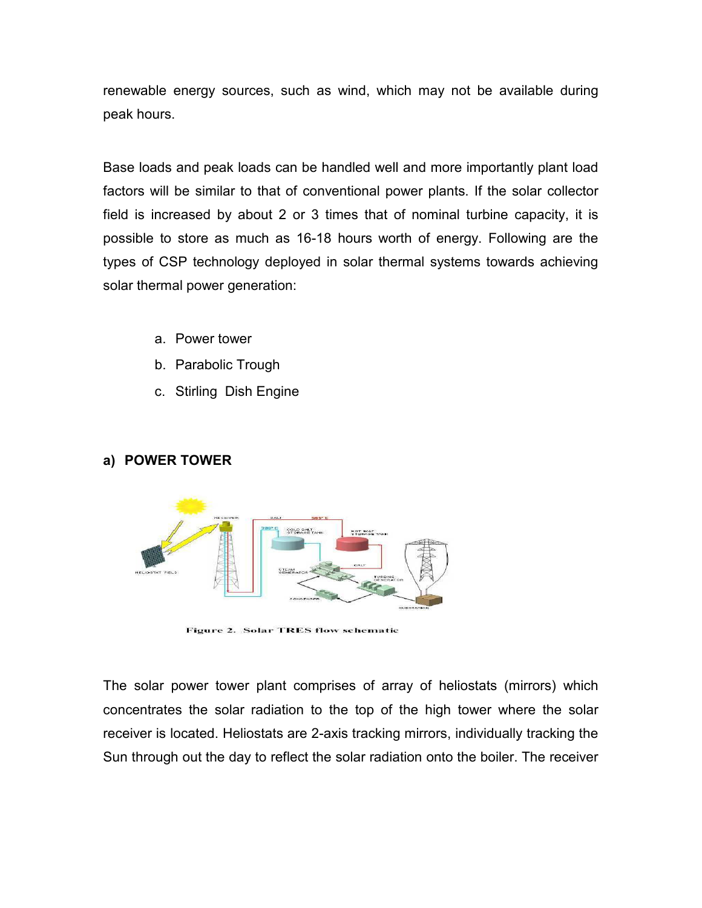renewable energy sources, such as wind, which may not be available during peak hours.

Base loads and peak loads can be handled well and more importantly plant load factors will be similar to that of conventional power plants. If the solar collector field is increased by about 2 or 3 times that of nominal turbine capacity, it is possible to store as much as 16-18 hours worth of energy. Following are the types of CSP technology deployed in solar thermal systems towards achieving solar thermal power generation:

a. Power tower
b. Parabolic Trough
c. Stirling Dish Engine

## a) POWER TOWER

Figure 2. Solar TRES flow schematic

The solar power tower plant comprises of array of heliostats (mirrors) which concentrates the solar radiation to the top of the high tower where the solar receiver is located. Heliostats are 2-axis tracking mirrors, individually tracking the Sun through out the day to reflect the solar radiation onto the boiler. The receiver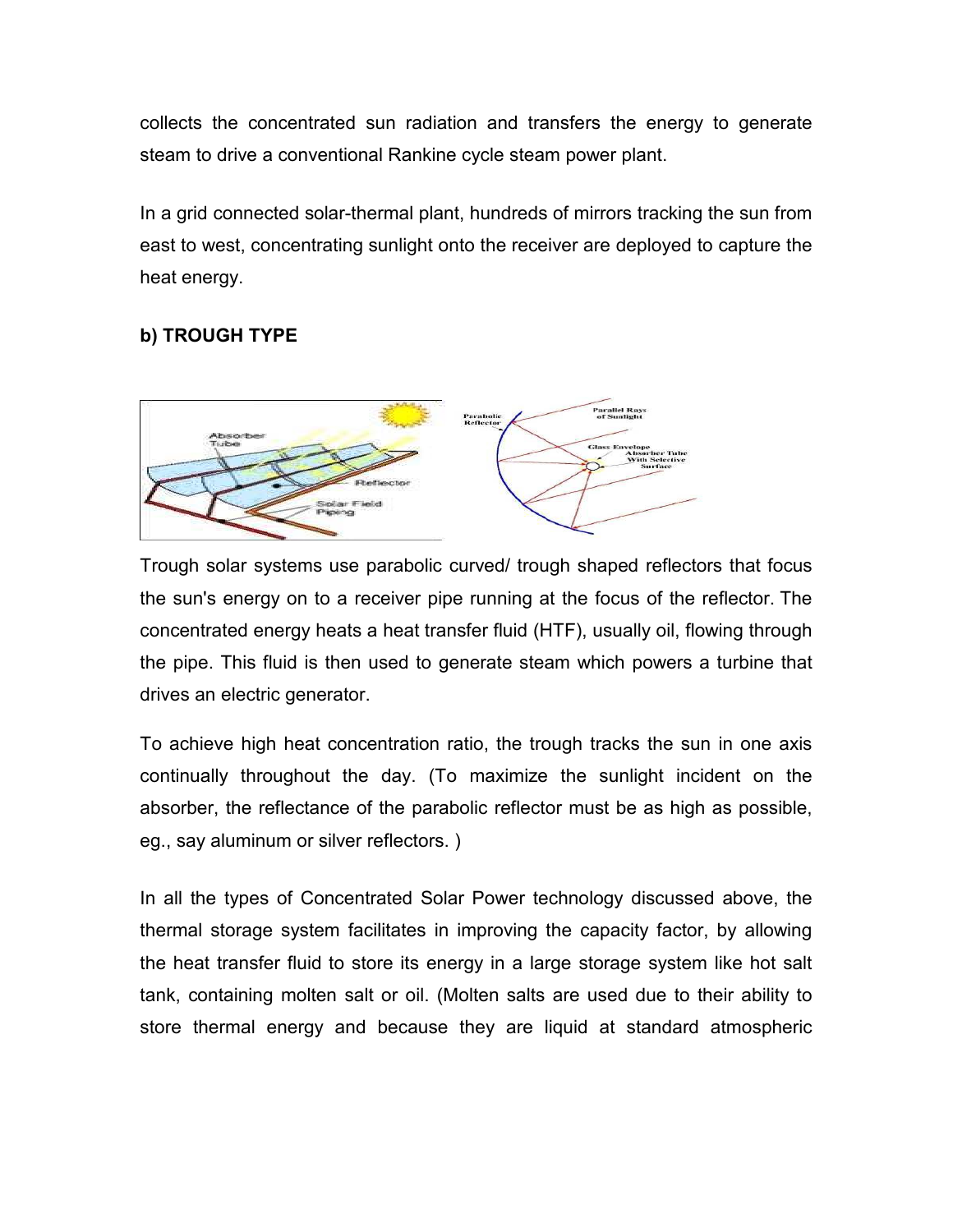collects the concentrated sun radiation and transfers the energy to generate steam to drive a conventional Rankine cycle steam power plant.

In a grid connected solar-thermal plant, hundreds of mirrors tracking the sun from east to west, concentrating sunlight onto the receiver are deployed to capture the heat energy.

**b) TROUGH TYPE**

Trough solar systems use parabolic curved/ trough shaped reflectors that focus the sun's energy on to a receiver pipe running at the focus of the reflector. The concentrated energy heats a heat transfer fluid (HTF), usually oil, flowing through the pipe. This fluid is then used to generate steam which powers a turbine that drives an electric generator.

To achieve high heat concentration ratio, the trough tracks the sun in one axis continually throughout the day. (To maximize the sunlight incident on the absorber, the reflectance of the parabolic reflector must be as high as possible, eg., say aluminum or silver reflectors. )

In all the types of Concentrated Solar Power technology discussed above, the thermal storage system facilitates in improving the capacity factor, by allowing the heat transfer fluid to store its energy in a large storage system like hot salt tank, containing molten salt or oil. (Molten salts are used due to their ability to store thermal energy and because they are liquid at standard atmospheric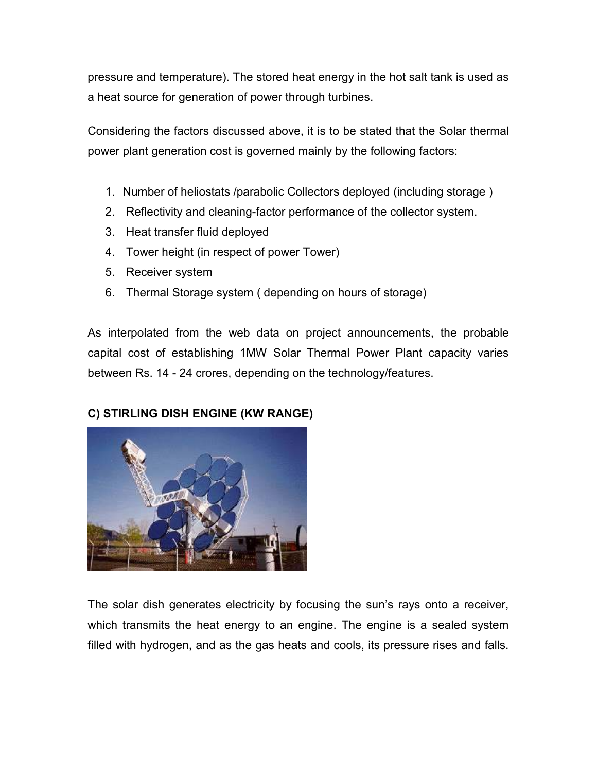pressure and temperature). The stored heat energy in the hot salt tank is used as a heat source for generation of power through turbines.

Considering the factors discussed above, it is to be stated that the Solar thermal power plant generation cost is governed mainly by the following factors:

1. Number of heliostats /parabolic Collectors deployed (including storage )
2. Reflectivity and cleaning-factor performance of the collector system.
3. Heat transfer fluid deployed
4. Tower height (in respect of power Tower)
5. Receiver system
6. Thermal Storage system ( depending on hours of storage)

As interpolated from the web data on project announcements, the probable capital cost of establishing 1MW Solar Thermal Power Plant capacity varies between Rs. 14 - 24 crores, depending on the technology/features.

**C) STIRLING DISH ENGINE (KW RANGE)**

The solar dish generates electricity by focusing the sun's rays onto a receiver, which transmits the heat energy to an engine. The engine is a sealed system filled with hydrogen, and as the gas heats and cools, its pressure rises and falls.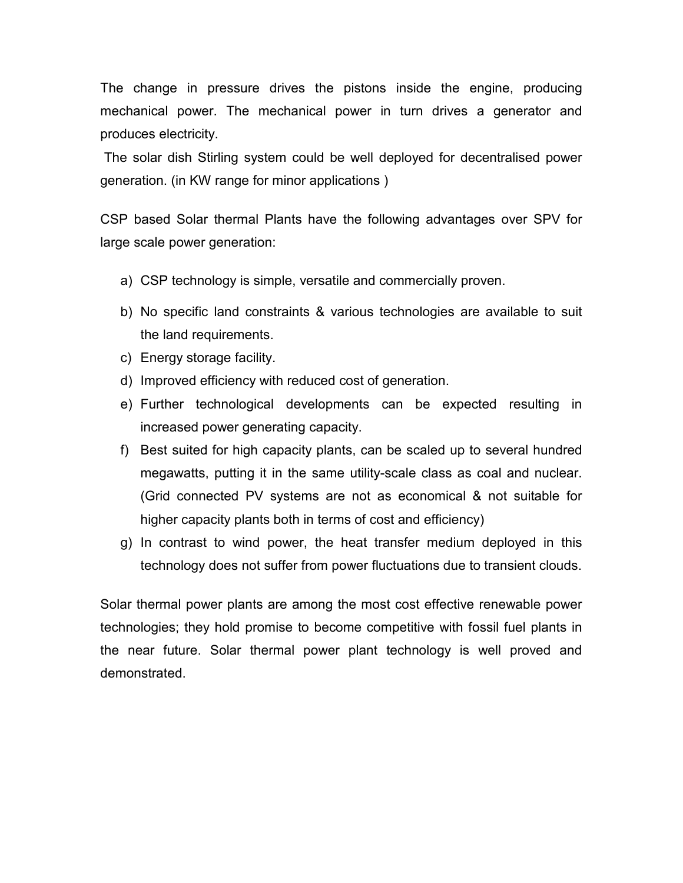The change in pressure drives the pistons inside the engine, producing mechanical power. The mechanical power in turn drives a generator and produces electricity.

The solar dish Stirling system could be well deployed for decentralised power generation. (in KW range for minor applications )

CSP based Solar thermal Plants have the following advantages over SPV for large scale power generation:

a) CSP technology is simple, versatile and commercially proven.
b) No specific land constraints & various technologies are available to suit the land requirements.
c) Energy storage facility.
d) Improved efficiency with reduced cost of generation.
e) Further technological developments can be expected resulting in increased power generating capacity.
f) Best suited for high capacity plants, can be scaled up to several hundred megawatts, putting it in the same utility-scale class as coal and nuclear. (Grid connected PV systems are not as economical & not suitable for higher capacity plants both in terms of cost and efficiency)
g) In contrast to wind power, the heat transfer medium deployed in this technology does not suffer from power fluctuations due to transient clouds.

Solar thermal power plants are among the most cost effective renewable power technologies; they hold promise to become competitive with fossil fuel plants in the near future. Solar thermal power plant technology is well proved and demonstrated.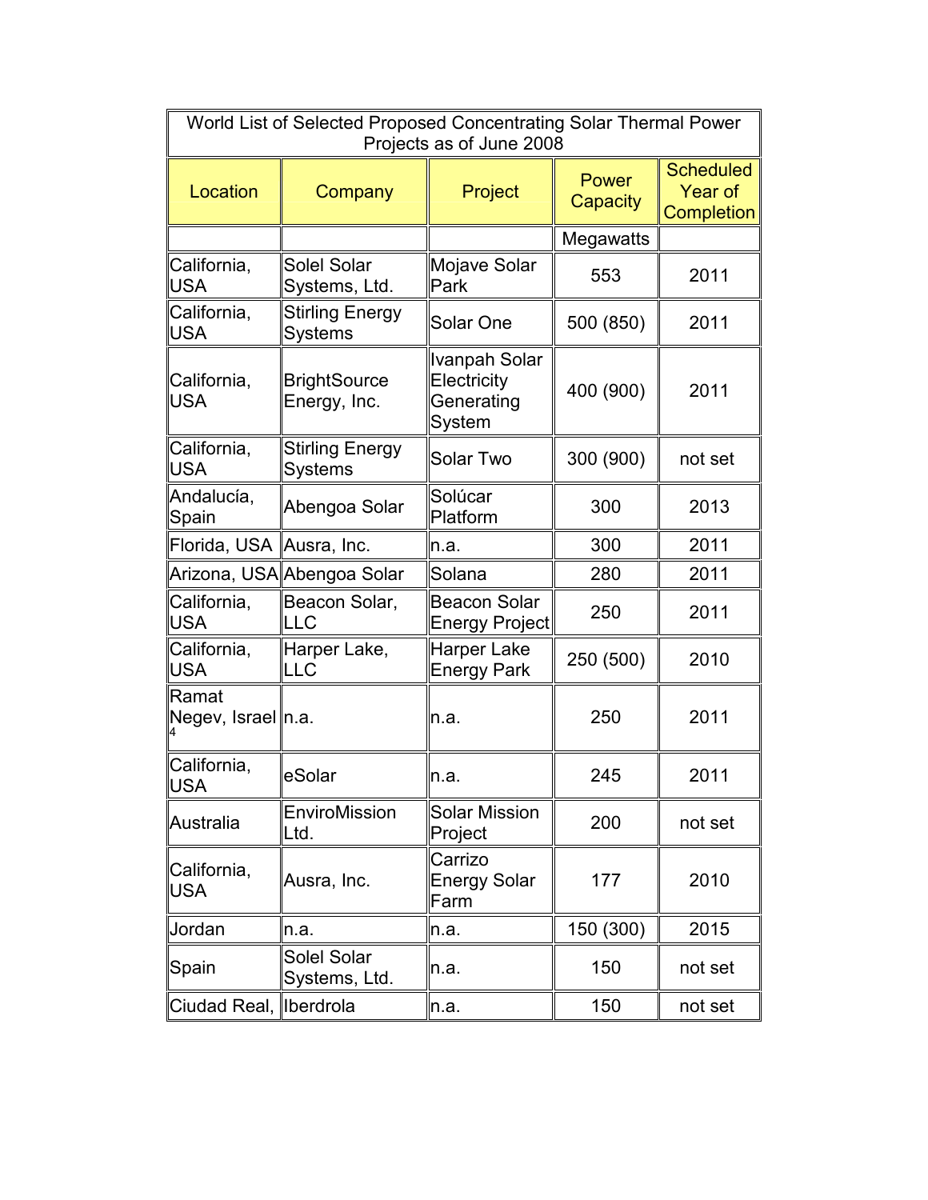| World List of Selected Proposed Concentrating Solar Thermal Power Projects as of June 2008 | | | | |
|---|---|---|---|---|
| Location | Company | Project | Power Capacity | Scheduled Year of Completion |
| | | | Megawatts | |
| California, USA | Solel Solar Systems, Ltd. | Mojave Solar Park | 553 | 2011 |
| California, USA | Stirling Energy Systems | Solar One | 500 (850) | 2011 |
| California, USA | BrightSource Energy, Inc. | Ivanpah Solar Electricity Generating System | 400 (900) | 2011 |
| California, USA | Stirling Energy Systems | Solar Two | 300 (900) | not set |
| Andalucía, Spain | Abengoa Solar | Solúcar Platform | 300 | 2013 |
| Florida, USA | Ausra, Inc. | n.a. | 300 | 2011 |
| Arizona, USA | Abengoa Solar | Solana | 280 | 2011 |
| California, USA | Beacon Solar, LLC | Beacon Solar Energy Project | 250 | 2011 |
| California, USA | Harper Lake, LLC | Harper Lake Energy Park | 250 (500) | 2010 |
| Ramat Negev, Israel [4] | n.a. | n.a. | 250 | 2011 |
| California, USA | eSolar | n.a. | 245 | 2011 |
| Australia | EnviroMission Ltd. | Solar Mission Project | 200 | not set |
| California, USA | Ausra, Inc. | Carrizo Energy Solar Farm | 177 | 2010 |
| Jordan | n.a. | n.a. | 150 (300) | 2015 |
| Spain | Solel Solar Systems, Ltd. | n.a. | 150 | not set |
| Ciudad Real, | Iberdrola | n.a. | 150 | not set |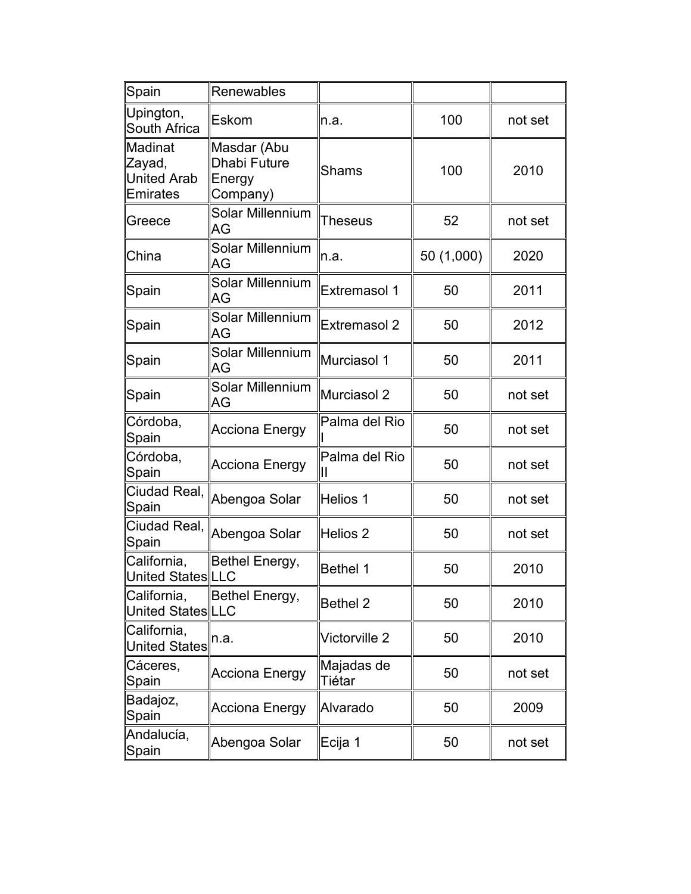| | | | | |
|---|---|---|---|---|
| Spain | Renewables | | | |
| Upington, South Africa | Eskom | n.a. | 100 | not set |
| Madinat Zayad, United Arab Emirates | Masdar (Abu Dhabi Future Energy Company) | Shams | 100 | 2010 |
| Greece | Solar Millennium AG | Theseus | 52 | not set |
| China | Solar Millennium AG | n.a. | 50 (1,000) | 2020 |
| Spain | Solar Millennium AG | Extremasol 1 | 50 | 2011 |
| Spain | Solar Millennium AG | Extremasol 2 | 50 | 2012 |
| Spain | Solar Millennium AG | Murciasol 1 | 50 | 2011 |
| Spain | Solar Millennium AG | Murciasol 2 | 50 | not set |
| Córdoba, Spain | Acciona Energy | Palma del Rio I | 50 | not set |
| Córdoba, Spain | Acciona Energy | Palma del Rio II | 50 | not set |
| Ciudad Real, Spain | Abengoa Solar | Helios 1 | 50 | not set |
| Ciudad Real, Spain | Abengoa Solar | Helios 2 | 50 | not set |
| California, United States | Bethel Energy, LLC | Bethel 1 | 50 | 2010 |
| California, United States | Bethel Energy, LLC | Bethel 2 | 50 | 2010 |
| California, United States | n.a. | Victorville 2 | 50 | 2010 |
| Cáceres, Spain | Acciona Energy | Majadas de Tiétar | 50 | not set |
| Badajoz, Spain | Acciona Energy | Alvarado | 50 | 2009 |
| Andalucía, Spain | Abengoa Solar | Ecija 1 | 50 | not set |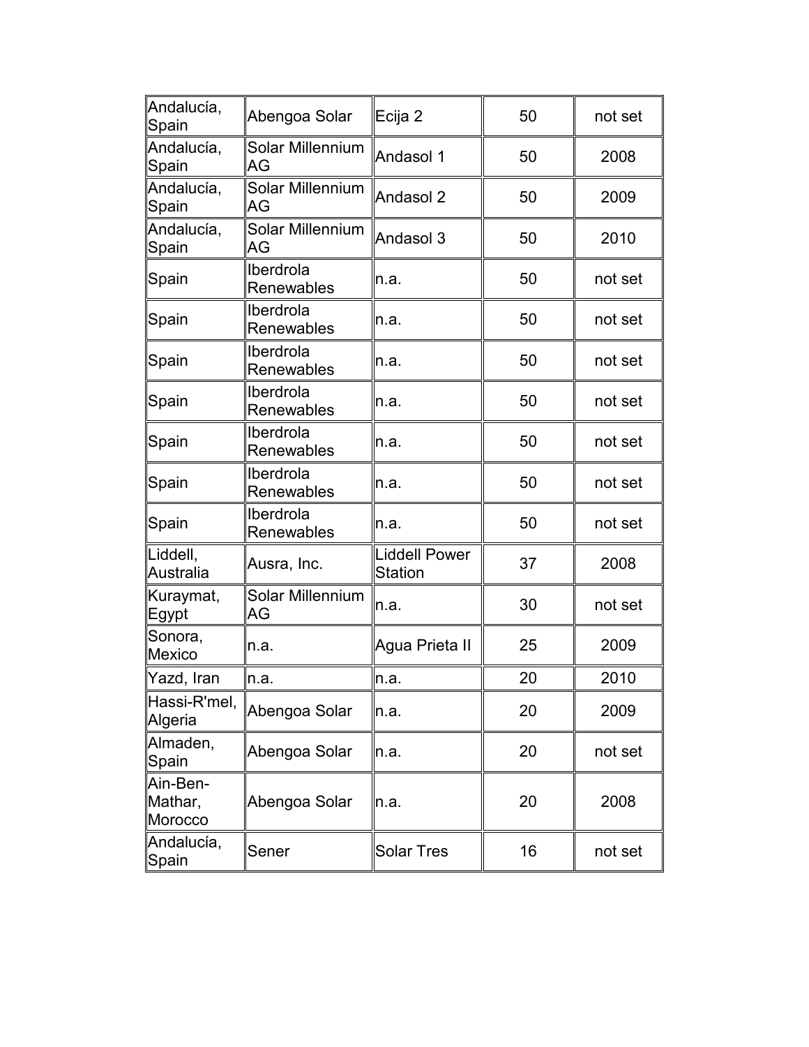| Andalucía, Spain | Abengoa Solar | Ecija 2 | 50 | not set |
|---|---|---|---|---|
| Andalucía, Spain | Solar Millennium AG | Andasol 1 | 50 | 2008 |
| Andalucía, Spain | Solar Millennium AG | Andasol 2 | 50 | 2009 |
| Andalucía, Spain | Solar Millennium AG | Andasol 3 | 50 | 2010 |
| Spain | Iberdrola Renewables | n.a. | 50 | not set |
| Spain | Iberdrola Renewables | n.a. | 50 | not set |
| Spain | Iberdrola Renewables | n.a. | 50 | not set |
| Spain | Iberdrola Renewables | n.a. | 50 | not set |
| Spain | Iberdrola Renewables | n.a. | 50 | not set |
| Spain | Iberdrola Renewables | n.a. | 50 | not set |
| Spain | Iberdrola Renewables | n.a. | 50 | not set |
| Liddell, Australia | Ausra, Inc. | Liddell Power Station | 37 | 2008 |
| Kuraymat, Egypt | Solar Millennium AG | n.a. | 30 | not set |
| Sonora, Mexico | n.a. | Agua Prieta II | 25 | 2009 |
| Yazd, Iran | n.a. | n.a. | 20 | 2010 |
| Hassi-R'mel, Algeria | Abengoa Solar | n.a. | 20 | 2009 |
| Almaden, Spain | Abengoa Solar | n.a. | 20 | not set |
| Ain-Ben-Mathar, Morocco | Abengoa Solar | n.a. | 20 | 2008 |
| Andalucía, Spain | Sener | Solar Tres | 16 | not set |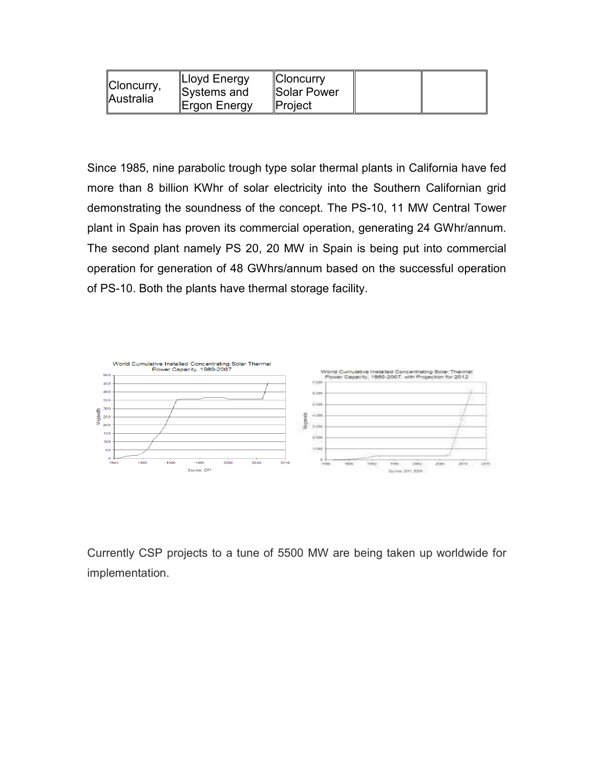| Cloncurry, Australia | Lloyd Energy Systems and Ergon Energy | Cloncurry Solar Power Project | | |
|---|---|---|---|---|

Since 1985, nine parabolic trough type solar thermal plants in California have fed more than 8 billion KWhr of solar electricity into the Southern Californian grid demonstrating the soundness of the concept. The PS-10, 11 MW Central Tower plant in Spain has proven its commercial operation, generating 24 GWhr/annum. The second plant namely PS 20, 20 MW in Spain is being put into commercial operation for generation of 48 GWhrs/annum based on the successful operation of PS-10. Both the plants have thermal storage facility.

World Cumulative Installed Concentrating Solar Thermal Power Capacity, 1980-2007

Source: EPI

World Cumulative Installed Concentrating Solar Thermal Power Capacity, 1980-2007, with Projection for 2012

Source: EPI, ESP

Currently CSP projects to a tune of 5500 MW are being taken up worldwide for implementation.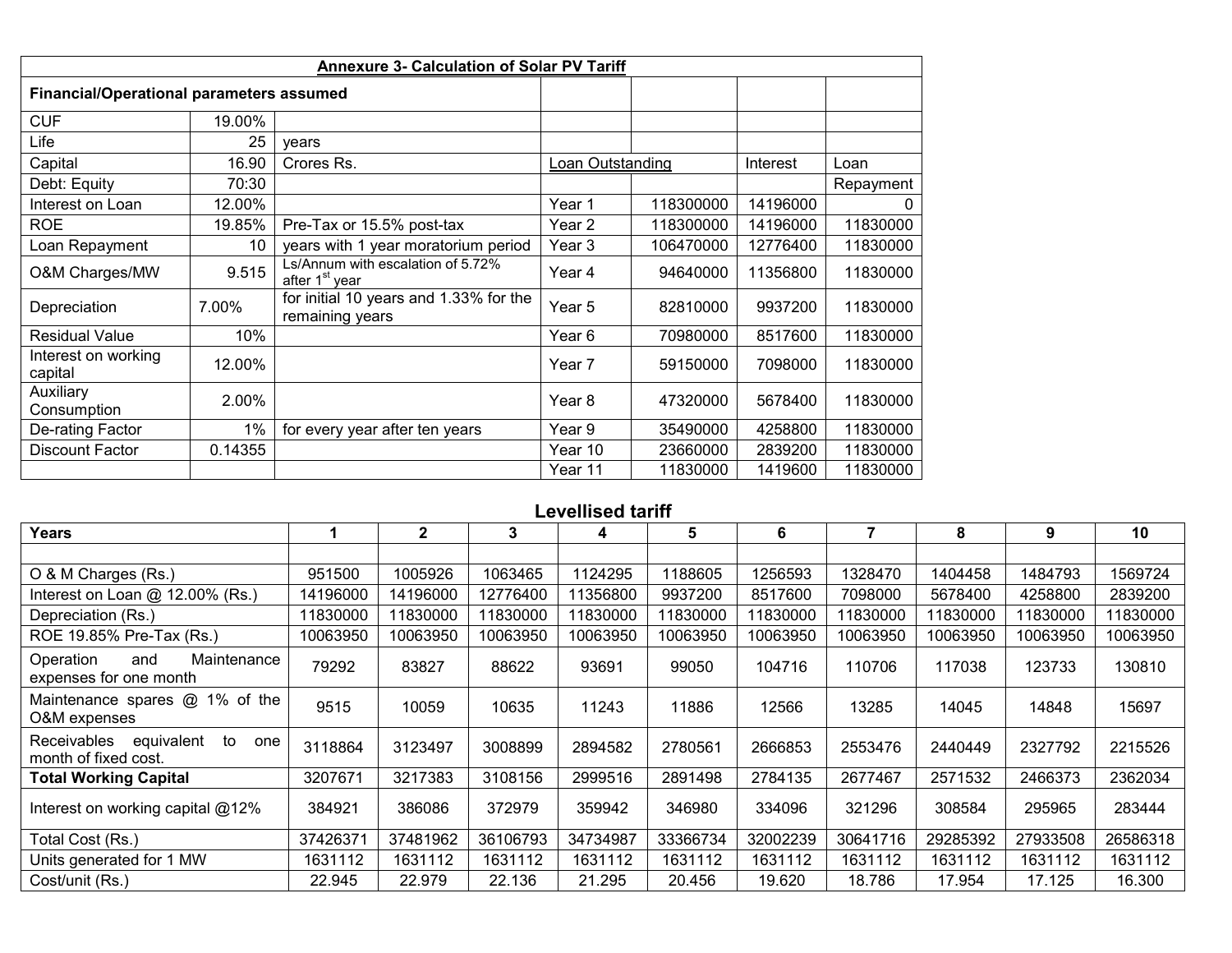## Annexure 3- Calculation of Solar PV Tariff

| Financial/Operational parameters assumed | | | | | | |
|---|---|---|---|---|---|---|
| CUF | 19.00% | | | | | |
| Life | 25 | years | | | | |
| Capital | 16.90 | Crores Rs. | Loan Outstanding | | Interest | Loan Repayment |
| Debt: Equity | 70:30 | | | | | |
| Interest on Loan | 12.00% | | Year 1 | 118300000 | 14196000 | 0 |
| ROE | 19.85% | Pre-Tax or 15.5% post-tax | Year 2 | 118300000 | 14196000 | 11830000 |
| Loan Repayment | 10 | years with 1 year moratorium period | Year 3 | 106470000 | 12776400 | 11830000 |
| O&M Charges/MW | 9.515 | Ls/Annum with escalation of 5.72% after 1st year | Year 4 | 94640000 | 11356800 | 11830000 |
| Depreciation | 7.00% | for initial 10 years and 1.33% for the remaining years | Year 5 | 82810000 | 9937200 | 11830000 |
| Residual Value | 10% | | Year 6 | 70980000 | 8517600 | 11830000 |
| Interest on working capital | 12.00% | | Year 7 | 59150000 | 7098000 | 11830000 |
| Auxiliary Consumption | 2.00% | | Year 8 | 47320000 | 5678400 | 11830000 |
| De-rating Factor | 1% | for every year after ten years | Year 9 | 35490000 | 4258800 | 11830000 |
| Discount Factor | 0.14355 | | Year 10 | 23660000 | 2839200 | 11830000 |
| | | | Year 11 | 11830000 | 1419600 | 11830000 |

## Levellised tariff

| Years | 1 | 2 | 3 | 4 | 5 | 6 | 7 | 8 | 9 | 10 |
|---|---|---|---|---|---|---|---|---|---|---|
| | | | | | | | | | | |
| O & M Charges (Rs.) | 951500 | 1005926 | 1063465 | 1124295 | 1188605 | 1256593 | 1328470 | 1404458 | 1484793 | 1569724 |
| Interest on Loan @ 12.00% (Rs.) | 14196000 | 14196000 | 12776400 | 11356800 | 9937200 | 8517600 | 7098000 | 5678400 | 4258800 | 2839200 |
| Depreciation (Rs.) | 11830000 | 11830000 | 11830000 | 11830000 | 11830000 | 11830000 | 11830000 | 11830000 | 11830000 | 11830000 |
| ROE 19.85% Pre-Tax (Rs.) | 10063950 | 10063950 | 10063950 | 10063950 | 10063950 | 10063950 | 10063950 | 10063950 | 10063950 | 10063950 |
| Operation and Maintenance expenses for one month | 79292 | 83827 | 88622 | 93691 | 99050 | 104716 | 110706 | 117038 | 123733 | 130810 |
| Maintenance spares @ 1% of the O&M expenses | 9515 | 10059 | 10635 | 11243 | 11886 | 12566 | 13285 | 14045 | 14848 | 15697 |
| Receivables equivalent to one month of fixed cost. | 3118864 | 3123497 | 3008899 | 2894582 | 2780561 | 2666853 | 2553476 | 2440449 | 2327792 | 2215526 |
| **Total Working Capital** | 3207671 | 3217383 | 3108156 | 2999516 | 2891498 | 2784135 | 2677467 | 2571532 | 2466373 | 2362034 |
| Interest on working capital @12% | 384921 | 386086 | 372979 | 359942 | 346980 | 334096 | 321296 | 308584 | 295965 | 283444 |
| Total Cost (Rs.) | 37426371 | 37481962 | 36106793 | 34734987 | 33366734 | 32002239 | 30641716 | 29285392 | 27933508 | 26586318 |
| Units generated for 1 MW | 1631112 | 1631112 | 1631112 | 1631112 | 1631112 | 1631112 | 1631112 | 1631112 | 1631112 | 1631112 |
| Cost/unit (Rs.) | 22.945 | 22.979 | 22.136 | 21.295 | 20.456 | 19.620 | 18.786 | 17.954 | 17.125 | 16.300 |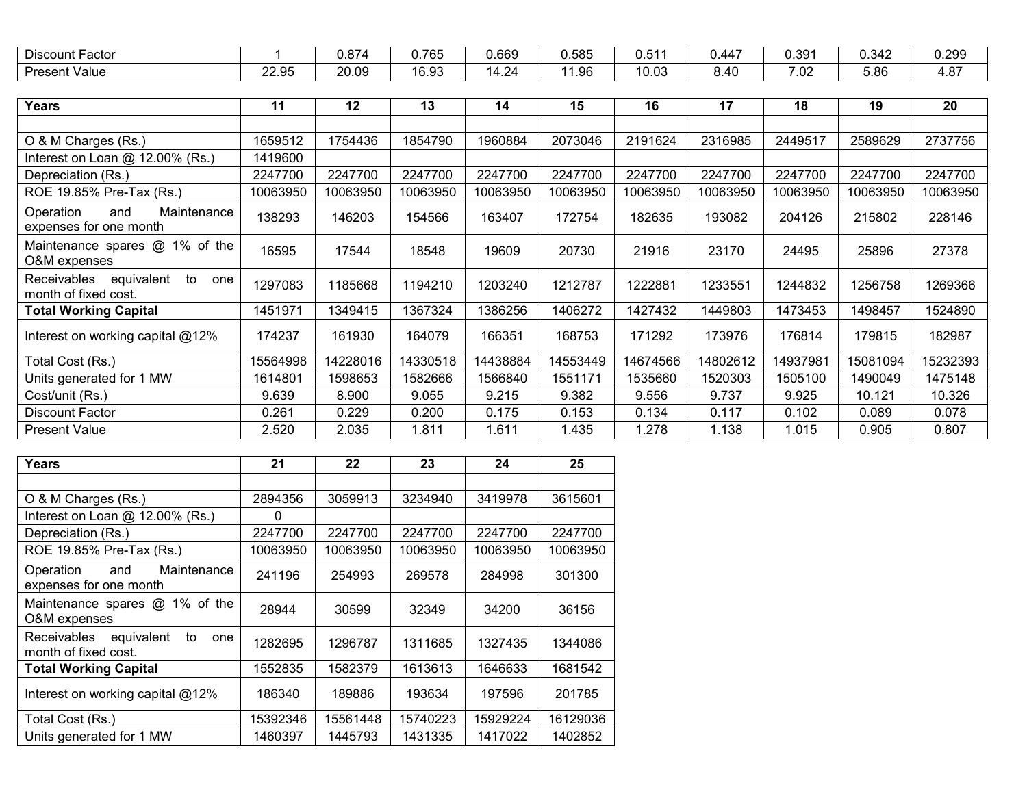| Discount Factor | 1 | 0.874 | 0.765 | 0.669 | 0.585 | 0.511 | 0.447 | 0.391 | 0.342 | 0.299 |
|---|---|---|---|---|---|---|---|---|---|---|
| Present Value | 22.95 | 20.09 | 16.93 | 14.24 | 11.96 | 10.03 | 8.40 | 7.02 | 5.86 | 4.87 |

| Years | 11 | 12 | 13 | 14 | 15 | 16 | 17 | 18 | 19 | 20 |
|---|---|---|---|---|---|---|---|---|---|---|
| | | | | | | | | | | |
| O & M Charges (Rs.) | 1659512 | 1754436 | 1854790 | 1960884 | 2073046 | 2191624 | 2316985 | 2449517 | 2589629 | 2737756 |
| Interest on Loan @ 12.00% (Rs.) | 1419600 | | | | | | | | | |
| Depreciation (Rs.) | 2247700 | 2247700 | 2247700 | 2247700 | 2247700 | 2247700 | 2247700 | 2247700 | 2247700 | 2247700 |
| ROE 19.85% Pre-Tax (Rs.) | 10063950 | 10063950 | 10063950 | 10063950 | 10063950 | 10063950 | 10063950 | 10063950 | 10063950 | 10063950 |
| Operation and Maintenance expenses for one month | 138293 | 146203 | 154566 | 163407 | 172754 | 182635 | 193082 | 204126 | 215802 | 228146 |
| Maintenance spares @ 1% of the O&M expenses | 16595 | 17544 | 18548 | 19609 | 20730 | 21916 | 23170 | 24495 | 25896 | 27378 |
| Receivables equivalent to one month of fixed cost. | 1297083 | 1185668 | 1194210 | 1203240 | 1212787 | 1222881 | 1233551 | 1244832 | 1256758 | 1269366 |
| **Total Working Capital** | 1451971 | 1349415 | 1367324 | 1386256 | 1406272 | 1427432 | 1449803 | 1473453 | 1498457 | 1524890 |
| Interest on working capital @12% | 174237 | 161930 | 164079 | 166351 | 168753 | 171292 | 173976 | 176814 | 179815 | 182987 |
| Total Cost (Rs.) | 15564998 | 14228016 | 14330518 | 14438884 | 14553449 | 14674566 | 14802612 | 14937981 | 15081094 | 15232393 |
| Units generated for 1 MW | 1614801 | 1598653 | 1582666 | 1566840 | 1551171 | 1535660 | 1520303 | 1505100 | 1490049 | 1475148 |
| Cost/unit (Rs.) | 9.639 | 8.900 | 9.055 | 9.215 | 9.382 | 9.556 | 9.737 | 9.925 | 10.121 | 10.326 |
| Discount Factor | 0.261 | 0.229 | 0.200 | 0.175 | 0.153 | 0.134 | 0.117 | 0.102 | 0.089 | 0.078 |
| Present Value | 2.520 | 2.035 | 1.811 | 1.611 | 1.435 | 1.278 | 1.138 | 1.015 | 0.905 | 0.807 |

| Years | 21 | 22 | 23 | 24 | 25 |
|---|---|---|---|---|---|
| | | | | | |
| O & M Charges (Rs.) | 2894356 | 3059913 | 3234940 | 3419978 | 3615601 |
| Interest on Loan @ 12.00% (Rs.) | 0 | | | | |
| Depreciation (Rs.) | 2247700 | 2247700 | 2247700 | 2247700 | 2247700 |
| ROE 19.85% Pre-Tax (Rs.) | 10063950 | 10063950 | 10063950 | 10063950 | 10063950 |
| Operation and Maintenance expenses for one month | 241196 | 254993 | 269578 | 284998 | 301300 |
| Maintenance spares @ 1% of the O&M expenses | 28944 | 30599 | 32349 | 34200 | 36156 |
| Receivables equivalent to one month of fixed cost. | 1282695 | 1296787 | 1311685 | 1327435 | 1344086 |
| **Total Working Capital** | 1552835 | 1582379 | 1613613 | 1646633 | 1681542 |
| Interest on working capital @12% | 186340 | 189886 | 193634 | 197596 | 201785 |
| Total Cost (Rs.) | 15392346 | 15561448 | 15740223 | 15929224 | 16129036 |
| Units generated for 1 MW | 1460397 | 1445793 | 1431335 | 1417022 | 1402852 |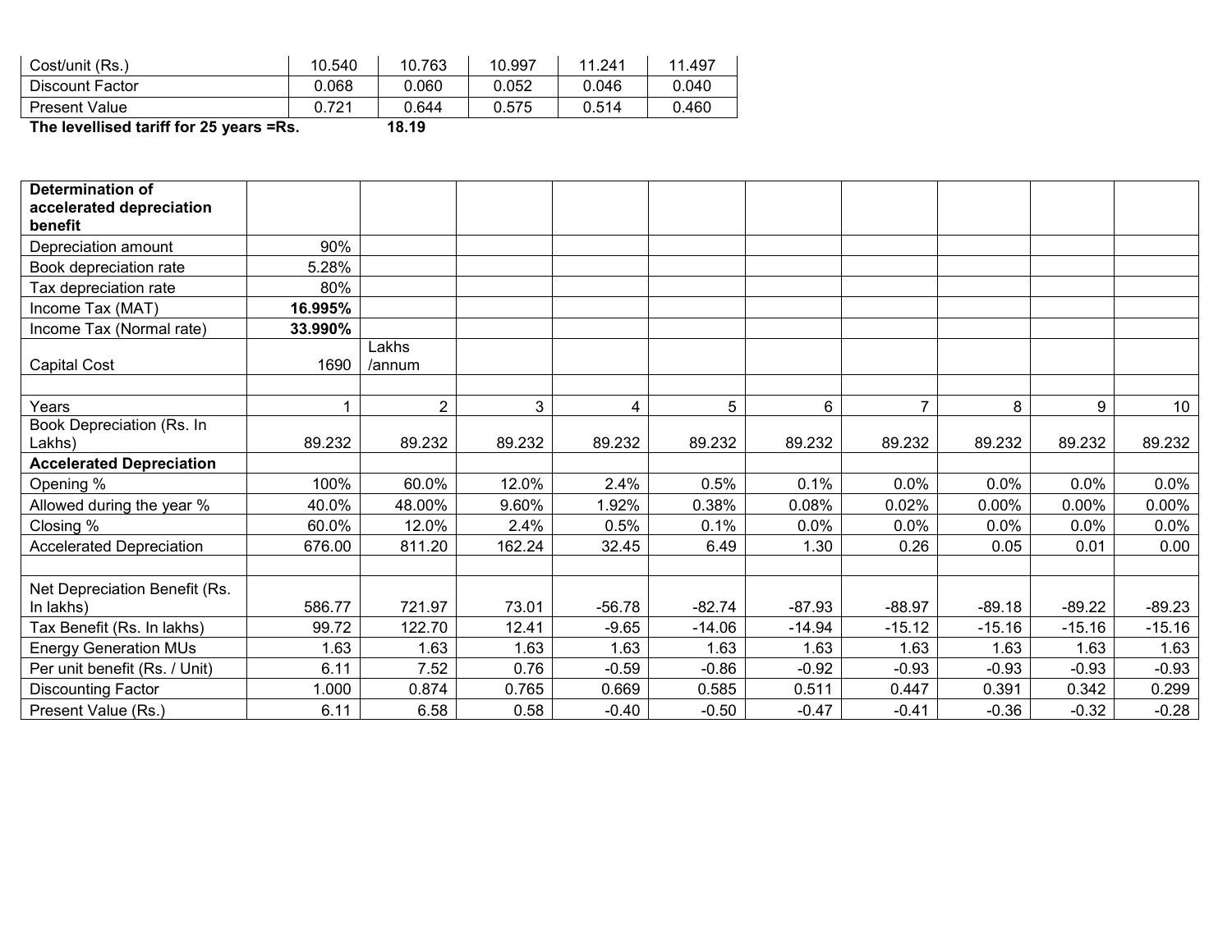| Cost/unit (Rs.) | 10.540 | 10.763 | 10.997 | 11.241 | 11.497 |
|---|---|---|---|---|---|
| Discount Factor | 0.068 | 0.060 | 0.052 | 0.046 | 0.040 |
| Present Value | 0.721 | 0.644 | 0.575 | 0.514 | 0.460 |
| **The levellised tariff for 25 years =Rs.** | | **18.19** | | | |

| **Determination of accelerated depreciation benefit** | | | | | | | | | | |
|---|---|---|---|---|---|---|---|---|---|---|
| Depreciation amount | 90% | | | | | | | | | |
| Book depreciation rate | 5.28% | | | | | | | | | |
| Tax depreciation rate | 80% | | | | | | | | | |
| Income Tax (MAT) | **16.995%** | | | | | | | | | |
| Income Tax (Normal rate) | **33.990%** | | | | | | | | | |
| Capital Cost | 1690 | Lakhs /annum | | | | | | | | |
| | | | | | | | | | | |
| Years | 1 | 2 | 3 | 4 | 5 | 6 | 7 | 8 | 9 | 10 |
| Book Depreciation (Rs. In Lakhs) | 89.232 | 89.232 | 89.232 | 89.232 | 89.232 | 89.232 | 89.232 | 89.232 | 89.232 | 89.232 |
| **Accelerated Depreciation** | | | | | | | | | | |
| Opening % | 100% | 60.0% | 12.0% | 2.4% | 0.5% | 0.1% | 0.0% | 0.0% | 0.0% | 0.0% |
| Allowed during the year % | 40.0% | 48.00% | 9.60% | 1.92% | 0.38% | 0.08% | 0.02% | 0.00% | 0.00% | 0.00% |
| Closing % | 60.0% | 12.0% | 2.4% | 0.5% | 0.1% | 0.0% | 0.0% | 0.0% | 0.0% | 0.0% |
| Accelerated Depreciation | 676.00 | 811.20 | 162.24 | 32.45 | 6.49 | 1.30 | 0.26 | 0.05 | 0.01 | 0.00 |
| | | | | | | | | | | |
| Net Depreciation Benefit (Rs. In lakhs) | 586.77 | 721.97 | 73.01 | -56.78 | -82.74 | -87.93 | -88.97 | -89.18 | -89.22 | -89.23 |
| Tax Benefit (Rs. In lakhs) | 99.72 | 122.70 | 12.41 | -9.65 | -14.06 | -14.94 | -15.12 | -15.16 | -15.16 | -15.16 |
| Energy Generation MUs | 1.63 | 1.63 | 1.63 | 1.63 | 1.63 | 1.63 | 1.63 | 1.63 | 1.63 | 1.63 |
| Per unit benefit (Rs. / Unit) | 6.11 | 7.52 | 0.76 | -0.59 | -0.86 | -0.92 | -0.93 | -0.93 | -0.93 | -0.93 |
| Discounting Factor | 1.000 | 0.874 | 0.765 | 0.669 | 0.585 | 0.511 | 0.447 | 0.391 | 0.342 | 0.299 |
| Present Value (Rs.) | 6.11 | 6.58 | 0.58 | -0.40 | -0.50 | -0.47 | -0.41 | -0.36 | -0.32 | -0.28 |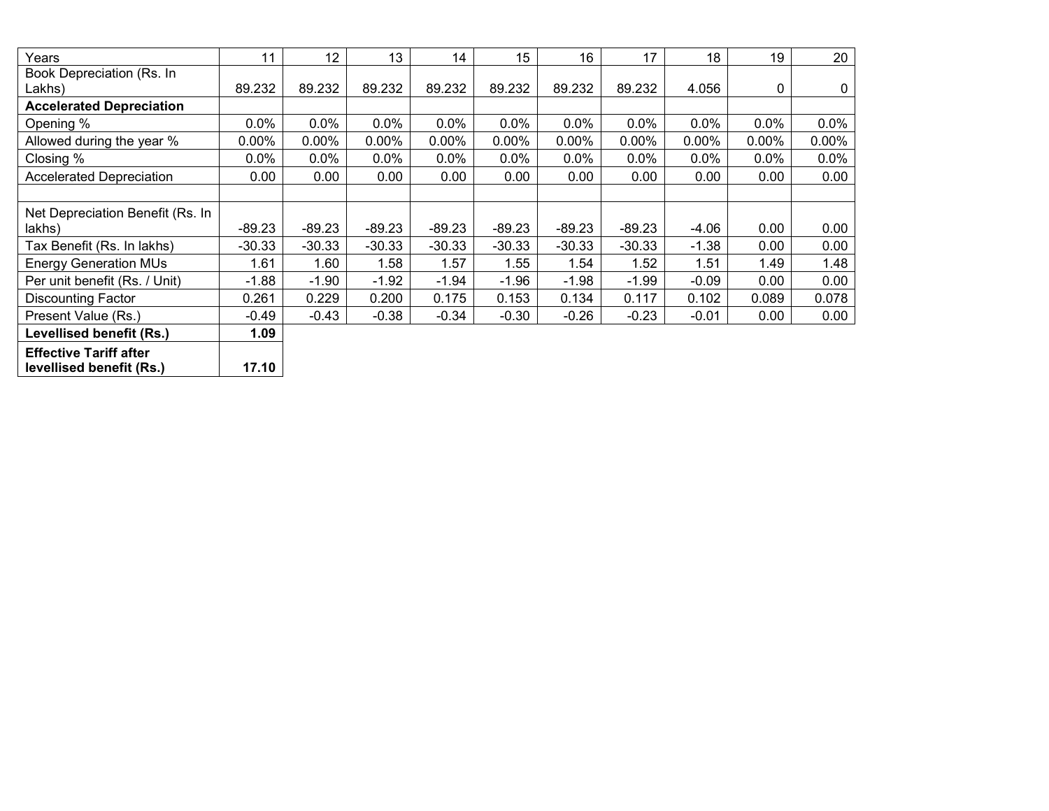| Years | 11 | 12 | 13 | 14 | 15 | 16 | 17 | 18 | 19 | 20 |
|---|---|---|---|---|---|---|---|---|---|---|
| Book Depreciation (Rs. In Lakhs) | 89.232 | 89.232 | 89.232 | 89.232 | 89.232 | 89.232 | 89.232 | 4.056 | 0 | 0 |
| **Accelerated Depreciation** | | | | | | | | | | |
| Opening % | 0.0% | 0.0% | 0.0% | 0.0% | 0.0% | 0.0% | 0.0% | 0.0% | 0.0% | 0.0% |
| Allowed during the year % | 0.00% | 0.00% | 0.00% | 0.00% | 0.00% | 0.00% | 0.00% | 0.00% | 0.00% | 0.00% |
| Closing % | 0.0% | 0.0% | 0.0% | 0.0% | 0.0% | 0.0% | 0.0% | 0.0% | 0.0% | 0.0% |
| Accelerated Depreciation | 0.00 | 0.00 | 0.00 | 0.00 | 0.00 | 0.00 | 0.00 | 0.00 | 0.00 | 0.00 |
| | | | | | | | | | | |
| Net Depreciation Benefit (Rs. In lakhs) | -89.23 | -89.23 | -89.23 | -89.23 | -89.23 | -89.23 | -89.23 | -4.06 | 0.00 | 0.00 |
| Tax Benefit (Rs. In lakhs) | -30.33 | -30.33 | -30.33 | -30.33 | -30.33 | -30.33 | -30.33 | -1.38 | 0.00 | 0.00 |
| Energy Generation MUs | 1.61 | 1.60 | 1.58 | 1.57 | 1.55 | 1.54 | 1.52 | 1.51 | 1.49 | 1.48 |
| Per unit benefit (Rs. / Unit) | -1.88 | -1.90 | -1.92 | -1.94 | -1.96 | -1.98 | -1.99 | -0.09 | 0.00 | 0.00 |
| Discounting Factor | 0.261 | 0.229 | 0.200 | 0.175 | 0.153 | 0.134 | 0.117 | 0.102 | 0.089 | 0.078 |
| Present Value (Rs.) | -0.49 | -0.43 | -0.38 | -0.34 | -0.30 | -0.26 | -0.23 | -0.01 | 0.00 | 0.00 |
| **Levellised benefit (Rs.)** | **1.09** | | | | | | | | | |
| **Effective Tariff after levellised benefit (Rs.)** | **17.10** | | | | | | | | | |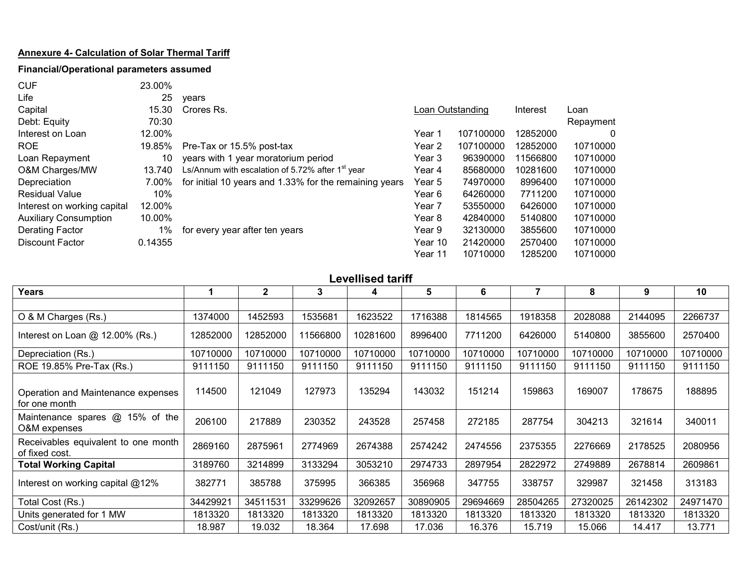**Annexure 4- Calculation of Solar Thermal Tariff**

**Financial/Operational parameters assumed**

| | | |
|---|---|---|
| CUF | 23.00% | |
| Life | 25 | years |
| Capital | 15.30 | Crores Rs. |
| Debt: Equity | 70:30 | |
| Interest on Loan | 12.00% | |
| ROE | 19.85% | Pre-Tax or 15.5% post-tax |
| Loan Repayment | 10 | years with 1 year moratorium period |
| O&M Charges/MW | 13.740 | Ls/Annum with escalation of 5.72% after 1st year |
| Depreciation | 7.00% | for initial 10 years and 1.33% for the remaining years |
| Residual Value | 10% | |
| Interest on working capital | 12.00% | |
| Auxiliary Consumption | 10.00% | |
| Derating Factor | 1% | for every year after ten years |
| Discount Factor | 0.14355 | |

| | Loan Outstanding | Interest | Loan Repayment |
|---|---|---|---|
| Year 1 | 107100000 | 12852000 | 0 |
| Year 2 | 107100000 | 12852000 | 10710000 |
| Year 3 | 96390000 | 11566800 | 10710000 |
| Year 4 | 85680000 | 10281600 | 10710000 |
| Year 5 | 74970000 | 8996400 | 10710000 |
| Year 6 | 64260000 | 7711200 | 10710000 |
| Year 7 | 53550000 | 6426000 | 10710000 |
| Year 8 | 42840000 | 5140800 | 10710000 |
| Year 9 | 32130000 | 3855600 | 10710000 |
| Year 10 | 21420000 | 2570400 | 10710000 |
| Year 11 | 10710000 | 1285200 | 10710000 |

**Levellised tariff**

| Years | 1 | 2 | 3 | 4 | 5 | 6 | 7 | 8 | 9 | 10 |
|---|---|---|---|---|---|---|---|---|---|---|
| | | | | | | | | | | |
| O & M Charges (Rs.) | 1374000 | 1452593 | 1535681 | 1623522 | 1716388 | 1814565 | 1918358 | 2028088 | 2144095 | 2266737 |
| Interest on Loan @ 12.00% (Rs.) | 12852000 | 12852000 | 11566800 | 10281600 | 8996400 | 7711200 | 6426000 | 5140800 | 3855600 | 2570400 |
| Depreciation (Rs.) | 10710000 | 10710000 | 10710000 | 10710000 | 10710000 | 10710000 | 10710000 | 10710000 | 10710000 | 10710000 |
| ROE 19.85% Pre-Tax (Rs.) | 9111150 | 9111150 | 9111150 | 9111150 | 9111150 | 9111150 | 9111150 | 9111150 | 9111150 | 9111150 |
| Operation and Maintenance expenses for one month | 114500 | 121049 | 127973 | 135294 | 143032 | 151214 | 159863 | 169007 | 178675 | 188895 |
| Maintenance spares @ 15% of the O&M expenses | 206100 | 217889 | 230352 | 243528 | 257458 | 272185 | 287754 | 304213 | 321614 | 340011 |
| Receivables equivalent to one month of fixed cost. | 2869160 | 2875961 | 2774969 | 2674388 | 2574242 | 2474556 | 2375355 | 2276669 | 2178525 | 2080956 |
| **Total Working Capital** | 3189760 | 3214899 | 3133294 | 3053210 | 2974733 | 2897954 | 2822972 | 2749889 | 2678814 | 2609861 |
| Interest on working capital @12% | 382771 | 385788 | 375995 | 366385 | 356968 | 347755 | 338757 | 329987 | 321458 | 313183 |
| Total Cost (Rs.) | 34429921 | 34511531 | 33299626 | 32092657 | 30890905 | 29694669 | 28504265 | 27320025 | 26142302 | 24971470 |
| Units generated for 1 MW | 1813320 | 1813320 | 1813320 | 1813320 | 1813320 | 1813320 | 1813320 | 1813320 | 1813320 | 1813320 |
| Cost/unit (Rs.) | 18.987 | 19.032 | 18.364 | 17.698 | 17.036 | 16.376 | 15.719 | 15.066 | 14.417 | 13.771 |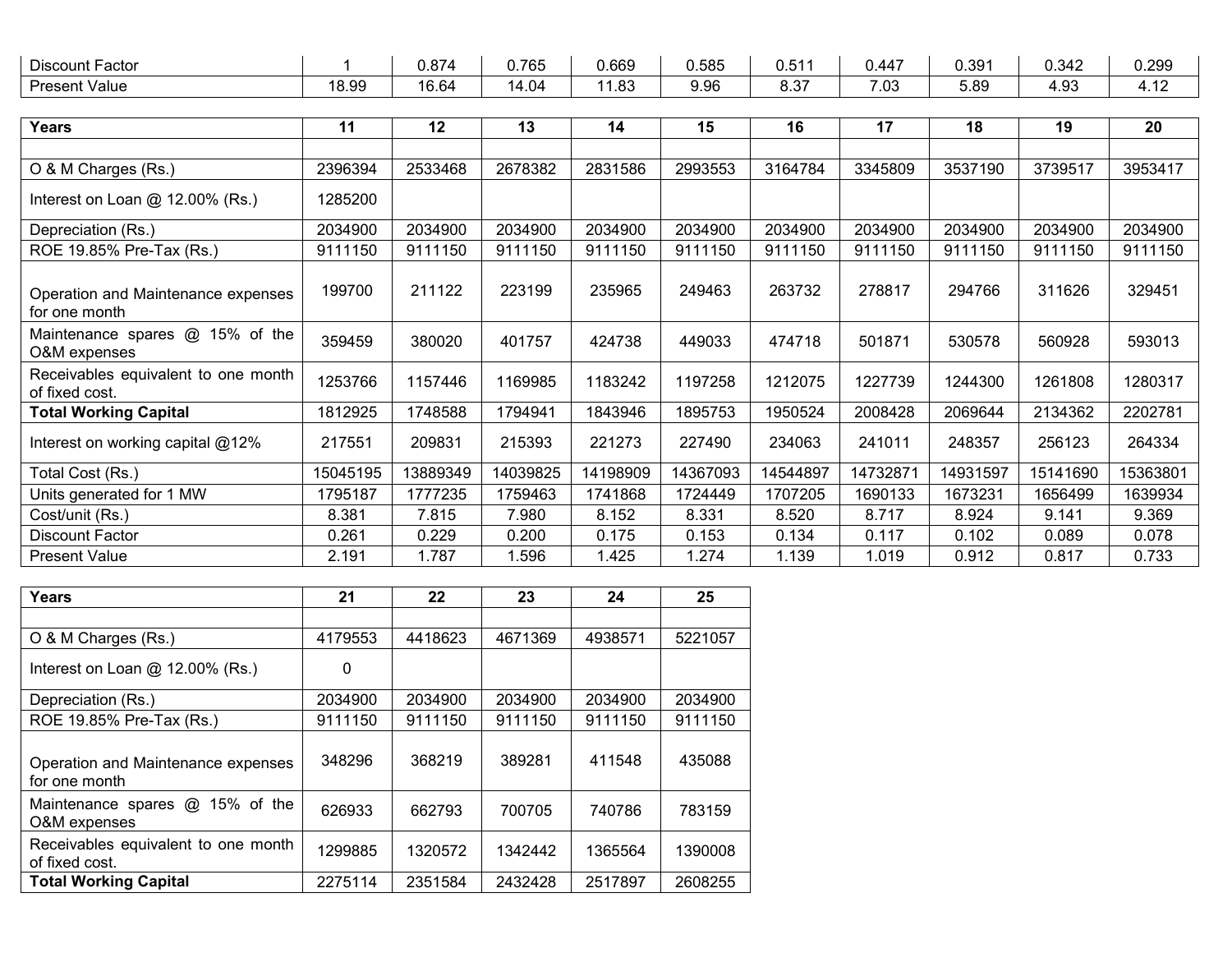| Discount Factor | 1 | 0.874 | 0.765 | 0.669 | 0.585 | 0.511 | 0.447 | 0.391 | 0.342 | 0.299 |
|---|---|---|---|---|---|---|---|---|---|---|
| Present Value | 18.99 | 16.64 | 14.04 | 11.83 | 9.96 | 8.37 | 7.03 | 5.89 | 4.93 | 4.12 |

| Years | 11 | 12 | 13 | 14 | 15 | 16 | 17 | 18 | 19 | 20 |
|---|---|---|---|---|---|---|---|---|---|---|
| | | | | | | | | | | |
| O & M Charges (Rs.) | 2396394 | 2533468 | 2678382 | 2831586 | 2993553 | 3164784 | 3345809 | 3537190 | 3739517 | 3953417 |
| Interest on Loan @ 12.00% (Rs.) | 1285200 | | | | | | | | | |
| Depreciation (Rs.) | 2034900 | 2034900 | 2034900 | 2034900 | 2034900 | 2034900 | 2034900 | 2034900 | 2034900 | 2034900 |
| ROE 19.85% Pre-Tax (Rs.) | 9111150 | 9111150 | 9111150 | 9111150 | 9111150 | 9111150 | 9111150 | 9111150 | 9111150 | 9111150 |
| Operation and Maintenance expenses for one month | 199700 | 211122 | 223199 | 235965 | 249463 | 263732 | 278817 | 294766 | 311626 | 329451 |
| Maintenance spares @ 15% of the O&M expenses | 359459 | 380020 | 401757 | 424738 | 449033 | 474718 | 501871 | 530578 | 560928 | 593013 |
| Receivables equivalent to one month of fixed cost. | 1253766 | 1157446 | 1169985 | 1183242 | 1197258 | 1212075 | 1227739 | 1244300 | 1261808 | 1280317 |
| **Total Working Capital** | 1812925 | 1748588 | 1794941 | 1843946 | 1895753 | 1950524 | 2008428 | 2069644 | 2134362 | 2202781 |
| Interest on working capital @12% | 217551 | 209831 | 215393 | 221273 | 227490 | 234063 | 241011 | 248357 | 256123 | 264334 |
| Total Cost (Rs.) | 15045195 | 13889349 | 14039825 | 14198909 | 14367093 | 14544897 | 14732871 | 14931597 | 15141690 | 15363801 |
| Units generated for 1 MW | 1795187 | 1777235 | 1759463 | 1741868 | 1724449 | 1707205 | 1690133 | 1673231 | 1656499 | 1639934 |
| Cost/unit (Rs.) | 8.381 | 7.815 | 7.980 | 8.152 | 8.331 | 8.520 | 8.717 | 8.924 | 9.141 | 9.369 |
| Discount Factor | 0.261 | 0.229 | 0.200 | 0.175 | 0.153 | 0.134 | 0.117 | 0.102 | 0.089 | 0.078 |
| Present Value | 2.191 | 1.787 | 1.596 | 1.425 | 1.274 | 1.139 | 1.019 | 0.912 | 0.817 | 0.733 |

| Years | 21 | 22 | 23 | 24 | 25 |
|---|---|---|---|---|---|
| | | | | | |
| O & M Charges (Rs.) | 4179553 | 4418623 | 4671369 | 4938571 | 5221057 |
| Interest on Loan @ 12.00% (Rs.) | 0 | | | | |
| Depreciation (Rs.) | 2034900 | 2034900 | 2034900 | 2034900 | 2034900 |
| ROE 19.85% Pre-Tax (Rs.) | 9111150 | 9111150 | 9111150 | 9111150 | 9111150 |
| Operation and Maintenance expenses for one month | 348296 | 368219 | 389281 | 411548 | 435088 |
| Maintenance spares @ 15% of the O&M expenses | 626933 | 662793 | 700705 | 740786 | 783159 |
| Receivables equivalent to one month of fixed cost. | 1299885 | 1320572 | 1342442 | 1365564 | 1390008 |
| **Total Working Capital** | 2275114 | 2351584 | 2432428 | 2517897 | 2608255 |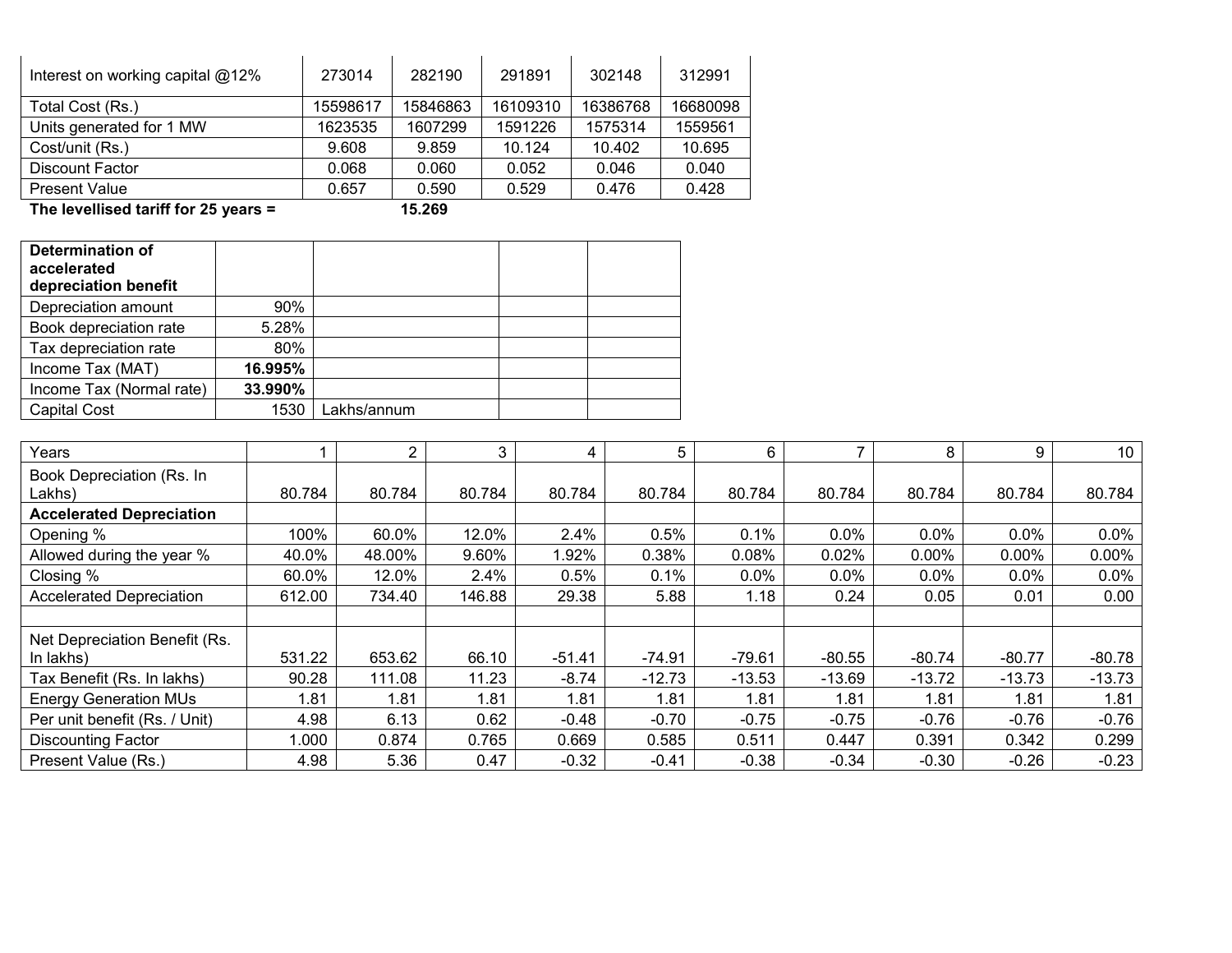| Interest on working capital @12% | 273014 | 282190 | 291891 | 302148 | 312991 |
|---|---|---|---|---|---|
| Total Cost (Rs.) | 15598617 | 15846863 | 16109310 | 16386768 | 16680098 |
| Units generated for 1 MW | 1623535 | 1607299 | 1591226 | 1575314 | 1559561 |
| Cost/unit (Rs.) | 9.608 | 9.859 | 10.124 | 10.402 | 10.695 |
| Discount Factor | 0.068 | 0.060 | 0.052 | 0.046 | 0.040 |
| Present Value | 0.657 | 0.590 | 0.529 | 0.476 | 0.428 |

**The levellised tariff for 25 years =** **15.269**

| **Determination of accelerated depreciation benefit** | | | | |
|---|---|---|---|---|
| Depreciation amount | 90% | | | |
| Book depreciation rate | 5.28% | | | |
| Tax depreciation rate | 80% | | | |
| Income Tax (MAT) | **16.995%** | | | |
| Income Tax (Normal rate) | **33.990%** | | | |
| Capital Cost | 1530 | Lakhs/annum | | |

| Years | 1 | 2 | 3 | 4 | 5 | 6 | 7 | 8 | 9 | 10 |
|---|---|---|---|---|---|---|---|---|---|---|
| Book Depreciation (Rs. In Lakhs) | 80.784 | 80.784 | 80.784 | 80.784 | 80.784 | 80.784 | 80.784 | 80.784 | 80.784 | 80.784 |
| **Accelerated Depreciation** | | | | | | | | | | |
| Opening % | 100% | 60.0% | 12.0% | 2.4% | 0.5% | 0.1% | 0.0% | 0.0% | 0.0% | 0.0% |
| Allowed during the year % | 40.0% | 48.00% | 9.60% | 1.92% | 0.38% | 0.08% | 0.02% | 0.00% | 0.00% | 0.00% |
| Closing % | 60.0% | 12.0% | 2.4% | 0.5% | 0.1% | 0.0% | 0.0% | 0.0% | 0.0% | 0.0% |
| Accelerated Depreciation | 612.00 | 734.40 | 146.88 | 29.38 | 5.88 | 1.18 | 0.24 | 0.05 | 0.01 | 0.00 |
| | | | | | | | | | | |
| Net Depreciation Benefit (Rs. In lakhs) | 531.22 | 653.62 | 66.10 | -51.41 | -74.91 | -79.61 | -80.55 | -80.74 | -80.77 | -80.78 |
| Tax Benefit (Rs. In lakhs) | 90.28 | 111.08 | 11.23 | -8.74 | -12.73 | -13.53 | -13.69 | -13.72 | -13.73 | -13.73 |
| Energy Generation MUs | 1.81 | 1.81 | 1.81 | 1.81 | 1.81 | 1.81 | 1.81 | 1.81 | 1.81 | 1.81 |
| Per unit benefit (Rs. / Unit) | 4.98 | 6.13 | 0.62 | -0.48 | -0.70 | -0.75 | -0.75 | -0.76 | -0.76 | -0.76 |
| Discounting Factor | 1.000 | 0.874 | 0.765 | 0.669 | 0.585 | 0.511 | 0.447 | 0.391 | 0.342 | 0.299 |
| Present Value (Rs.) | 4.98 | 5.36 | 0.47 | -0.32 | -0.41 | -0.38 | -0.34 | -0.30 | -0.26 | -0.23 |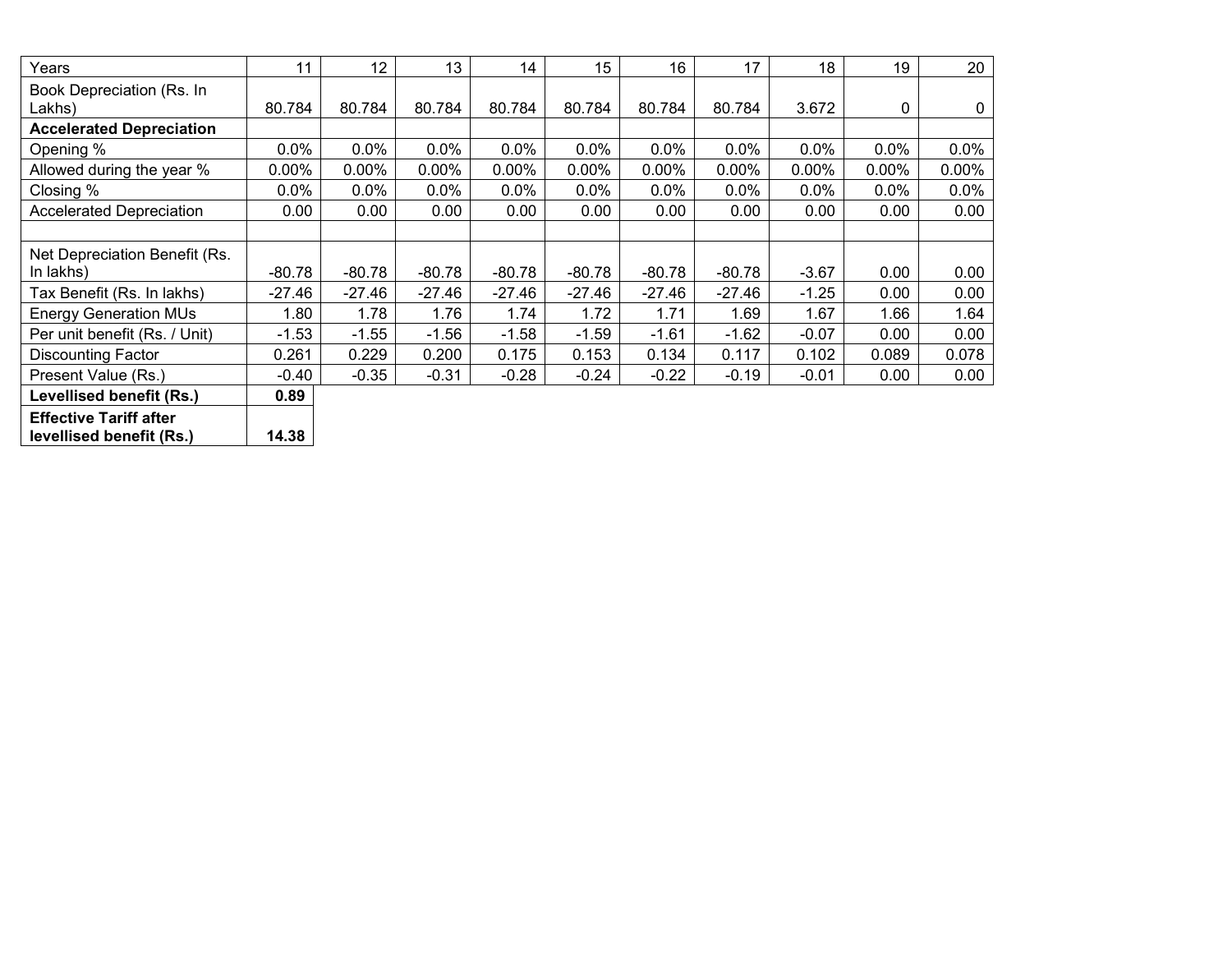| Years | 11 | 12 | 13 | 14 | 15 | 16 | 17 | 18 | 19 | 20 |
|---|---|---|---|---|---|---|---|---|---|---|
| Book Depreciation (Rs. In Lakhs) | 80.784 | 80.784 | 80.784 | 80.784 | 80.784 | 80.784 | 80.784 | 3.672 | 0 | 0 |
| **Accelerated Depreciation** | | | | | | | | | | |
| Opening % | 0.0% | 0.0% | 0.0% | 0.0% | 0.0% | 0.0% | 0.0% | 0.0% | 0.0% | 0.0% |
| Allowed during the year % | 0.00% | 0.00% | 0.00% | 0.00% | 0.00% | 0.00% | 0.00% | 0.00% | 0.00% | 0.00% |
| Closing % | 0.0% | 0.0% | 0.0% | 0.0% | 0.0% | 0.0% | 0.0% | 0.0% | 0.0% | 0.0% |
| Accelerated Depreciation | 0.00 | 0.00 | 0.00 | 0.00 | 0.00 | 0.00 | 0.00 | 0.00 | 0.00 | 0.00 |
| | | | | | | | | | | |
| Net Depreciation Benefit (Rs. In lakhs) | -80.78 | -80.78 | -80.78 | -80.78 | -80.78 | -80.78 | -80.78 | -3.67 | 0.00 | 0.00 |
| Tax Benefit (Rs. In lakhs) | -27.46 | -27.46 | -27.46 | -27.46 | -27.46 | -27.46 | -27.46 | -1.25 | 0.00 | 0.00 |
| Energy Generation MUs | 1.80 | 1.78 | 1.76 | 1.74 | 1.72 | 1.71 | 1.69 | 1.67 | 1.66 | 1.64 |
| Per unit benefit (Rs. / Unit) | -1.53 | -1.55 | -1.56 | -1.58 | -1.59 | -1.61 | -1.62 | -0.07 | 0.00 | 0.00 |
| Discounting Factor | 0.261 | 0.229 | 0.200 | 0.175 | 0.153 | 0.134 | 0.117 | 0.102 | 0.089 | 0.078 |
| Present Value (Rs.) | -0.40 | -0.35 | -0.31 | -0.28 | -0.24 | -0.22 | -0.19 | -0.01 | 0.00 | 0.00 |
| **Levellised benefit (Rs.)** | **0.89** | | | | | | | | | |
| **Effective Tariff after levellised benefit (Rs.)** | **14.38** | | | | | | | | | |